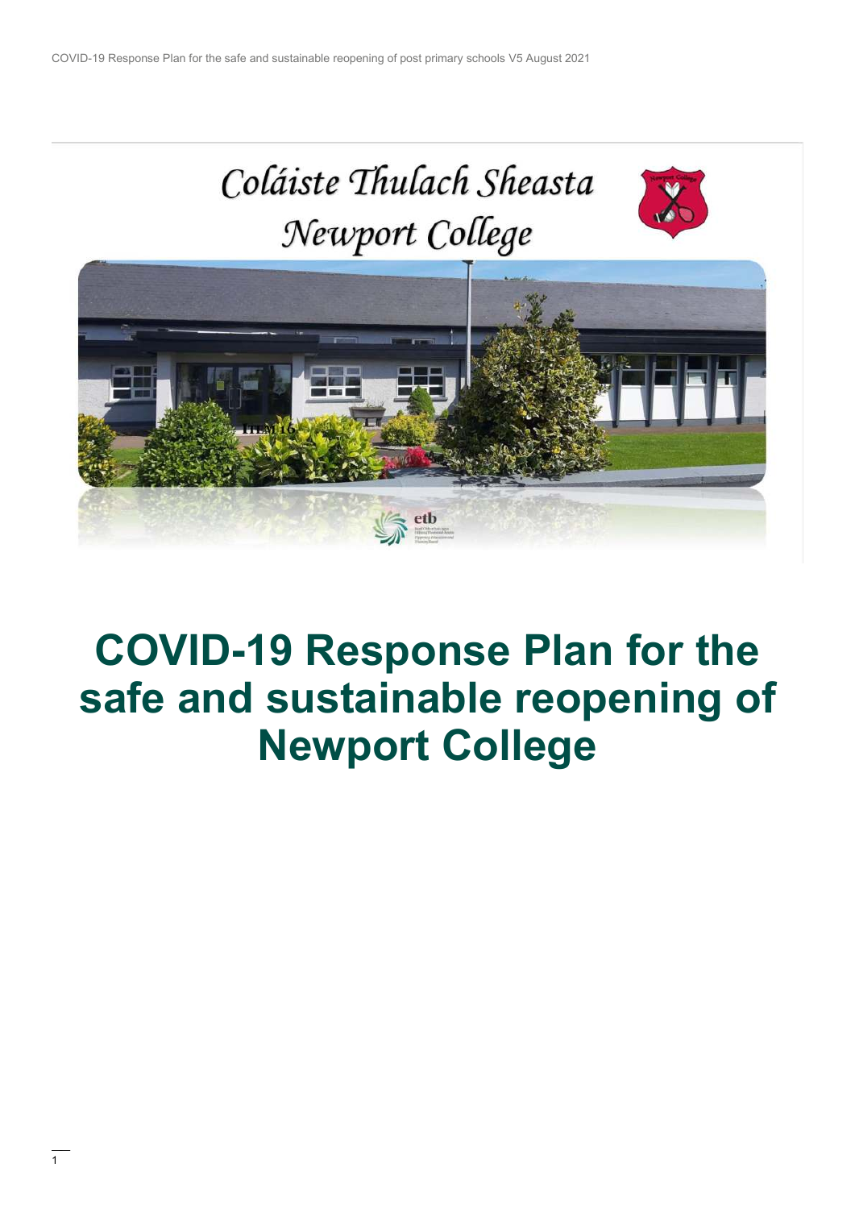Coláiste Thulach Sheasta

Newport College

# COVID-19 Response Plan for the safe and sustainable reopening of Newport College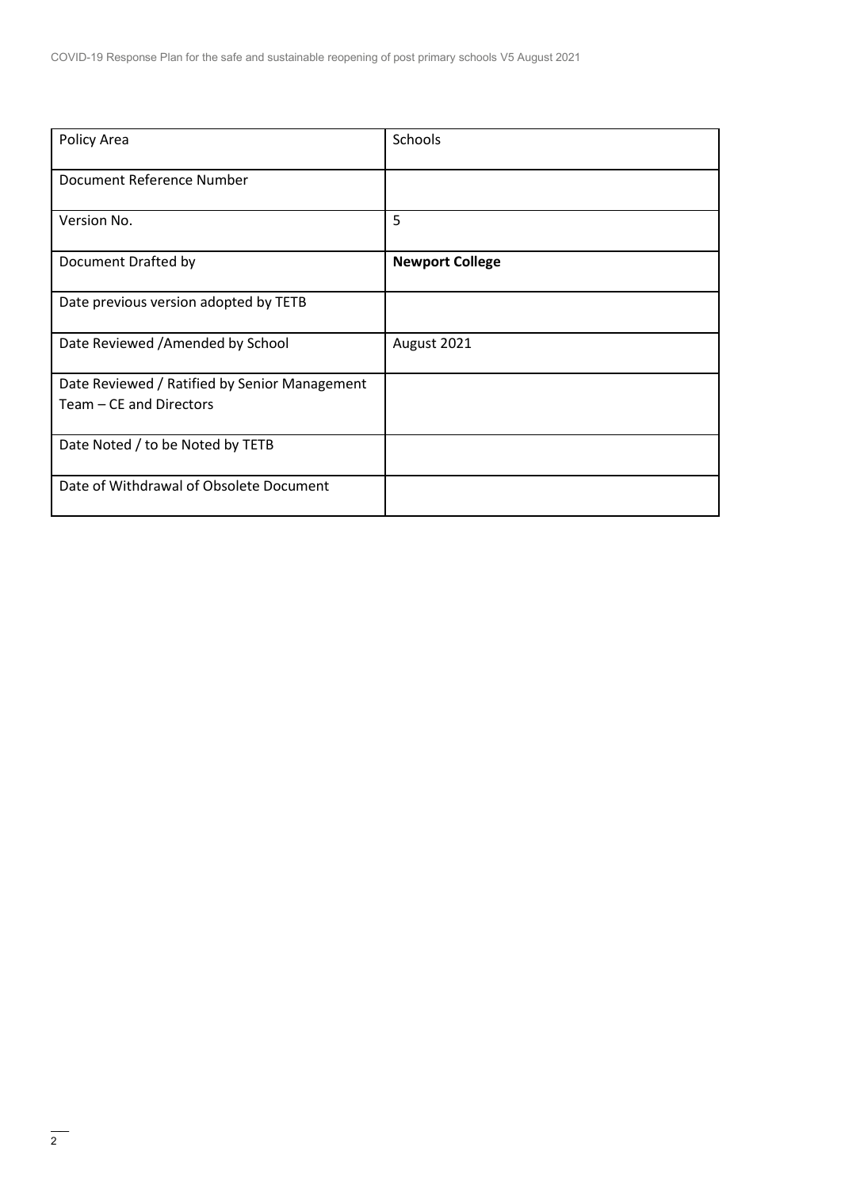| Policy Area | Schools |
|---|---|
| Document Reference Number | |
| Version No. | 5 |
| Document Drafted by | **Newport College** |
| Date previous version adopted by TETB | |
| Date Reviewed /Amended by School | August 2021 |
| Date Reviewed / Ratified by Senior Management Team – CE and Directors | |
| Date Noted / to be Noted by TETB | |
| Date of Withdrawal of Obsolete Document | |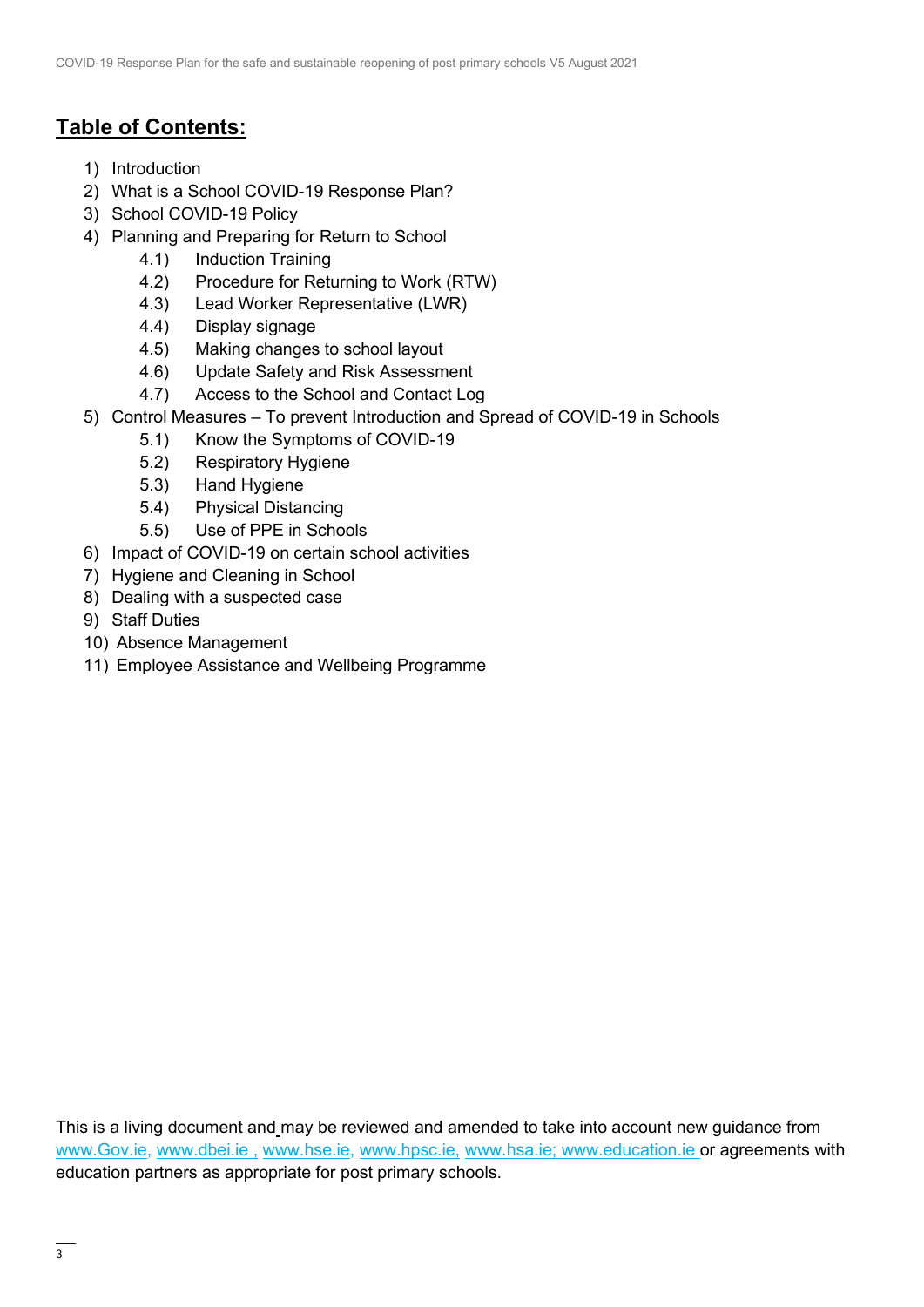## **Table of Contents:**

1) Introduction
2) What is a School COVID-19 Response Plan?
3) School COVID-19 Policy
4) Planning and Preparing for Return to School
   - 4.1) Induction Training
   - 4.2) Procedure for Returning to Work (RTW)
   - 4.3) Lead Worker Representative (LWR)
   - 4.4) Display signage
   - 4.5) Making changes to school layout
   - 4.6) Update Safety and Risk Assessment
   - 4.7) Access to the School and Contact Log
5) Control Measures – To prevent Introduction and Spread of COVID-19 in Schools
   - 5.1) Know the Symptoms of COVID-19
   - 5.2) Respiratory Hygiene
   - 5.3) Hand Hygiene
   - 5.4) Physical Distancing
   - 5.5) Use of PPE in Schools
6) Impact of COVID-19 on certain school activities
7) Hygiene and Cleaning in School
8) Dealing with a suspected case
9) Staff Duties
10) Absence Management
11) Employee Assistance and Wellbeing Programme

This is a living document and may be reviewed and amended to take into account new guidance from www.Gov.ie, www.dbei.ie , www.hse.ie, www.hpsc.ie, www.hsa.ie; www.education.ie or agreements with education partners as appropriate for post primary schools.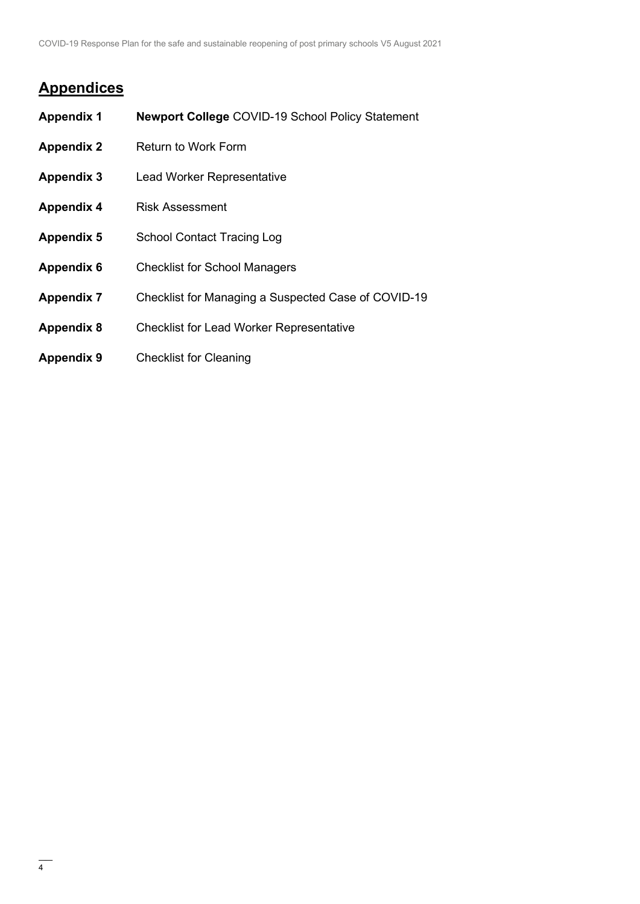## Appendices

| | |
|---|---|
| **Appendix 1** | **Newport College** COVID-19 School Policy Statement |
| **Appendix 2** | Return to Work Form |
| **Appendix 3** | Lead Worker Representative |
| **Appendix 4** | Risk Assessment |
| **Appendix 5** | School Contact Tracing Log |
| **Appendix 6** | Checklist for School Managers |
| **Appendix 7** | Checklist for Managing a Suspected Case of COVID-19 |
| **Appendix 8** | Checklist for Lead Worker Representative |
| **Appendix 9** | Checklist for Cleaning |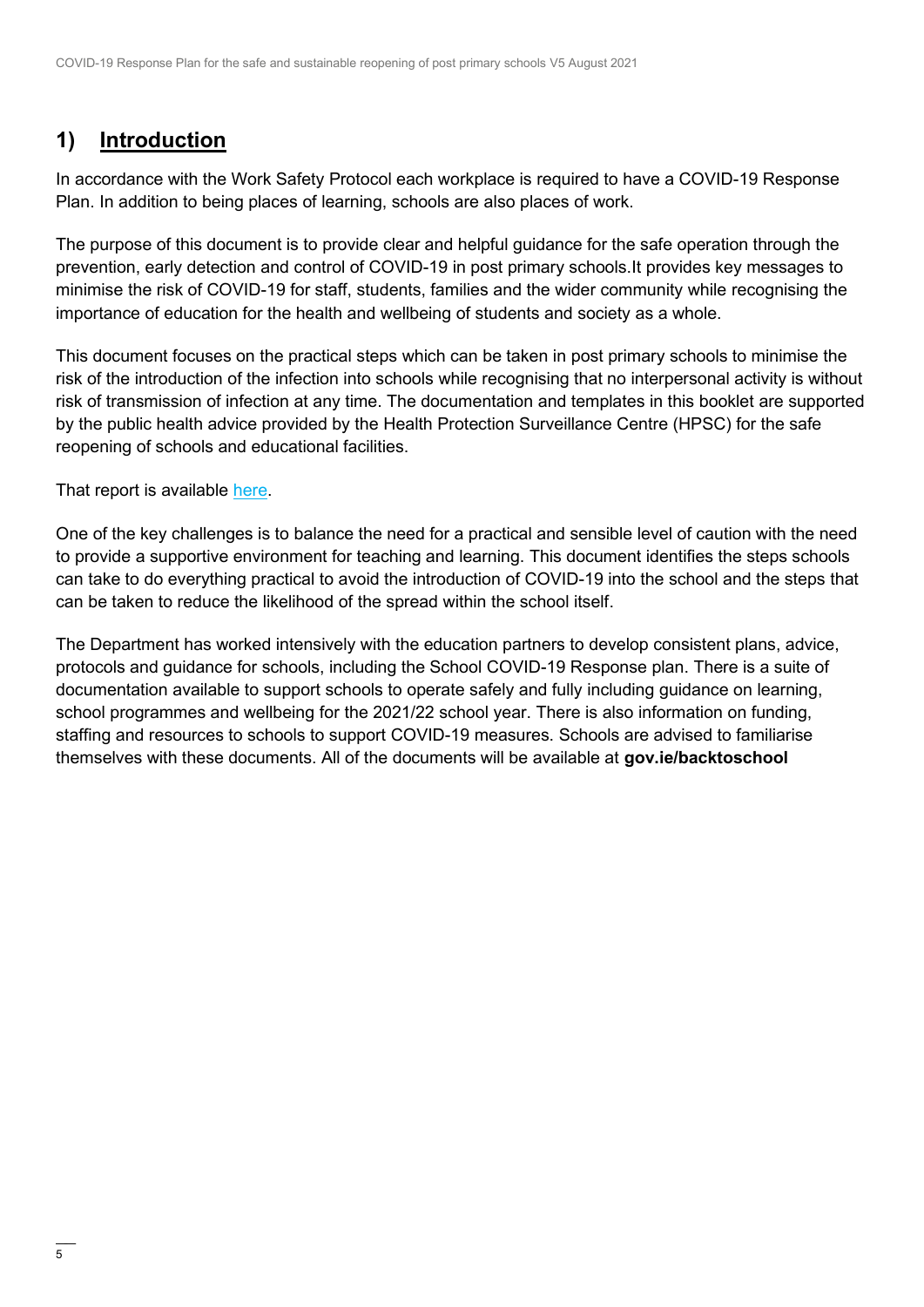## 1) Introduction

In accordance with the Work Safety Protocol each workplace is required to have a COVID-19 Response Plan. In addition to being places of learning, schools are also places of work.

The purpose of this document is to provide clear and helpful guidance for the safe operation through the prevention, early detection and control of COVID-19 in post primary schools.It provides key messages to minimise the risk of COVID-19 for staff, students, families and the wider community while recognising the importance of education for the health and wellbeing of students and society as a whole.

This document focuses on the practical steps which can be taken in post primary schools to minimise the risk of the introduction of the infection into schools while recognising that no interpersonal activity is without risk of transmission of infection at any time. The documentation and templates in this booklet are supported by the public health advice provided by the Health Protection Surveillance Centre (HPSC) for the safe reopening of schools and educational facilities.

That report is available here.

One of the key challenges is to balance the need for a practical and sensible level of caution with the need to provide a supportive environment for teaching and learning. This document identifies the steps schools can take to do everything practical to avoid the introduction of COVID-19 into the school and the steps that can be taken to reduce the likelihood of the spread within the school itself.

The Department has worked intensively with the education partners to develop consistent plans, advice, protocols and guidance for schools, including the School COVID-19 Response plan. There is a suite of documentation available to support schools to operate safely and fully including guidance on learning, school programmes and wellbeing for the 2021/22 school year. There is also information on funding, staffing and resources to schools to support COVID-19 measures. Schools are advised to familiarise themselves with these documents. All of the documents will be available at **gov.ie/backtoschool**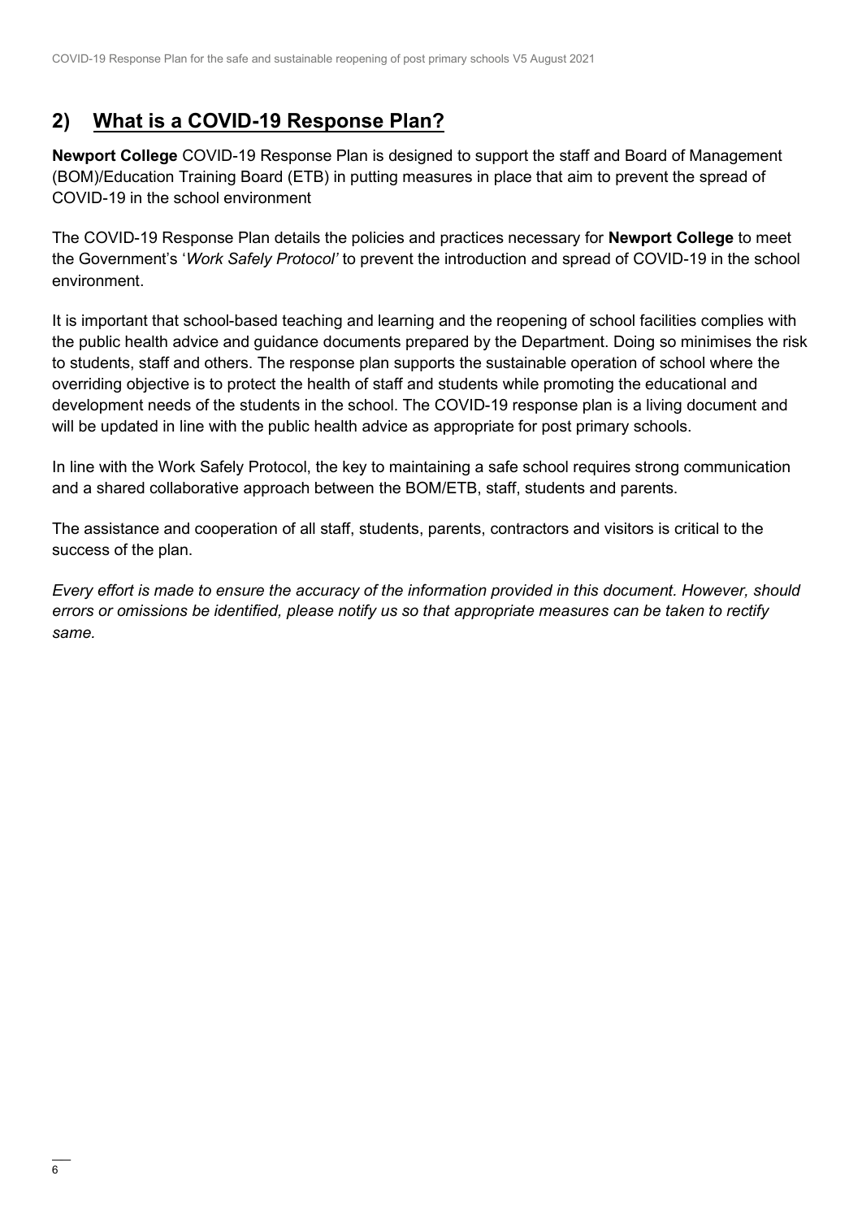## 2) What is a COVID-19 Response Plan?

**Newport College** COVID-19 Response Plan is designed to support the staff and Board of Management (BOM)/Education Training Board (ETB) in putting measures in place that aim to prevent the spread of COVID-19 in the school environment

The COVID-19 Response Plan details the policies and practices necessary for **Newport College** to meet the Government's '*Work Safely Protocol'* to prevent the introduction and spread of COVID-19 in the school environment.

It is important that school-based teaching and learning and the reopening of school facilities complies with the public health advice and guidance documents prepared by the Department. Doing so minimises the risk to students, staff and others. The response plan supports the sustainable operation of school where the overriding objective is to protect the health of staff and students while promoting the educational and development needs of the students in the school. The COVID-19 response plan is a living document and will be updated in line with the public health advice as appropriate for post primary schools.

In line with the Work Safely Protocol, the key to maintaining a safe school requires strong communication and a shared collaborative approach between the BOM/ETB, staff, students and parents.

The assistance and cooperation of all staff, students, parents, contractors and visitors is critical to the success of the plan.

*Every effort is made to ensure the accuracy of the information provided in this document. However, should errors or omissions be identified, please notify us so that appropriate measures can be taken to rectify same.*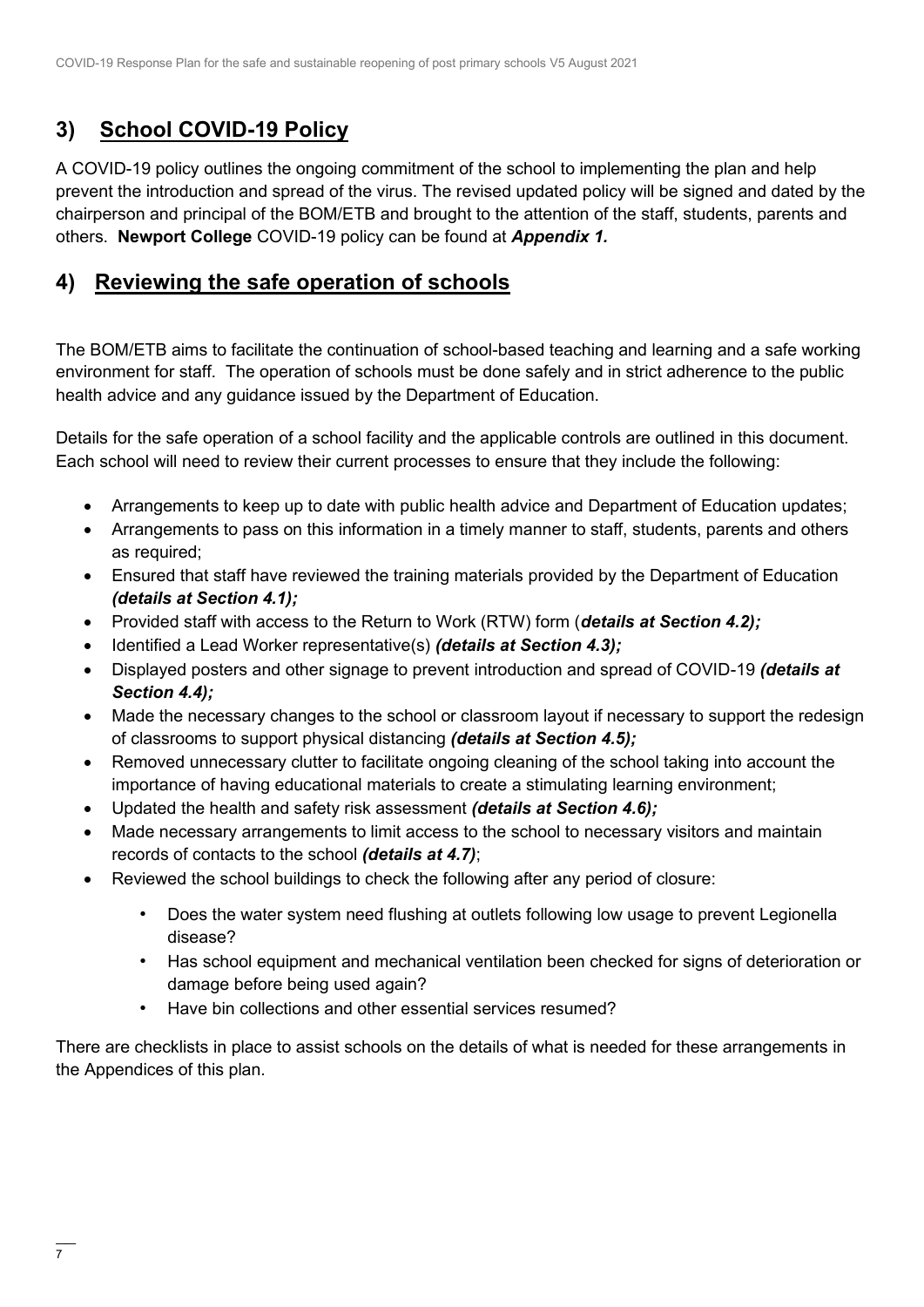## 3) School COVID-19 Policy

A COVID-19 policy outlines the ongoing commitment of the school to implementing the plan and help prevent the introduction and spread of the virus. The revised updated policy will be signed and dated by the chairperson and principal of the BOM/ETB and brought to the attention of the staff, students, parents and others. **Newport College** COVID-19 policy can be found at ***Appendix 1.***

## 4) Reviewing the safe operation of schools

The BOM/ETB aims to facilitate the continuation of school-based teaching and learning and a safe working environment for staff. The operation of schools must be done safely and in strict adherence to the public health advice and any guidance issued by the Department of Education.

Details for the safe operation of a school facility and the applicable controls are outlined in this document. Each school will need to review their current processes to ensure that they include the following:

- Arrangements to keep up to date with public health advice and Department of Education updates;
- Arrangements to pass on this information in a timely manner to staff, students, parents and others as required;
- Ensured that staff have reviewed the training materials provided by the Department of Education ***(details at Section 4.1);***
- Provided staff with access to the Return to Work (RTW) form (***details at Section 4.2);***
- Identified a Lead Worker representative(s) ***(details at Section 4.3);***
- Displayed posters and other signage to prevent introduction and spread of COVID-19 ***(details at Section 4.4);***
- Made the necessary changes to the school or classroom layout if necessary to support the redesign of classrooms to support physical distancing ***(details at Section 4.5);***
- Removed unnecessary clutter to facilitate ongoing cleaning of the school taking into account the importance of having educational materials to create a stimulating learning environment;
- Updated the health and safety risk assessment ***(details at Section 4.6);***
- Made necessary arrangements to limit access to the school to necessary visitors and maintain records of contacts to the school ***(details at 4.7)***;
- Reviewed the school buildings to check the following after any period of closure:
  - Does the water system need flushing at outlets following low usage to prevent Legionella disease?
  - Has school equipment and mechanical ventilation been checked for signs of deterioration or damage before being used again?
  - Have bin collections and other essential services resumed?

There are checklists in place to assist schools on the details of what is needed for these arrangements in the Appendices of this plan.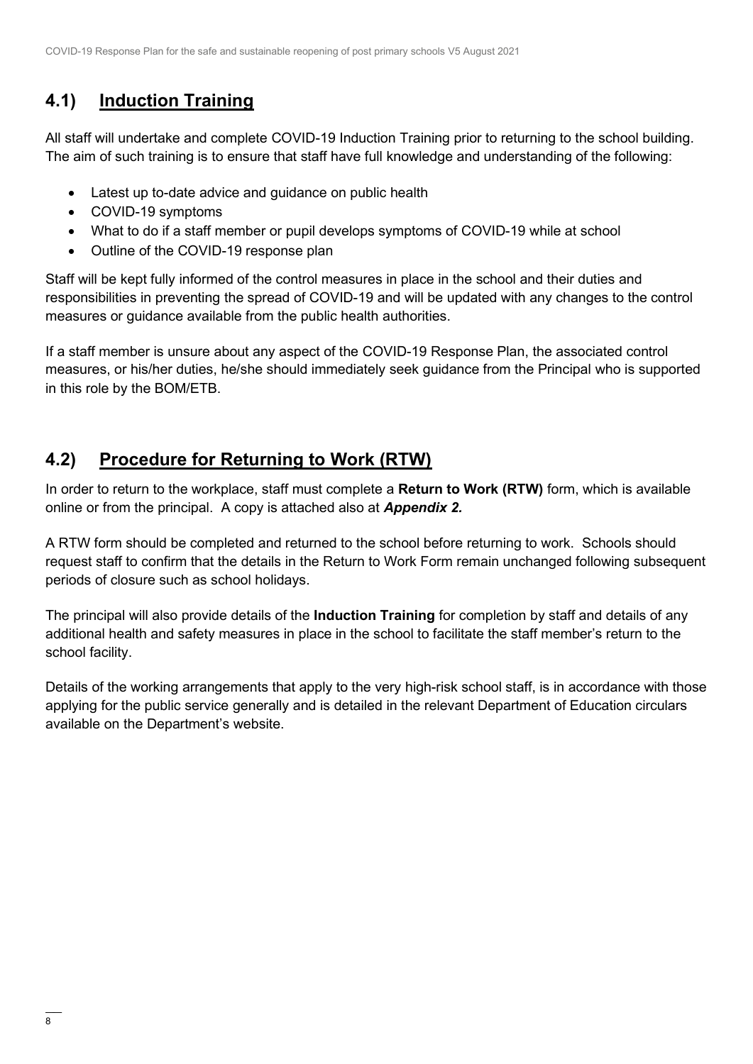## 4.1) Induction Training

All staff will undertake and complete COVID-19 Induction Training prior to returning to the school building. The aim of such training is to ensure that staff have full knowledge and understanding of the following:

- Latest up to-date advice and guidance on public health
- COVID-19 symptoms
- What to do if a staff member or pupil develops symptoms of COVID-19 while at school
- Outline of the COVID-19 response plan

Staff will be kept fully informed of the control measures in place in the school and their duties and responsibilities in preventing the spread of COVID-19 and will be updated with any changes to the control measures or guidance available from the public health authorities.

If a staff member is unsure about any aspect of the COVID-19 Response Plan, the associated control measures, or his/her duties, he/she should immediately seek guidance from the Principal who is supported in this role by the BOM/ETB.

## 4.2) Procedure for Returning to Work (RTW)

In order to return to the workplace, staff must complete a **Return to Work (RTW)** form, which is available online or from the principal. A copy is attached also at ***Appendix 2.***

A RTW form should be completed and returned to the school before returning to work. Schools should request staff to confirm that the details in the Return to Work Form remain unchanged following subsequent periods of closure such as school holidays.

The principal will also provide details of the **Induction Training** for completion by staff and details of any additional health and safety measures in place in the school to facilitate the staff member's return to the school facility.

Details of the working arrangements that apply to the very high-risk school staff, is in accordance with those applying for the public service generally and is detailed in the relevant Department of Education circulars available on the Department's website.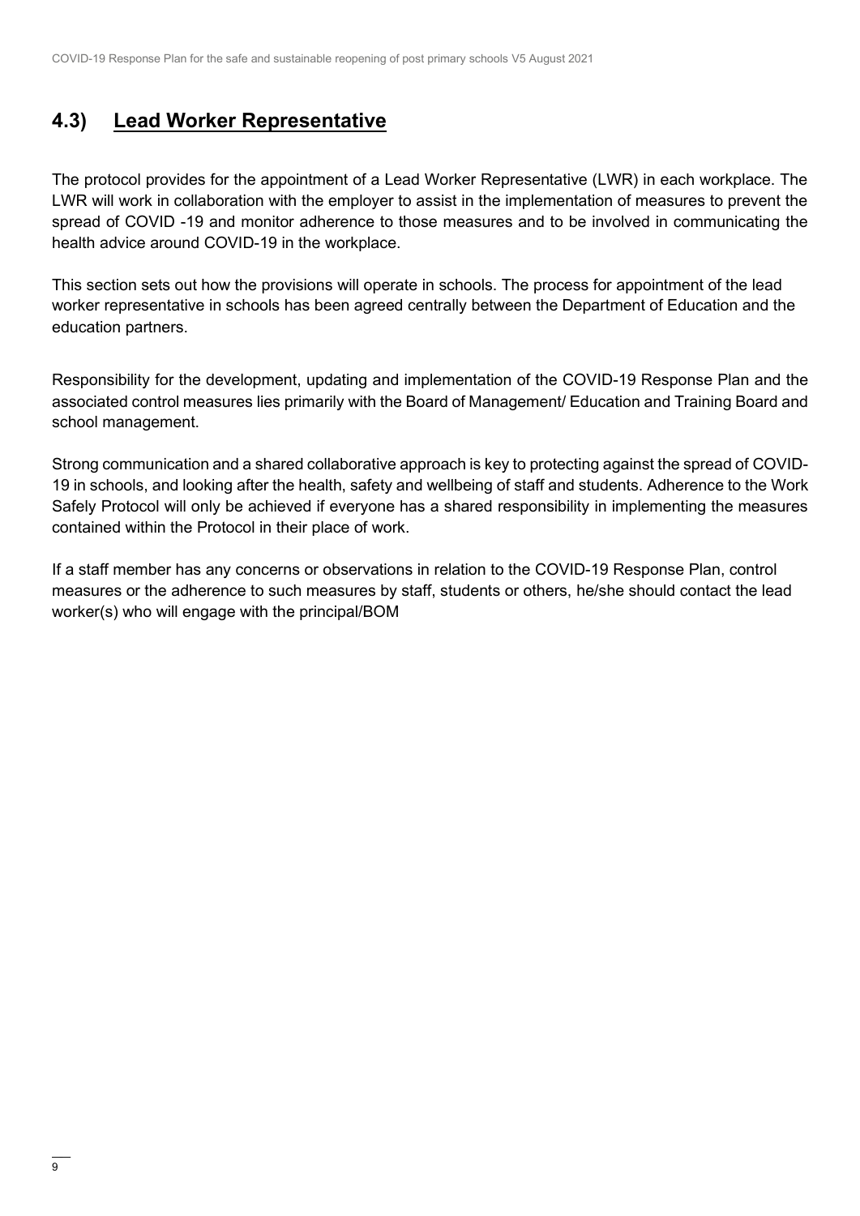## 4.3) Lead Worker Representative

The protocol provides for the appointment of a Lead Worker Representative (LWR) in each workplace. The LWR will work in collaboration with the employer to assist in the implementation of measures to prevent the spread of COVID -19 and monitor adherence to those measures and to be involved in communicating the health advice around COVID-19 in the workplace.

This section sets out how the provisions will operate in schools. The process for appointment of the lead worker representative in schools has been agreed centrally between the Department of Education and the education partners.

Responsibility for the development, updating and implementation of the COVID-19 Response Plan and the associated control measures lies primarily with the Board of Management/ Education and Training Board and school management.

Strong communication and a shared collaborative approach is key to protecting against the spread of COVID-19 in schools, and looking after the health, safety and wellbeing of staff and students. Adherence to the Work Safely Protocol will only be achieved if everyone has a shared responsibility in implementing the measures contained within the Protocol in their place of work.

If a staff member has any concerns or observations in relation to the COVID-19 Response Plan, control measures or the adherence to such measures by staff, students or others, he/she should contact the lead worker(s) who will engage with the principal/BOM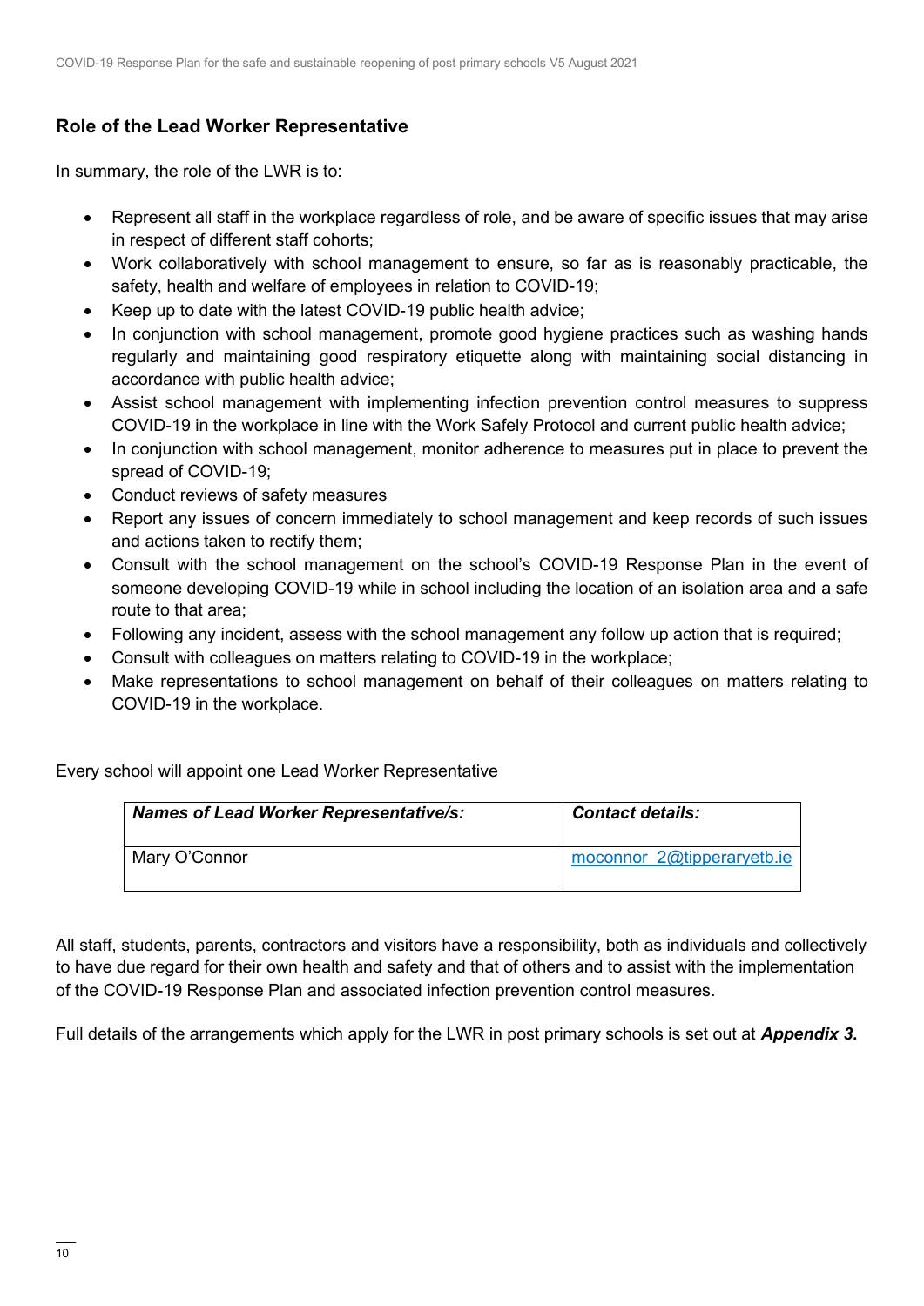## Role of the Lead Worker Representative

In summary, the role of the LWR is to:

- Represent all staff in the workplace regardless of role, and be aware of specific issues that may arise in respect of different staff cohorts;
- Work collaboratively with school management to ensure, so far as is reasonably practicable, the safety, health and welfare of employees in relation to COVID-19;
- Keep up to date with the latest COVID-19 public health advice;
- In conjunction with school management, promote good hygiene practices such as washing hands regularly and maintaining good respiratory etiquette along with maintaining social distancing in accordance with public health advice;
- Assist school management with implementing infection prevention control measures to suppress COVID-19 in the workplace in line with the Work Safely Protocol and current public health advice;
- In conjunction with school management, monitor adherence to measures put in place to prevent the spread of COVID-19;
- Conduct reviews of safety measures
- Report any issues of concern immediately to school management and keep records of such issues and actions taken to rectify them;
- Consult with the school management on the school's COVID-19 Response Plan in the event of someone developing COVID-19 while in school including the location of an isolation area and a safe route to that area;
- Following any incident, assess with the school management any follow up action that is required;
- Consult with colleagues on matters relating to COVID-19 in the workplace;
- Make representations to school management on behalf of their colleagues on matters relating to COVID-19 in the workplace.

Every school will appoint one Lead Worker Representative

| ***Names of Lead Worker Representative/s:*** | ***Contact details:*** |
|---|---|
| Mary O'Connor | moconnor_2@tipperaryetb.ie |

All staff, students, parents, contractors and visitors have a responsibility, both as individuals and collectively to have due regard for their own health and safety and that of others and to assist with the implementation of the COVID-19 Response Plan and associated infection prevention control measures.

Full details of the arrangements which apply for the LWR in post primary schools is set out at ***Appendix 3*.**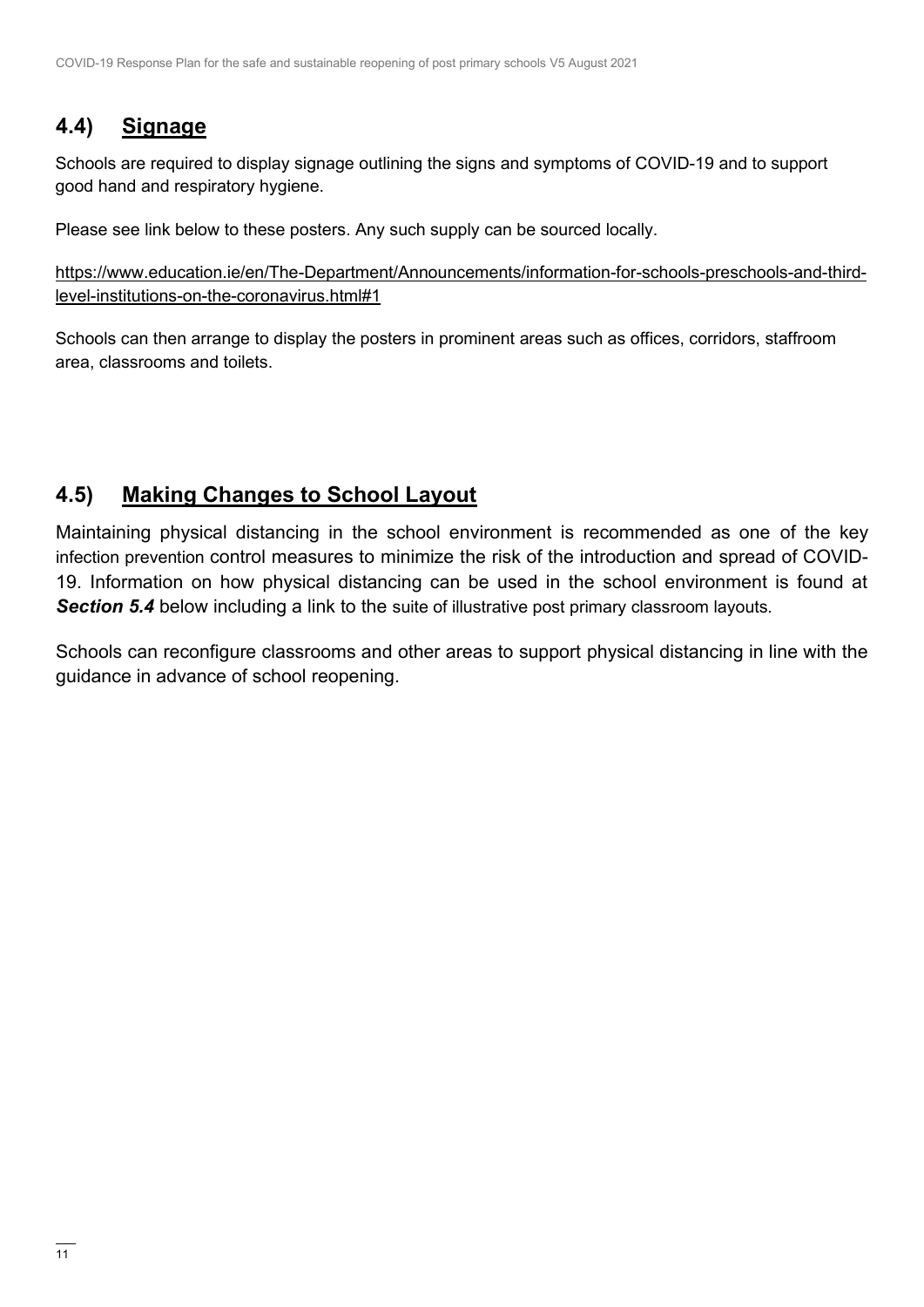## 4.4) Signage

Schools are required to display signage outlining the signs and symptoms of COVID-19 and to support good hand and respiratory hygiene.

Please see link below to these posters. Any such supply can be sourced locally.

https://www.education.ie/en/The-Department/Announcements/information-for-schools-preschools-and-third-level-institutions-on-the-coronavirus.html#1

Schools can then arrange to display the posters in prominent areas such as offices, corridors, staffroom area, classrooms and toilets.

## 4.5) Making Changes to School Layout

Maintaining physical distancing in the school environment is recommended as one of the key infection prevention control measures to minimize the risk of the introduction and spread of COVID-19. Information on how physical distancing can be used in the school environment is found at ***Section 5.4*** below including a link to the suite of illustrative post primary classroom layouts.

Schools can reconfigure classrooms and other areas to support physical distancing in line with the guidance in advance of school reopening.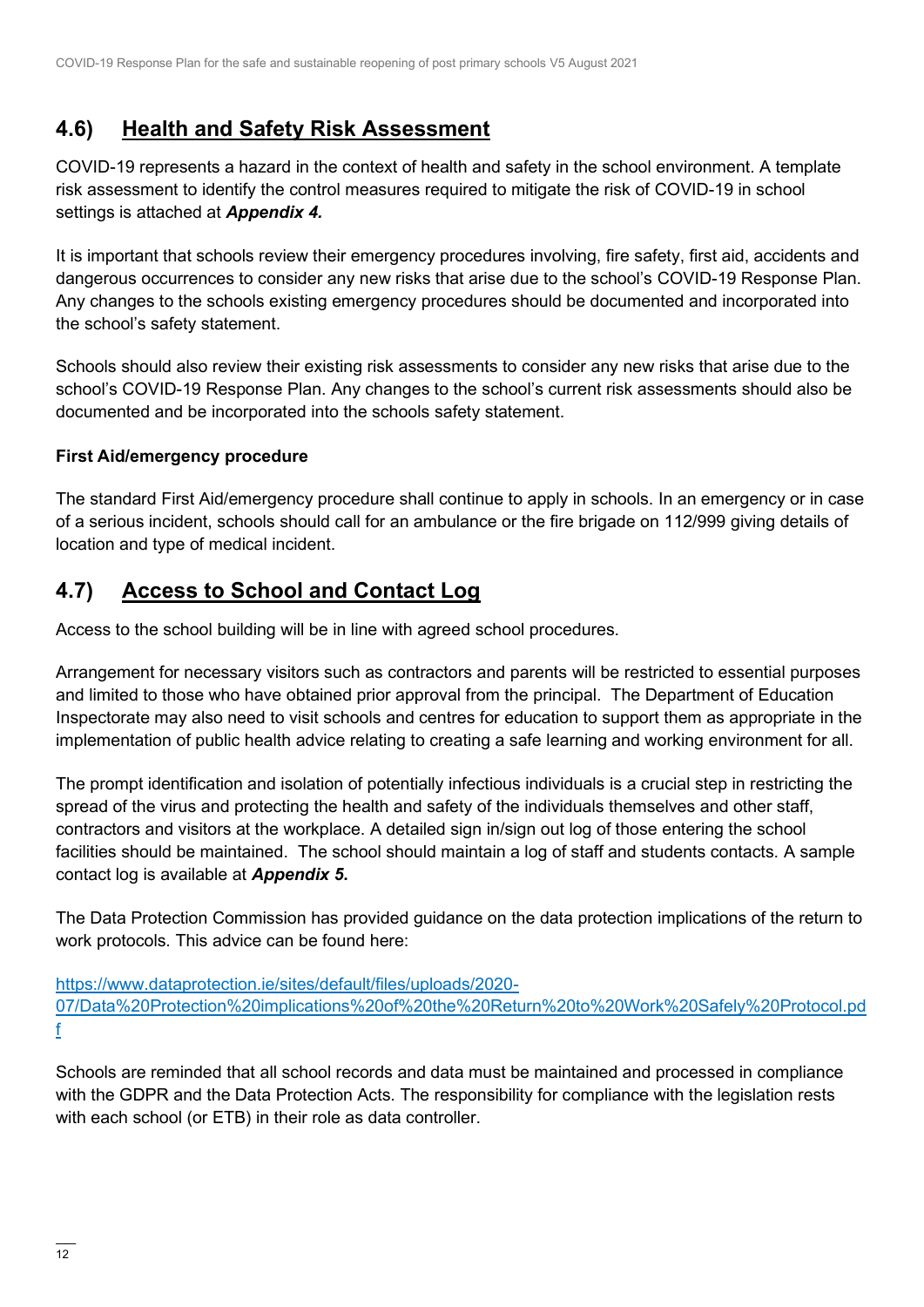## 4.6) Health and Safety Risk Assessment

COVID-19 represents a hazard in the context of health and safety in the school environment. A template risk assessment to identify the control measures required to mitigate the risk of COVID-19 in school settings is attached at ***Appendix 4.***

It is important that schools review their emergency procedures involving, fire safety, first aid, accidents and dangerous occurrences to consider any new risks that arise due to the school's COVID-19 Response Plan. Any changes to the schools existing emergency procedures should be documented and incorporated into the school's safety statement.

Schools should also review their existing risk assessments to consider any new risks that arise due to the school's COVID-19 Response Plan. Any changes to the school's current risk assessments should also be documented and be incorporated into the schools safety statement.

**First Aid/emergency procedure**

The standard First Aid/emergency procedure shall continue to apply in schools. In an emergency or in case of a serious incident, schools should call for an ambulance or the fire brigade on 112/999 giving details of location and type of medical incident.

## 4.7) Access to School and Contact Log

Access to the school building will be in line with agreed school procedures.

Arrangement for necessary visitors such as contractors and parents will be restricted to essential purposes and limited to those who have obtained prior approval from the principal. The Department of Education Inspectorate may also need to visit schools and centres for education to support them as appropriate in the implementation of public health advice relating to creating a safe learning and working environment for all.

The prompt identification and isolation of potentially infectious individuals is a crucial step in restricting the spread of the virus and protecting the health and safety of the individuals themselves and other staff, contractors and visitors at the workplace. A detailed sign in/sign out log of those entering the school facilities should be maintained. The school should maintain a log of staff and students contacts. A sample contact log is available at ***Appendix 5.***

The Data Protection Commission has provided guidance on the data protection implications of the return to work protocols. This advice can be found here:

https://www.dataprotection.ie/sites/default/files/uploads/2020-07/Data%20Protection%20implications%20of%20the%20Return%20to%20Work%20Safely%20Protocol.pdf

Schools are reminded that all school records and data must be maintained and processed in compliance with the GDPR and the Data Protection Acts. The responsibility for compliance with the legislation rests with each school (or ETB) in their role as data controller.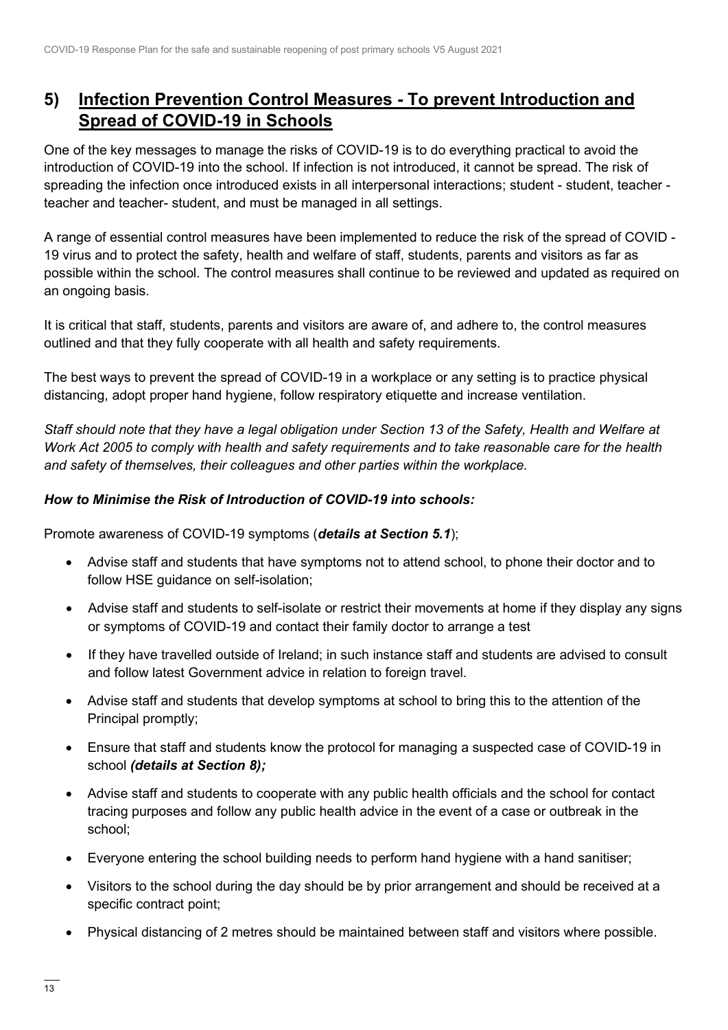## 5) Infection Prevention Control Measures - To prevent Introduction and Spread of COVID-19 in Schools

One of the key messages to manage the risks of COVID-19 is to do everything practical to avoid the introduction of COVID-19 into the school. If infection is not introduced, it cannot be spread. The risk of spreading the infection once introduced exists in all interpersonal interactions; student - student, teacher - teacher and teacher- student, and must be managed in all settings.

A range of essential control measures have been implemented to reduce the risk of the spread of COVID - 19 virus and to protect the safety, health and welfare of staff, students, parents and visitors as far as possible within the school. The control measures shall continue to be reviewed and updated as required on an ongoing basis.

It is critical that staff, students, parents and visitors are aware of, and adhere to, the control measures outlined and that they fully cooperate with all health and safety requirements.

The best ways to prevent the spread of COVID-19 in a workplace or any setting is to practice physical distancing, adopt proper hand hygiene, follow respiratory etiquette and increase ventilation.

*Staff should note that they have a legal obligation under Section 13 of the Safety, Health and Welfare at Work Act 2005 to comply with health and safety requirements and to take reasonable care for the health and safety of themselves, their colleagues and other parties within the workplace.*

***How to Minimise the Risk of Introduction of COVID-19 into schools:***

Promote awareness of COVID-19 symptoms (***details at Section 5.1***);

- Advise staff and students that have symptoms not to attend school, to phone their doctor and to follow HSE guidance on self-isolation;
- Advise staff and students to self-isolate or restrict their movements at home if they display any signs or symptoms of COVID-19 and contact their family doctor to arrange a test
- If they have travelled outside of Ireland; in such instance staff and students are advised to consult and follow latest Government advice in relation to foreign travel.
- Advise staff and students that develop symptoms at school to bring this to the attention of the Principal promptly;
- Ensure that staff and students know the protocol for managing a suspected case of COVID-19 in school ***(details at Section 8);***
- Advise staff and students to cooperate with any public health officials and the school for contact tracing purposes and follow any public health advice in the event of a case or outbreak in the school;
- Everyone entering the school building needs to perform hand hygiene with a hand sanitiser;
- Visitors to the school during the day should be by prior arrangement and should be received at a specific contract point;
- Physical distancing of 2 metres should be maintained between staff and visitors where possible.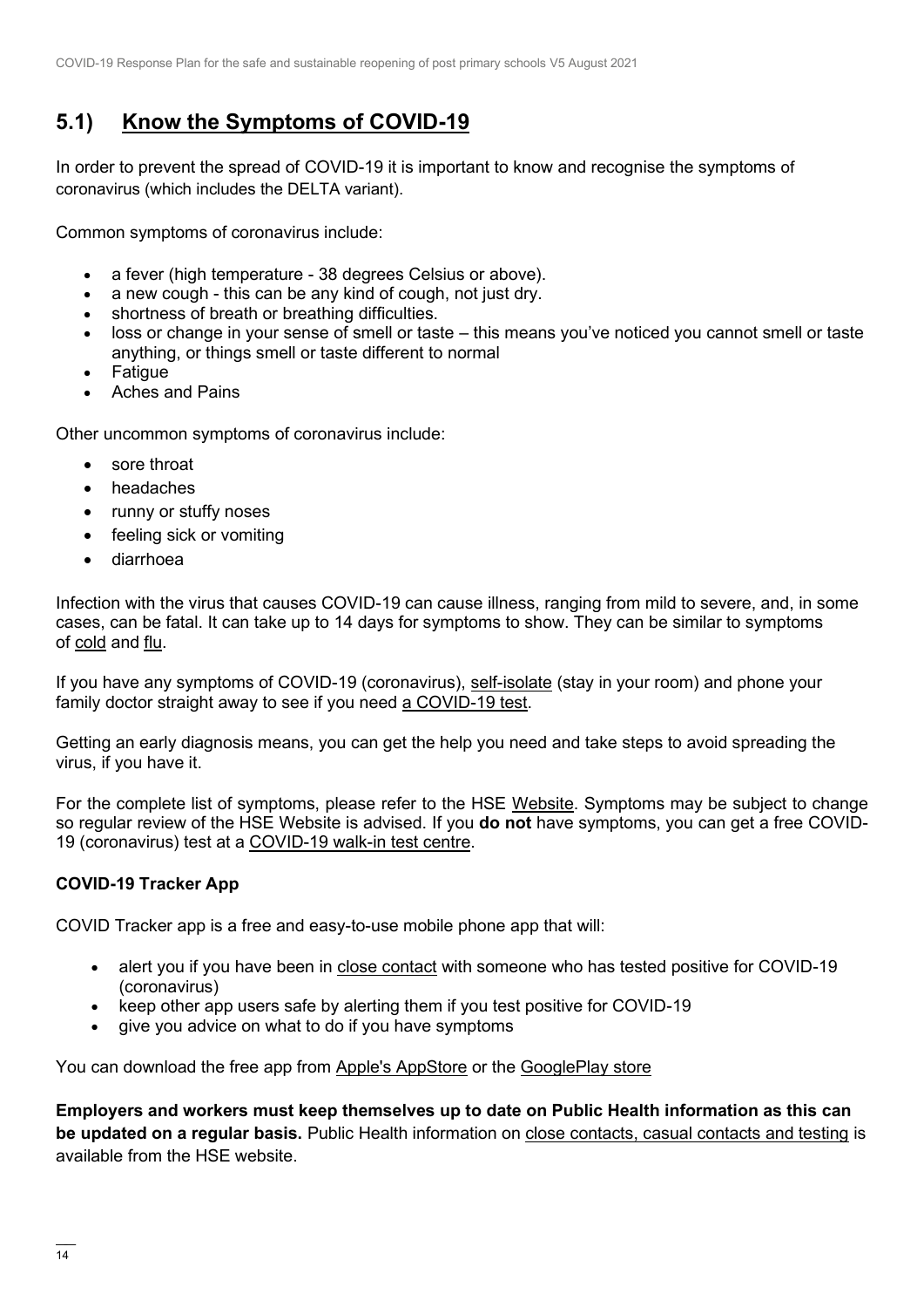## 5.1) Know the Symptoms of COVID-19

In order to prevent the spread of COVID-19 it is important to know and recognise the symptoms of coronavirus (which includes the DELTA variant).

Common symptoms of coronavirus include:

- a fever (high temperature - 38 degrees Celsius or above).
- a new cough - this can be any kind of cough, not just dry.
- shortness of breath or breathing difficulties.
- loss or change in your sense of smell or taste – this means you've noticed you cannot smell or taste anything, or things smell or taste different to normal
- Fatigue
- Aches and Pains

Other uncommon symptoms of coronavirus include:

- sore throat
- headaches
- runny or stuffy noses
- feeling sick or vomiting
- diarrhoea

Infection with the virus that causes COVID-19 can cause illness, ranging from mild to severe, and, in some cases, can be fatal. It can take up to 14 days for symptoms to show. They can be similar to symptoms of cold and flu.

If you have any symptoms of COVID-19 (coronavirus), self-isolate (stay in your room) and phone your family doctor straight away to see if you need a COVID-19 test.

Getting an early diagnosis means, you can get the help you need and take steps to avoid spreading the virus, if you have it.

For the complete list of symptoms, please refer to the HSE Website. Symptoms may be subject to change so regular review of the HSE Website is advised. If you **do not** have symptoms, you can get a free COVID-19 (coronavirus) test at a COVID-19 walk-in test centre.

**COVID-19 Tracker App**

COVID Tracker app is a free and easy-to-use mobile phone app that will:

- alert you if you have been in close contact with someone who has tested positive for COVID-19 (coronavirus)
- keep other app users safe by alerting them if you test positive for COVID-19
- give you advice on what to do if you have symptoms

You can download the free app from Apple's AppStore or the GooglePlay store

**Employers and workers must keep themselves up to date on Public Health information as this can be updated on a regular basis.** Public Health information on close contacts, casual contacts and testing is available from the HSE website.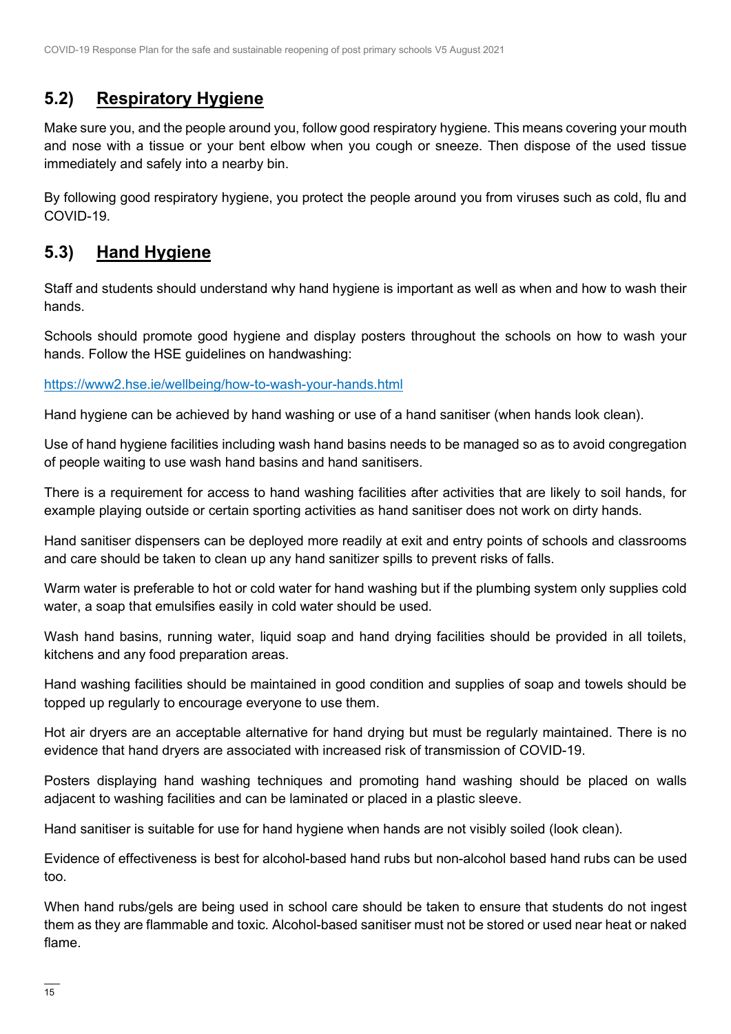## 5.2) Respiratory Hygiene

Make sure you, and the people around you, follow good respiratory hygiene. This means covering your mouth and nose with a tissue or your bent elbow when you cough or sneeze. Then dispose of the used tissue immediately and safely into a nearby bin.

By following good respiratory hygiene, you protect the people around you from viruses such as cold, flu and COVID-19.

## 5.3) Hand Hygiene

Staff and students should understand why hand hygiene is important as well as when and how to wash their hands.

Schools should promote good hygiene and display posters throughout the schools on how to wash your hands. Follow the HSE guidelines on handwashing:

https://www2.hse.ie/wellbeing/how-to-wash-your-hands.html

Hand hygiene can be achieved by hand washing or use of a hand sanitiser (when hands look clean).

Use of hand hygiene facilities including wash hand basins needs to be managed so as to avoid congregation of people waiting to use wash hand basins and hand sanitisers.

There is a requirement for access to hand washing facilities after activities that are likely to soil hands, for example playing outside or certain sporting activities as hand sanitiser does not work on dirty hands.

Hand sanitiser dispensers can be deployed more readily at exit and entry points of schools and classrooms and care should be taken to clean up any hand sanitizer spills to prevent risks of falls.

Warm water is preferable to hot or cold water for hand washing but if the plumbing system only supplies cold water, a soap that emulsifies easily in cold water should be used.

Wash hand basins, running water, liquid soap and hand drying facilities should be provided in all toilets, kitchens and any food preparation areas.

Hand washing facilities should be maintained in good condition and supplies of soap and towels should be topped up regularly to encourage everyone to use them.

Hot air dryers are an acceptable alternative for hand drying but must be regularly maintained. There is no evidence that hand dryers are associated with increased risk of transmission of COVID-19.

Posters displaying hand washing techniques and promoting hand washing should be placed on walls adjacent to washing facilities and can be laminated or placed in a plastic sleeve.

Hand sanitiser is suitable for use for hand hygiene when hands are not visibly soiled (look clean).

Evidence of effectiveness is best for alcohol-based hand rubs but non-alcohol based hand rubs can be used too.

When hand rubs/gels are being used in school care should be taken to ensure that students do not ingest them as they are flammable and toxic. Alcohol-based sanitiser must not be stored or used near heat or naked flame.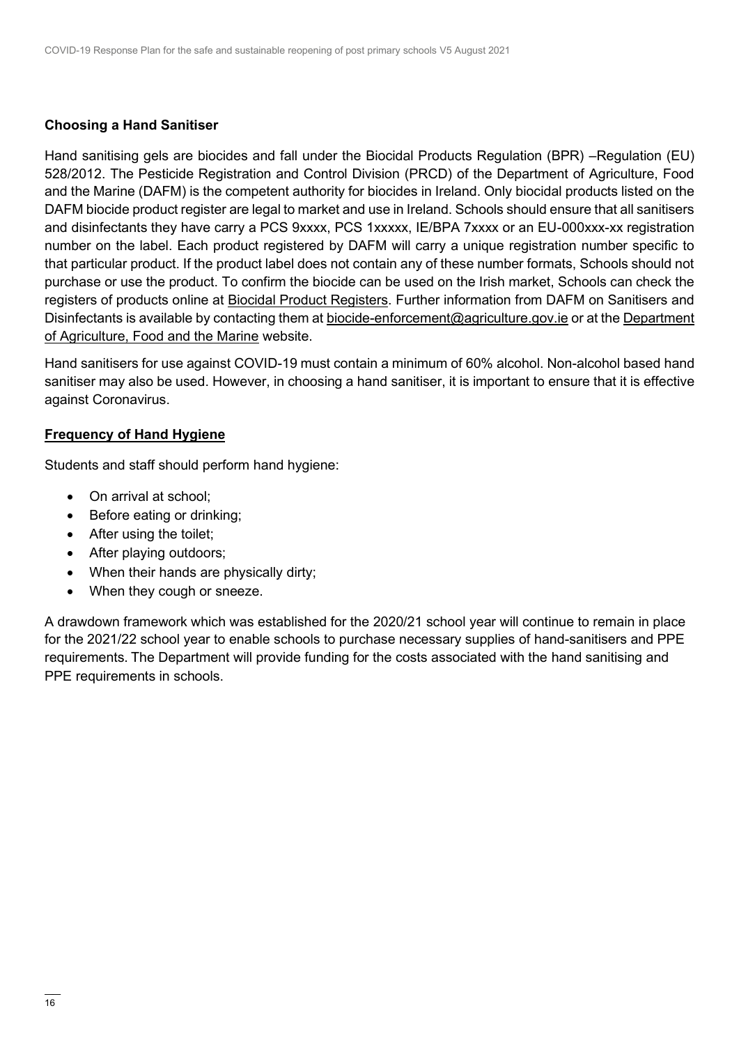### **Choosing a Hand Sanitiser**

Hand sanitising gels are biocides and fall under the Biocidal Products Regulation (BPR) –Regulation (EU) 528/2012. The Pesticide Registration and Control Division (PRCD) of the Department of Agriculture, Food and the Marine (DAFM) is the competent authority for biocides in Ireland. Only biocidal products listed on the DAFM biocide product register are legal to market and use in Ireland. Schools should ensure that all sanitisers and disinfectants they have carry a PCS 9xxxx, PCS 1xxxxx, IE/BPA 7xxxx or an EU-000xxx-xx registration number on the label. Each product registered by DAFM will carry a unique registration number specific to that particular product. If the product label does not contain any of these number formats, Schools should not purchase or use the product. To confirm the biocide can be used on the Irish market, Schools can check the registers of products online at Biocidal Product Registers. Further information from DAFM on Sanitisers and Disinfectants is available by contacting them at biocide-enforcement@agriculture.gov.ie or at the Department of Agriculture, Food and the Marine website.

Hand sanitisers for use against COVID-19 must contain a minimum of 60% alcohol. Non-alcohol based hand sanitiser may also be used. However, in choosing a hand sanitiser, it is important to ensure that it is effective against Coronavirus.

### **Frequency of Hand Hygiene**

Students and staff should perform hand hygiene:

- On arrival at school;
- Before eating or drinking;
- After using the toilet;
- After playing outdoors;
- When their hands are physically dirty;
- When they cough or sneeze.

A drawdown framework which was established for the 2020/21 school year will continue to remain in place for the 2021/22 school year to enable schools to purchase necessary supplies of hand-sanitisers and PPE requirements. The Department will provide funding for the costs associated with the hand sanitising and PPE requirements in schools.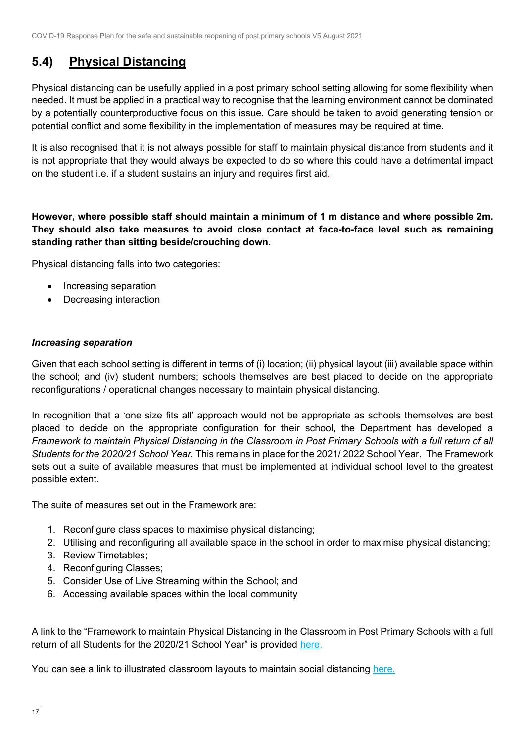## 5.4) Physical Distancing

Physical distancing can be usefully applied in a post primary school setting allowing for some flexibility when needed. It must be applied in a practical way to recognise that the learning environment cannot be dominated by a potentially counterproductive focus on this issue. Care should be taken to avoid generating tension or potential conflict and some flexibility in the implementation of measures may be required at time.

It is also recognised that it is not always possible for staff to maintain physical distance from students and it is not appropriate that they would always be expected to do so where this could have a detrimental impact on the student i.e. if a student sustains an injury and requires first aid.

**However, where possible staff should maintain a minimum of 1 m distance and where possible 2m. They should also take measures to avoid close contact at face-to-face level such as remaining standing rather than sitting beside/crouching down**.

Physical distancing falls into two categories:

- Increasing separation
- Decreasing interaction

***Increasing separation***

Given that each school setting is different in terms of (i) location; (ii) physical layout (iii) available space within the school; and (iv) student numbers; schools themselves are best placed to decide on the appropriate reconfigurations / operational changes necessary to maintain physical distancing.

In recognition that a 'one size fits all' approach would not be appropriate as schools themselves are best placed to decide on the appropriate configuration for their school, the Department has developed a *Framework to maintain Physical Distancing in the Classroom in Post Primary Schools with a full return of all Students for the 2020/21 School Year.* This remains in place for the 2021/ 2022 School Year. The Framework sets out a suite of available measures that must be implemented at individual school level to the greatest possible extent.

The suite of measures set out in the Framework are:

1. Reconfigure class spaces to maximise physical distancing;
2. Utilising and reconfiguring all available space in the school in order to maximise physical distancing;
3. Review Timetables;
4. Reconfiguring Classes;
5. Consider Use of Live Streaming within the School; and
6. Accessing available spaces within the local community

A link to the "Framework to maintain Physical Distancing in the Classroom in Post Primary Schools with a full return of all Students for the 2020/21 School Year" is provided here.

You can see a link to illustrated classroom layouts to maintain social distancing here.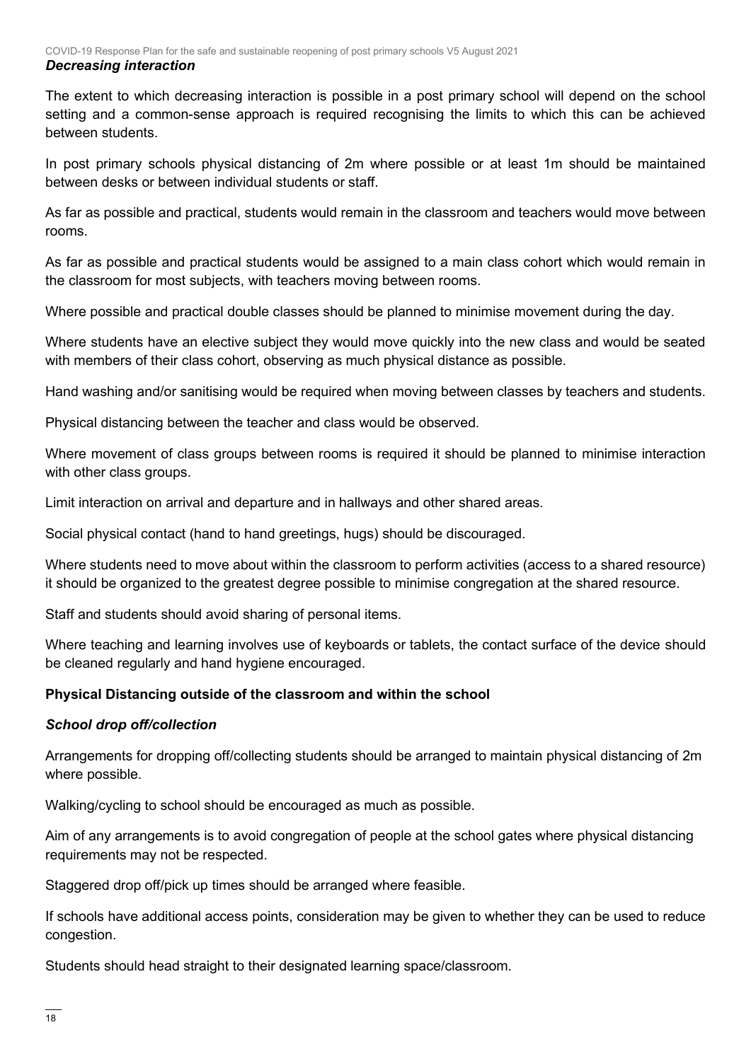### *Decreasing interaction*

The extent to which decreasing interaction is possible in a post primary school will depend on the school setting and a common-sense approach is required recognising the limits to which this can be achieved between students.

In post primary schools physical distancing of 2m where possible or at least 1m should be maintained between desks or between individual students or staff.

As far as possible and practical, students would remain in the classroom and teachers would move between rooms.

As far as possible and practical students would be assigned to a main class cohort which would remain in the classroom for most subjects, with teachers moving between rooms.

Where possible and practical double classes should be planned to minimise movement during the day.

Where students have an elective subject they would move quickly into the new class and would be seated with members of their class cohort, observing as much physical distance as possible.

Hand washing and/or sanitising would be required when moving between classes by teachers and students.

Physical distancing between the teacher and class would be observed.

Where movement of class groups between rooms is required it should be planned to minimise interaction with other class groups.

Limit interaction on arrival and departure and in hallways and other shared areas.

Social physical contact (hand to hand greetings, hugs) should be discouraged.

Where students need to move about within the classroom to perform activities (access to a shared resource) it should be organized to the greatest degree possible to minimise congregation at the shared resource.

Staff and students should avoid sharing of personal items.

Where teaching and learning involves use of keyboards or tablets, the contact surface of the device should be cleaned regularly and hand hygiene encouraged.

## **Physical Distancing outside of the classroom and within the school**

### *School drop off/collection*

Arrangements for dropping off/collecting students should be arranged to maintain physical distancing of 2m where possible.

Walking/cycling to school should be encouraged as much as possible.

Aim of any arrangements is to avoid congregation of people at the school gates where physical distancing requirements may not be respected.

Staggered drop off/pick up times should be arranged where feasible.

If schools have additional access points, consideration may be given to whether they can be used to reduce congestion.

Students should head straight to their designated learning space/classroom.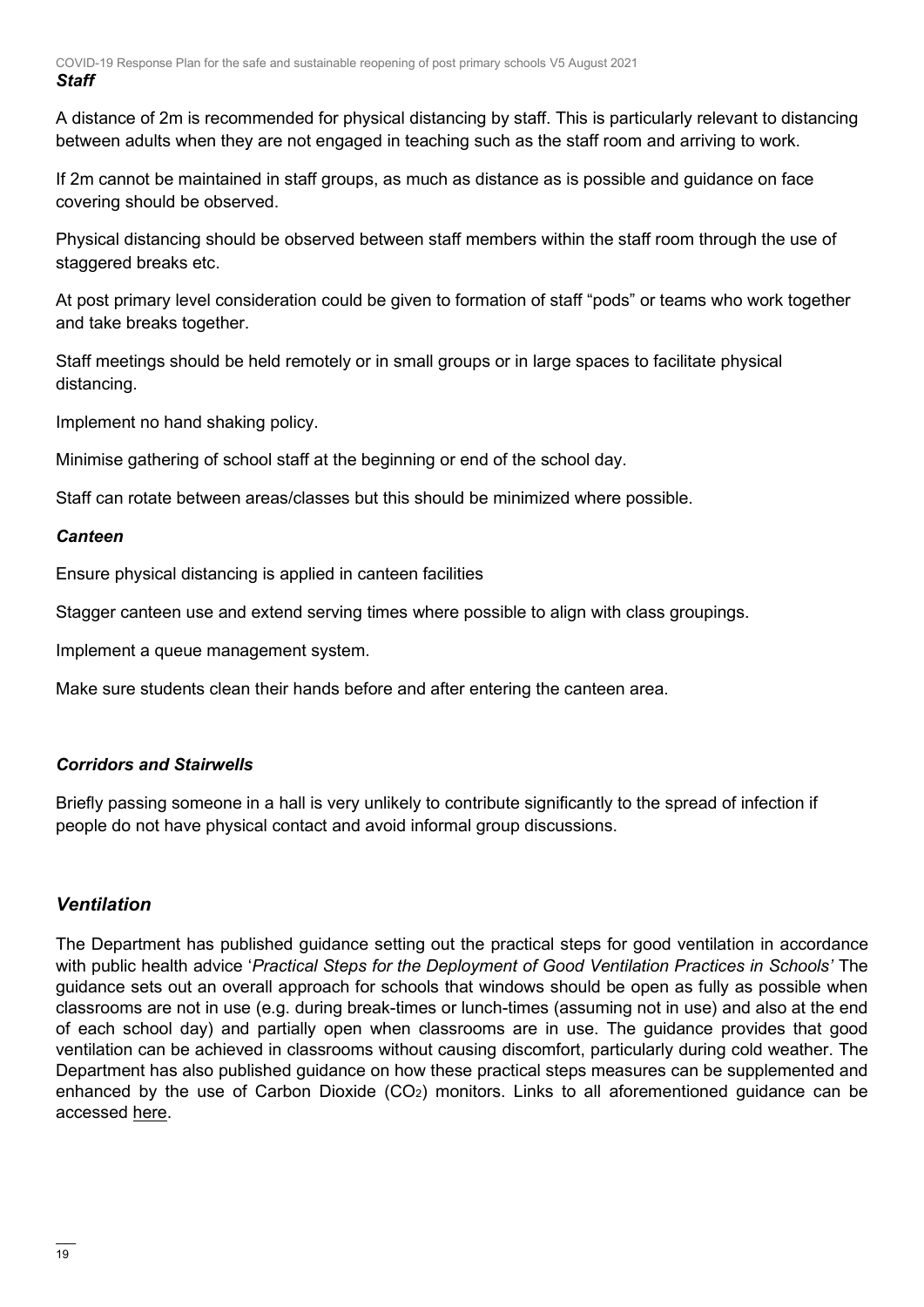***Staff***

A distance of 2m is recommended for physical distancing by staff. This is particularly relevant to distancing between adults when they are not engaged in teaching such as the staff room and arriving to work.

If 2m cannot be maintained in staff groups, as much as distance as is possible and guidance on face covering should be observed.

Physical distancing should be observed between staff members within the staff room through the use of staggered breaks etc.

At post primary level consideration could be given to formation of staff "pods" or teams who work together and take breaks together.

Staff meetings should be held remotely or in small groups or in large spaces to facilitate physical distancing.

Implement no hand shaking policy.

Minimise gathering of school staff at the beginning or end of the school day.

Staff can rotate between areas/classes but this should be minimized where possible.

***Canteen***

Ensure physical distancing is applied in canteen facilities

Stagger canteen use and extend serving times where possible to align with class groupings.

Implement a queue management system.

Make sure students clean their hands before and after entering the canteen area.

***Corridors and Stairwells***

Briefly passing someone in a hall is very unlikely to contribute significantly to the spread of infection if people do not have physical contact and avoid informal group discussions.

## *Ventilation*

The Department has published guidance setting out the practical steps for good ventilation in accordance with public health advice '*Practical Steps for the Deployment of Good Ventilation Practices in Schools'* The guidance sets out an overall approach for schools that windows should be open as fully as possible when classrooms are not in use (e.g. during break-times or lunch-times (assuming not in use) and also at the end of each school day) and partially open when classrooms are in use. The guidance provides that good ventilation can be achieved in classrooms without causing discomfort, particularly during cold weather. The Department has also published guidance on how these practical steps measures can be supplemented and enhanced by the use of Carbon Dioxide ($CO_2$) monitors. Links to all aforementioned guidance can be accessed here.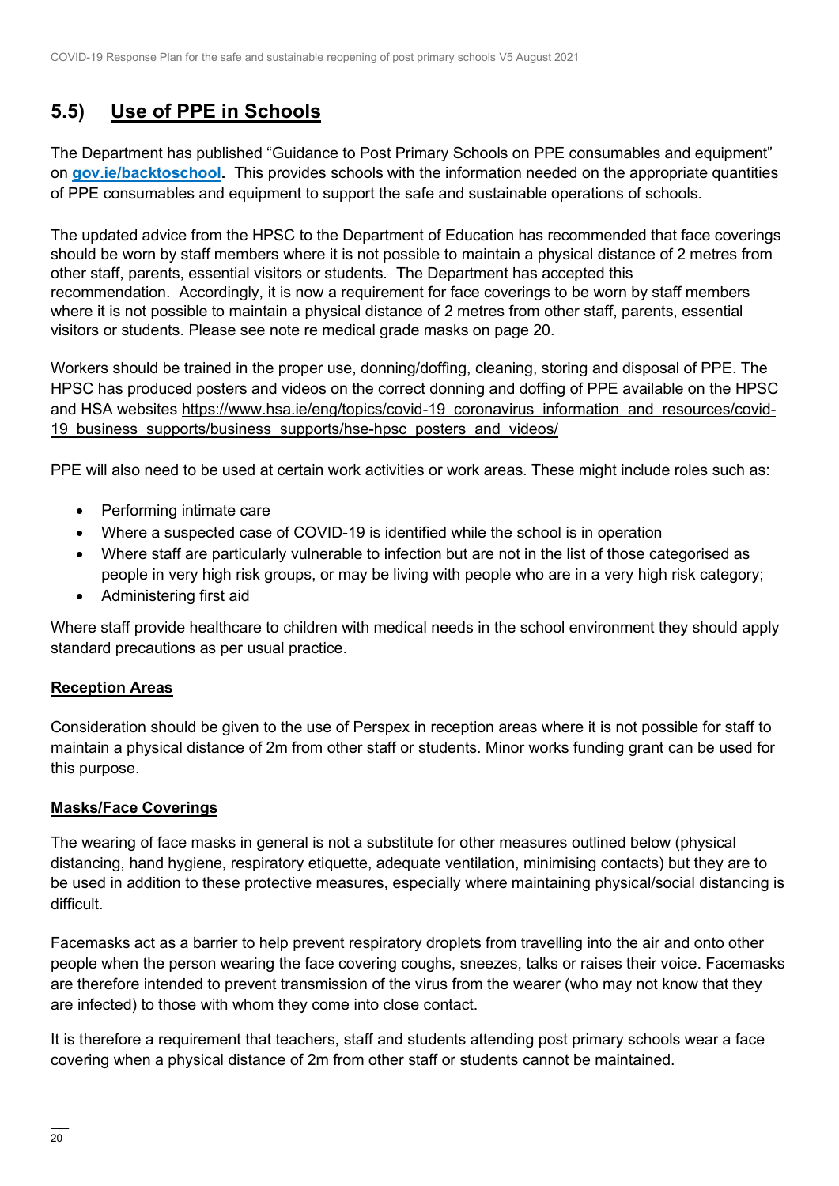## 5.5) Use of PPE in Schools

The Department has published "Guidance to Post Primary Schools on PPE consumables and equipment" on **[gov.ie/backtoschool](gov.ie/backtoschool).** This provides schools with the information needed on the appropriate quantities of PPE consumables and equipment to support the safe and sustainable operations of schools.

The updated advice from the HPSC to the Department of Education has recommended that face coverings should be worn by staff members where it is not possible to maintain a physical distance of 2 metres from other staff, parents, essential visitors or students. The Department has accepted this recommendation. Accordingly, it is now a requirement for face coverings to be worn by staff members where it is not possible to maintain a physical distance of 2 metres from other staff, parents, essential visitors or students. Please see note re medical grade masks on page 20.

Workers should be trained in the proper use, donning/doffing, cleaning, storing and disposal of PPE. The HPSC has produced posters and videos on the correct donning and doffing of PPE available on the HPSC and HSA websites https://www.hsa.ie/eng/topics/covid-19_coronavirus_information_and_resources/covid-19_business_supports/business_supports/hse-hpsc_posters_and_videos/

PPE will also need to be used at certain work activities or work areas. These might include roles such as:

- Performing intimate care
- Where a suspected case of COVID-19 is identified while the school is in operation
- Where staff are particularly vulnerable to infection but are not in the list of those categorised as people in very high risk groups, or may be living with people who are in a very high risk category;
- Administering first aid

Where staff provide healthcare to children with medical needs in the school environment they should apply standard precautions as per usual practice.

### Reception Areas

Consideration should be given to the use of Perspex in reception areas where it is not possible for staff to maintain a physical distance of 2m from other staff or students. Minor works funding grant can be used for this purpose.

### Masks/Face Coverings

The wearing of face masks in general is not a substitute for other measures outlined below (physical distancing, hand hygiene, respiratory etiquette, adequate ventilation, minimising contacts) but they are to be used in addition to these protective measures, especially where maintaining physical/social distancing is difficult.

Facemasks act as a barrier to help prevent respiratory droplets from travelling into the air and onto other people when the person wearing the face covering coughs, sneezes, talks or raises their voice. Facemasks are therefore intended to prevent transmission of the virus from the wearer (who may not know that they are infected) to those with whom they come into close contact.

It is therefore a requirement that teachers, staff and students attending post primary schools wear a face covering when a physical distance of 2m from other staff or students cannot be maintained.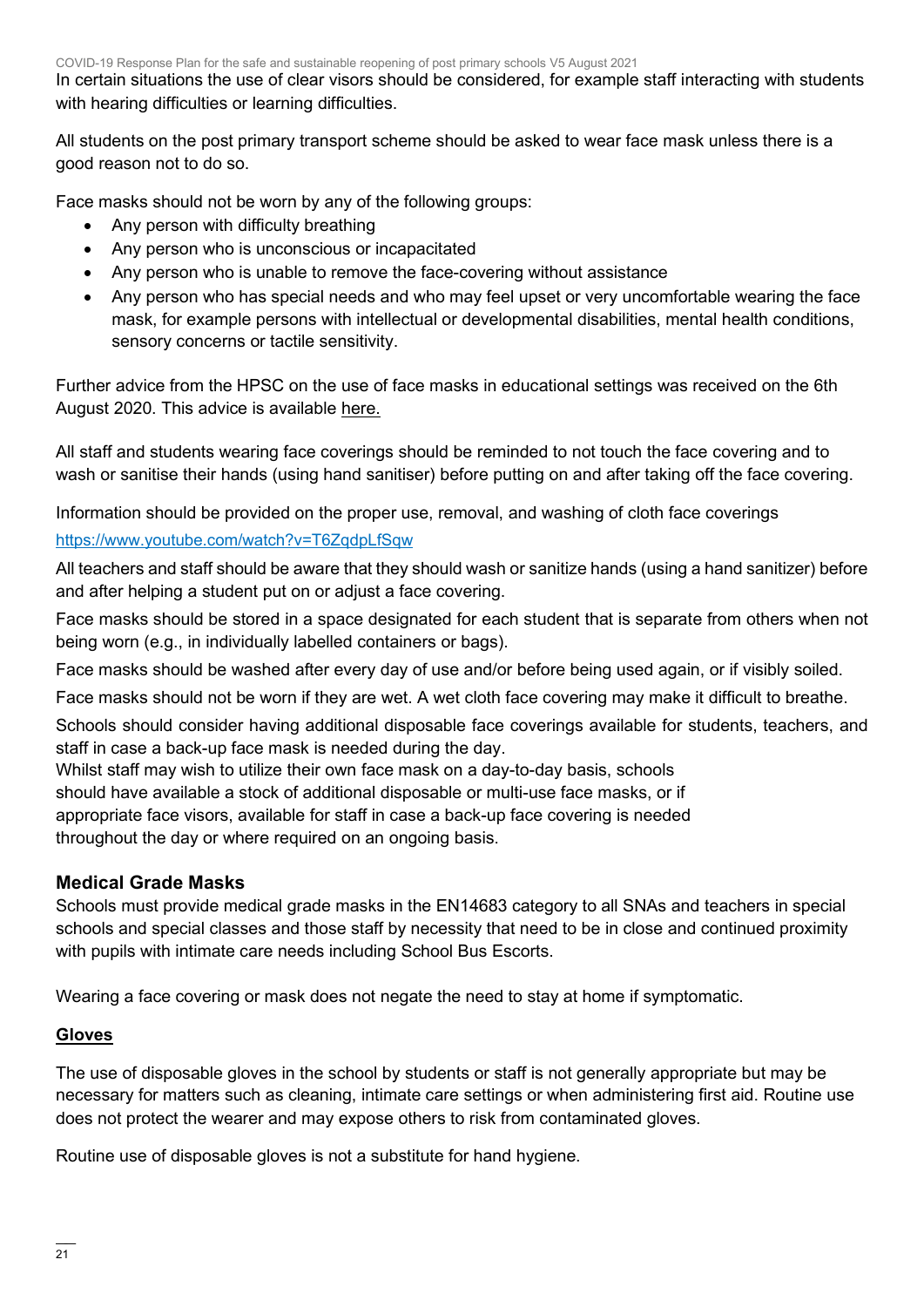In certain situations the use of clear visors should be considered, for example staff interacting with students with hearing difficulties or learning difficulties.

All students on the post primary transport scheme should be asked to wear face mask unless there is a good reason not to do so.

Face masks should not be worn by any of the following groups:

- Any person with difficulty breathing
- Any person who is unconscious or incapacitated
- Any person who is unable to remove the face-covering without assistance
- Any person who has special needs and who may feel upset or very uncomfortable wearing the face mask, for example persons with intellectual or developmental disabilities, mental health conditions, sensory concerns or tactile sensitivity.

Further advice from the HPSC on the use of face masks in educational settings was received on the 6th August 2020. This advice is available here.

All staff and students wearing face coverings should be reminded to not touch the face covering and to wash or sanitise their hands (using hand sanitiser) before putting on and after taking off the face covering.

Information should be provided on the proper use, removal, and washing of cloth face coverings https://www.youtube.com/watch?v=T6ZqdpLfSqw

All teachers and staff should be aware that they should wash or sanitize hands (using a hand sanitizer) before and after helping a student put on or adjust a face covering.

Face masks should be stored in a space designated for each student that is separate from others when not being worn (e.g., in individually labelled containers or bags).

Face masks should be washed after every day of use and/or before being used again, or if visibly soiled.

Face masks should not be worn if they are wet. A wet cloth face covering may make it difficult to breathe.

Schools should consider having additional disposable face coverings available for students, teachers, and staff in case a back-up face mask is needed during the day.

Whilst staff may wish to utilize their own face mask on a day-to-day basis, schools should have available a stock of additional disposable or multi-use face masks, or if appropriate face visors, available for staff in case a back-up face covering is needed throughout the day or where required on an ongoing basis.

### Medical Grade Masks

Schools must provide medical grade masks in the EN14683 category to all SNAs and teachers in special schools and special classes and those staff by necessity that need to be in close and continued proximity with pupils with intimate care needs including School Bus Escorts.

Wearing a face covering or mask does not negate the need to stay at home if symptomatic.

### Gloves

The use of disposable gloves in the school by students or staff is not generally appropriate but may be necessary for matters such as cleaning, intimate care settings or when administering first aid. Routine use does not protect the wearer and may expose others to risk from contaminated gloves.

Routine use of disposable gloves is not a substitute for hand hygiene.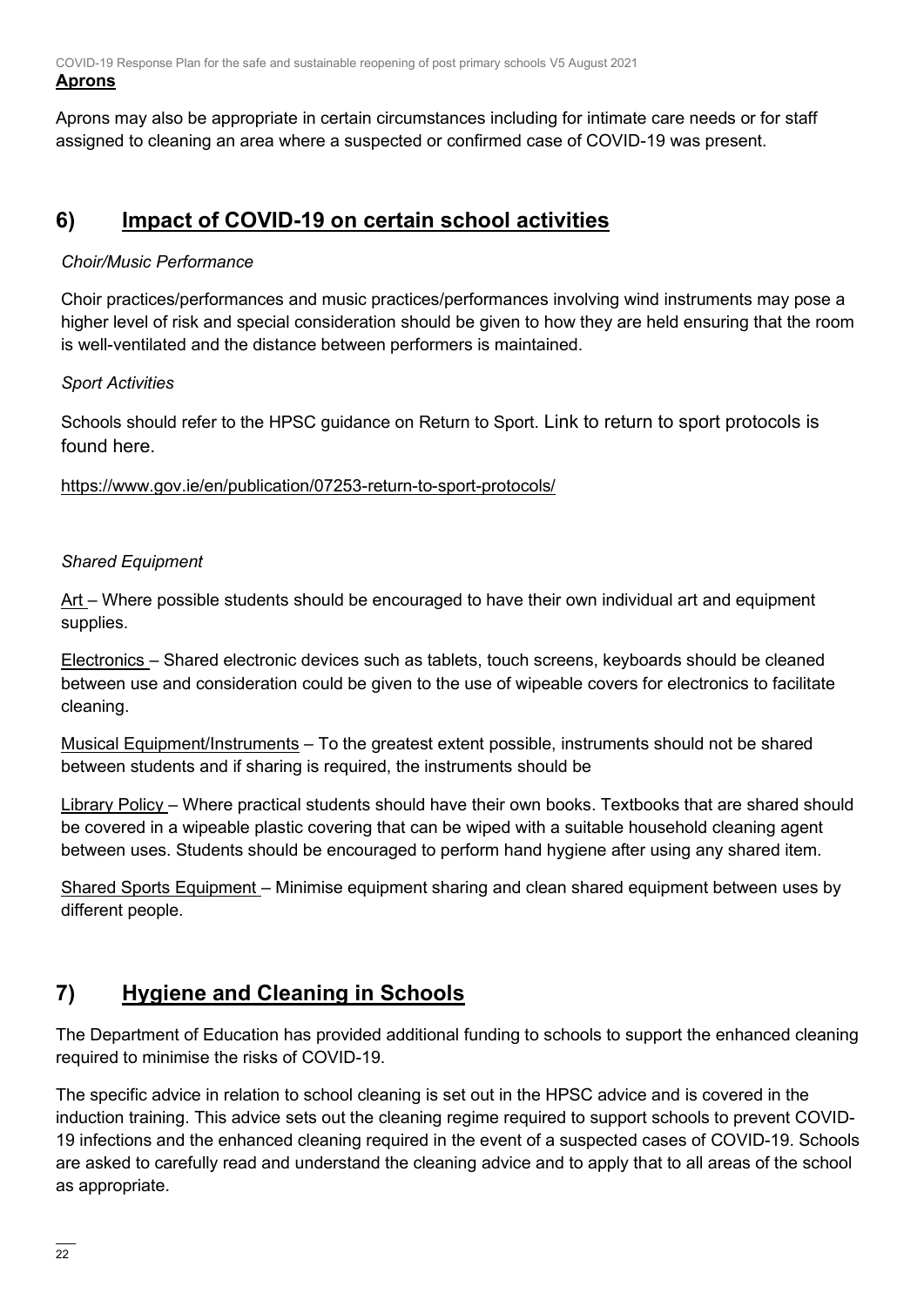**Aprons**

Aprons may also be appropriate in certain circumstances including for intimate care needs or for staff assigned to cleaning an area where a suspected or confirmed case of COVID-19 was present.

## 6) Impact of COVID-19 on certain school activities

*Choir/Music Performance*

Choir practices/performances and music practices/performances involving wind instruments may pose a higher level of risk and special consideration should be given to how they are held ensuring that the room is well-ventilated and the distance between performers is maintained.

*Sport Activities*

Schools should refer to the HPSC guidance on Return to Sport. Link to return to sport protocols is found here.

https://www.gov.ie/en/publication/07253-return-to-sport-protocols/

*Shared Equipment*

Art – Where possible students should be encouraged to have their own individual art and equipment supplies.

Electronics – Shared electronic devices such as tablets, touch screens, keyboards should be cleaned between use and consideration could be given to the use of wipeable covers for electronics to facilitate cleaning.

Musical Equipment/Instruments – To the greatest extent possible, instruments should not be shared between students and if sharing is required, the instruments should be

Library Policy – Where practical students should have their own books. Textbooks that are shared should be covered in a wipeable plastic covering that can be wiped with a suitable household cleaning agent between uses. Students should be encouraged to perform hand hygiene after using any shared item.

Shared Sports Equipment – Minimise equipment sharing and clean shared equipment between uses by different people.

## 7) Hygiene and Cleaning in Schools

The Department of Education has provided additional funding to schools to support the enhanced cleaning required to minimise the risks of COVID-19.

The specific advice in relation to school cleaning is set out in the HPSC advice and is covered in the induction training. This advice sets out the cleaning regime required to support schools to prevent COVID-19 infections and the enhanced cleaning required in the event of a suspected cases of COVID-19. Schools are asked to carefully read and understand the cleaning advice and to apply that to all areas of the school as appropriate.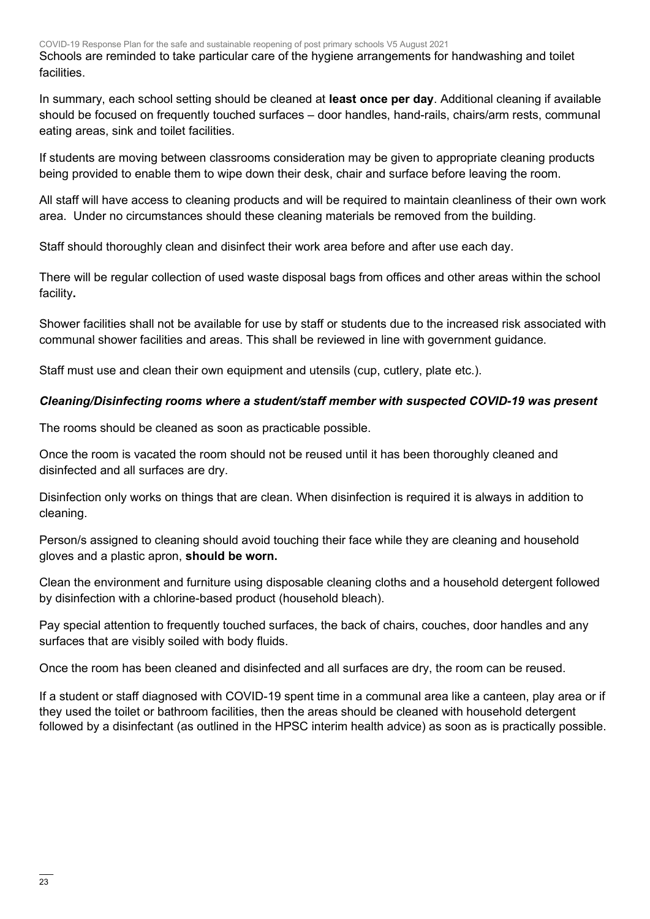Schools are reminded to take particular care of the hygiene arrangements for handwashing and toilet facilities.

In summary, each school setting should be cleaned at **least once per day**. Additional cleaning if available should be focused on frequently touched surfaces – door handles, hand-rails, chairs/arm rests, communal eating areas, sink and toilet facilities.

If students are moving between classrooms consideration may be given to appropriate cleaning products being provided to enable them to wipe down their desk, chair and surface before leaving the room.

All staff will have access to cleaning products and will be required to maintain cleanliness of their own work area. Under no circumstances should these cleaning materials be removed from the building.

Staff should thoroughly clean and disinfect their work area before and after use each day.

There will be regular collection of used waste disposal bags from offices and other areas within the school facility**.**

Shower facilities shall not be available for use by staff or students due to the increased risk associated with communal shower facilities and areas. This shall be reviewed in line with government guidance.

Staff must use and clean their own equipment and utensils (cup, cutlery, plate etc.).

***Cleaning/Disinfecting rooms where a student/staff member with suspected COVID-19 was present***

The rooms should be cleaned as soon as practicable possible.

Once the room is vacated the room should not be reused until it has been thoroughly cleaned and disinfected and all surfaces are dry.

Disinfection only works on things that are clean. When disinfection is required it is always in addition to cleaning.

Person/s assigned to cleaning should avoid touching their face while they are cleaning and household gloves and a plastic apron, **should be worn.**

Clean the environment and furniture using disposable cleaning cloths and a household detergent followed by disinfection with a chlorine-based product (household bleach).

Pay special attention to frequently touched surfaces, the back of chairs, couches, door handles and any surfaces that are visibly soiled with body fluids.

Once the room has been cleaned and disinfected and all surfaces are dry, the room can be reused.

If a student or staff diagnosed with COVID-19 spent time in a communal area like a canteen, play area or if they used the toilet or bathroom facilities, then the areas should be cleaned with household detergent followed by a disinfectant (as outlined in the HPSC interim health advice) as soon as is practically possible.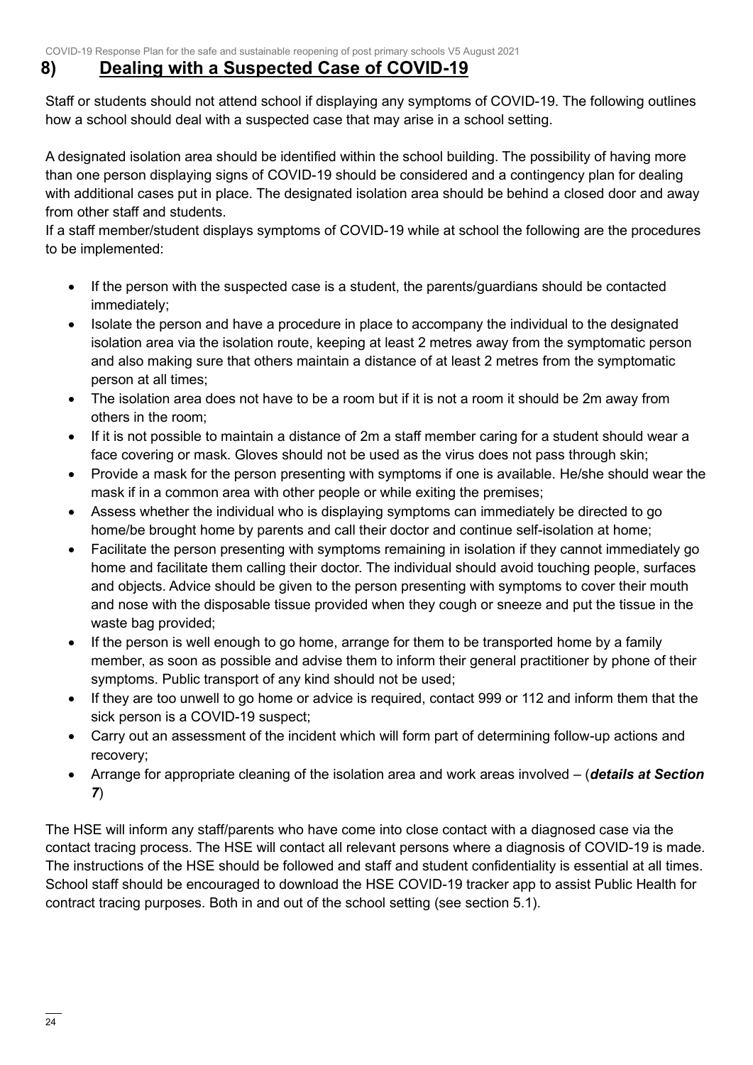## 8) Dealing with a Suspected Case of COVID-19

Staff or students should not attend school if displaying any symptoms of COVID-19. The following outlines how a school should deal with a suspected case that may arise in a school setting.

A designated isolation area should be identified within the school building. The possibility of having more than one person displaying signs of COVID-19 should be considered and a contingency plan for dealing with additional cases put in place. The designated isolation area should be behind a closed door and away from other staff and students.
If a staff member/student displays symptoms of COVID-19 while at school the following are the procedures to be implemented:

- If the person with the suspected case is a student, the parents/guardians should be contacted immediately;
- Isolate the person and have a procedure in place to accompany the individual to the designated isolation area via the isolation route, keeping at least 2 metres away from the symptomatic person and also making sure that others maintain a distance of at least 2 metres from the symptomatic person at all times;
- The isolation area does not have to be a room but if it is not a room it should be 2m away from others in the room;
- If it is not possible to maintain a distance of 2m a staff member caring for a student should wear a face covering or mask. Gloves should not be used as the virus does not pass through skin;
- Provide a mask for the person presenting with symptoms if one is available. He/she should wear the mask if in a common area with other people or while exiting the premises;
- Assess whether the individual who is displaying symptoms can immediately be directed to go home/be brought home by parents and call their doctor and continue self-isolation at home;
- Facilitate the person presenting with symptoms remaining in isolation if they cannot immediately go home and facilitate them calling their doctor. The individual should avoid touching people, surfaces and objects. Advice should be given to the person presenting with symptoms to cover their mouth and nose with the disposable tissue provided when they cough or sneeze and put the tissue in the waste bag provided;
- If the person is well enough to go home, arrange for them to be transported home by a family member, as soon as possible and advise them to inform their general practitioner by phone of their symptoms. Public transport of any kind should not be used;
- If they are too unwell to go home or advice is required, contact 999 or 112 and inform them that the sick person is a COVID-19 suspect;
- Carry out an assessment of the incident which will form part of determining follow-up actions and recovery;
- Arrange for appropriate cleaning of the isolation area and work areas involved – (***details at Section 7***)

The HSE will inform any staff/parents who have come into close contact with a diagnosed case via the contact tracing process. The HSE will contact all relevant persons where a diagnosis of COVID-19 is made. The instructions of the HSE should be followed and staff and student confidentiality is essential at all times. School staff should be encouraged to download the HSE COVID-19 tracker app to assist Public Health for contract tracing purposes. Both in and out of the school setting (see section 5.1).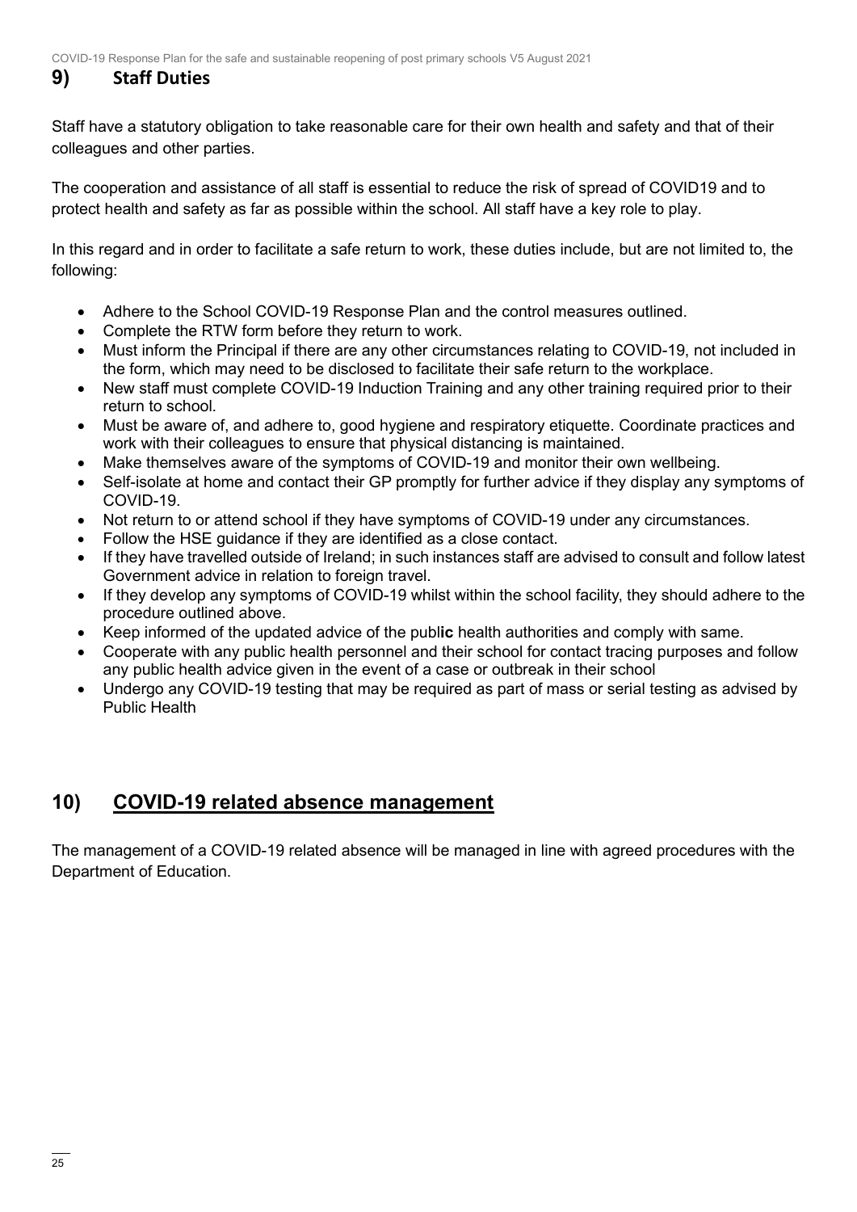## 9) Staff Duties

Staff have a statutory obligation to take reasonable care for their own health and safety and that of their colleagues and other parties.

The cooperation and assistance of all staff is essential to reduce the risk of spread of COVID19 and to protect health and safety as far as possible within the school. All staff have a key role to play.

In this regard and in order to facilitate a safe return to work, these duties include, but are not limited to, the following:

- Adhere to the School COVID-19 Response Plan and the control measures outlined.
- Complete the RTW form before they return to work.
- Must inform the Principal if there are any other circumstances relating to COVID-19, not included in the form, which may need to be disclosed to facilitate their safe return to the workplace.
- New staff must complete COVID-19 Induction Training and any other training required prior to their return to school.
- Must be aware of, and adhere to, good hygiene and respiratory etiquette. Coordinate practices and work with their colleagues to ensure that physical distancing is maintained.
- Make themselves aware of the symptoms of COVID-19 and monitor their own wellbeing.
- Self-isolate at home and contact their GP promptly for further advice if they display any symptoms of COVID-19.
- Not return to or attend school if they have symptoms of COVID-19 under any circumstances.
- Follow the HSE guidance if they are identified as a close contact.
- If they have travelled outside of Ireland; in such instances staff are advised to consult and follow latest Government advice in relation to foreign travel.
- If they develop any symptoms of COVID-19 whilst within the school facility, they should adhere to the procedure outlined above.
- Keep informed of the updated advice of the public health authorities and comply with same.
- Cooperate with any public health personnel and their school for contact tracing purposes and follow any public health advice given in the event of a case or outbreak in their school
- Undergo any COVID-19 testing that may be required as part of mass or serial testing as advised by Public Health

## 10) COVID-19 related absence management

The management of a COVID-19 related absence will be managed in line with agreed procedures with the Department of Education.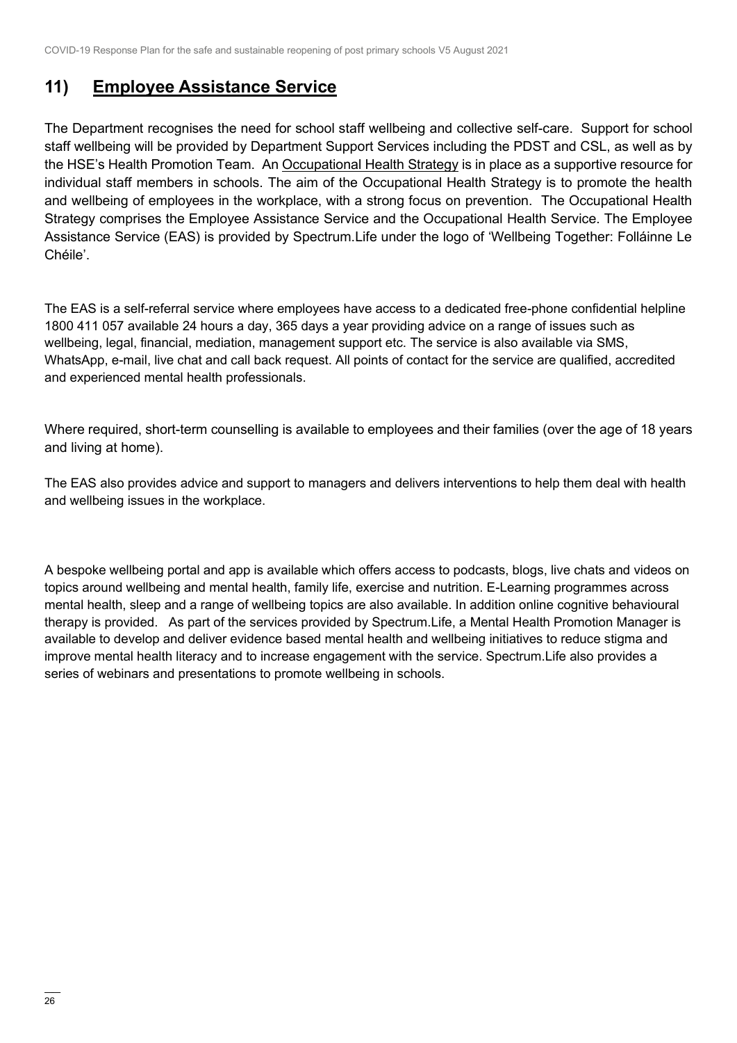## 11) Employee Assistance Service

The Department recognises the need for school staff wellbeing and collective self-care. Support for school staff wellbeing will be provided by Department Support Services including the PDST and CSL, as well as by the HSE's Health Promotion Team. An Occupational Health Strategy is in place as a supportive resource for individual staff members in schools. The aim of the Occupational Health Strategy is to promote the health and wellbeing of employees in the workplace, with a strong focus on prevention. The Occupational Health Strategy comprises the Employee Assistance Service and the Occupational Health Service. The Employee Assistance Service (EAS) is provided by Spectrum.Life under the logo of 'Wellbeing Together: Folláinne Le Chéile'.

The EAS is a self-referral service where employees have access to a dedicated free-phone confidential helpline 1800 411 057 available 24 hours a day, 365 days a year providing advice on a range of issues such as wellbeing, legal, financial, mediation, management support etc. The service is also available via SMS, WhatsApp, e-mail, live chat and call back request. All points of contact for the service are qualified, accredited and experienced mental health professionals.

Where required, short-term counselling is available to employees and their families (over the age of 18 years and living at home).

The EAS also provides advice and support to managers and delivers interventions to help them deal with health and wellbeing issues in the workplace.

A bespoke wellbeing portal and app is available which offers access to podcasts, blogs, live chats and videos on topics around wellbeing and mental health, family life, exercise and nutrition. E-Learning programmes across mental health, sleep and a range of wellbeing topics are also available. In addition online cognitive behavioural therapy is provided. As part of the services provided by Spectrum.Life, a Mental Health Promotion Manager is available to develop and deliver evidence based mental health and wellbeing initiatives to reduce stigma and improve mental health literacy and to increase engagement with the service. Spectrum.Life also provides a series of webinars and presentations to promote wellbeing in schools.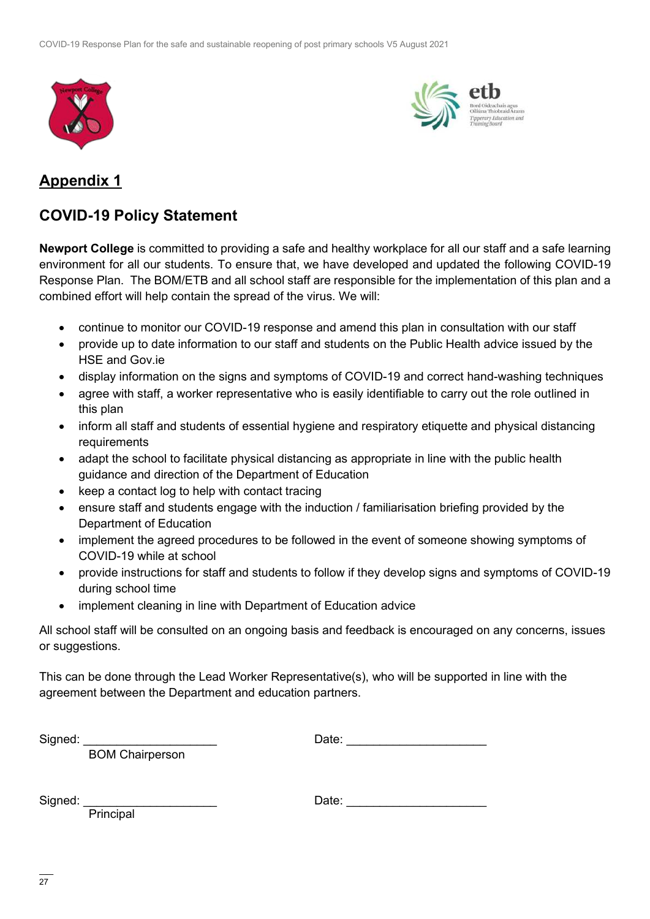## Appendix 1

## COVID-19 Policy Statement

**Newport College** is committed to providing a safe and healthy workplace for all our staff and a safe learning environment for all our students. To ensure that, we have developed and updated the following COVID-19 Response Plan. The BOM/ETB and all school staff are responsible for the implementation of this plan and a combined effort will help contain the spread of the virus. We will:

- continue to monitor our COVID-19 response and amend this plan in consultation with our staff
- provide up to date information to our staff and students on the Public Health advice issued by the HSE and Gov.ie
- display information on the signs and symptoms of COVID-19 and correct hand-washing techniques
- agree with staff, a worker representative who is easily identifiable to carry out the role outlined in this plan
- inform all staff and students of essential hygiene and respiratory etiquette and physical distancing requirements
- adapt the school to facilitate physical distancing as appropriate in line with the public health guidance and direction of the Department of Education
- keep a contact log to help with contact tracing
- ensure staff and students engage with the induction / familiarisation briefing provided by the Department of Education
- implement the agreed procedures to be followed in the event of someone showing symptoms of COVID-19 while at school
- provide instructions for staff and students to follow if they develop signs and symptoms of COVID-19 during school time
- implement cleaning in line with Department of Education advice

All school staff will be consulted on an ongoing basis and feedback is encouraged on any concerns, issues or suggestions.

This can be done through the Lead Worker Representative(s), who will be supported in line with the agreement between the Department and education partners.

Signed: ____________________ Date: ____________________
BOM Chairperson

Signed: ____________________ Date: ____________________
Principal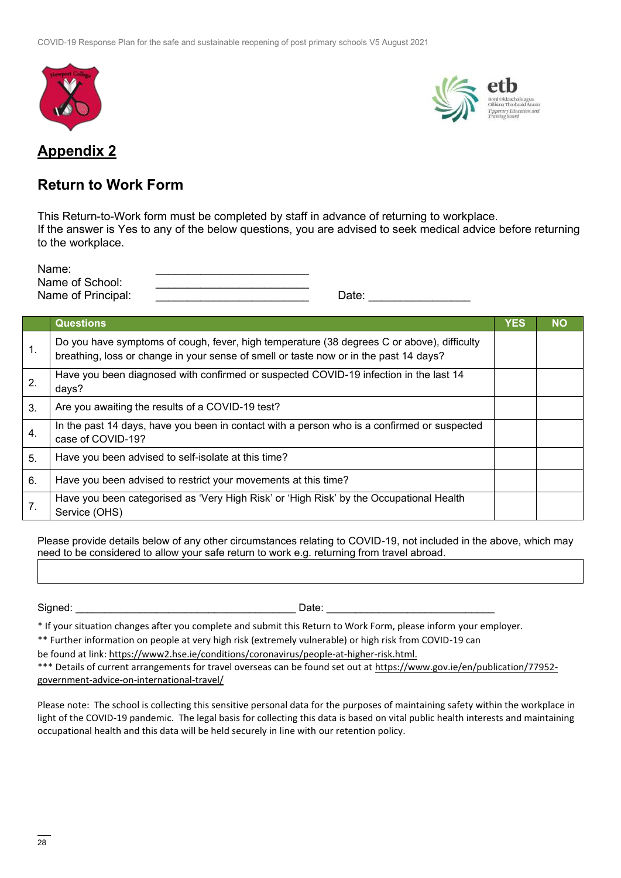## Appendix 2

### Return to Work Form

This Return-to-Work form must be completed by staff in advance of returning to workplace.
If the answer is Yes to any of the below questions, you are advised to seek medical advice before returning to the workplace.

Name: ________________________
Name of School: ________________________
Name of Principal: ________________________ Date: ________________

| | Questions | YES | NO |
|---|---|---|---|
| 1. | Do you have symptoms of cough, fever, high temperature (38 degrees C or above), difficulty breathing, loss or change in your sense of smell or taste now or in the past 14 days? | | |
| 2. | Have you been diagnosed with confirmed or suspected COVID-19 infection in the last 14 days? | | |
| 3. | Are you awaiting the results of a COVID-19 test? | | |
| 4. | In the past 14 days, have you been in contact with a person who is a confirmed or suspected case of COVID-19? | | |
| 5. | Have you been advised to self-isolate at this time? | | |
| 6. | Have you been advised to restrict your movements at this time? | | |
| 7. | Have you been categorised as 'Very High Risk' or 'High Risk' by the Occupational Health Service (OHS) | | |

Please provide details below of any other circumstances relating to COVID-19, not included in the above, which may need to be considered to allow your safe return to work e.g. returning from travel abroad.

| |
|---|
| |

Signed: ______________________________________ Date: _____________________________

* If your situation changes after you complete and submit this Return to Work Form, please inform your employer.

** Further information on people at very high risk (extremely vulnerable) or high risk from COVID-19 can be found at link: https://www2.hse.ie/conditions/coronavirus/people-at-higher-risk.html.

*** Details of current arrangements for travel overseas can be found set out at https://www.gov.ie/en/publication/77952-government-advice-on-international-travel/

Please note: The school is collecting this sensitive personal data for the purposes of maintaining safety within the workplace in light of the COVID-19 pandemic. The legal basis for collecting this data is based on vital public health interests and maintaining occupational health and this data will be held securely in line with our retention policy.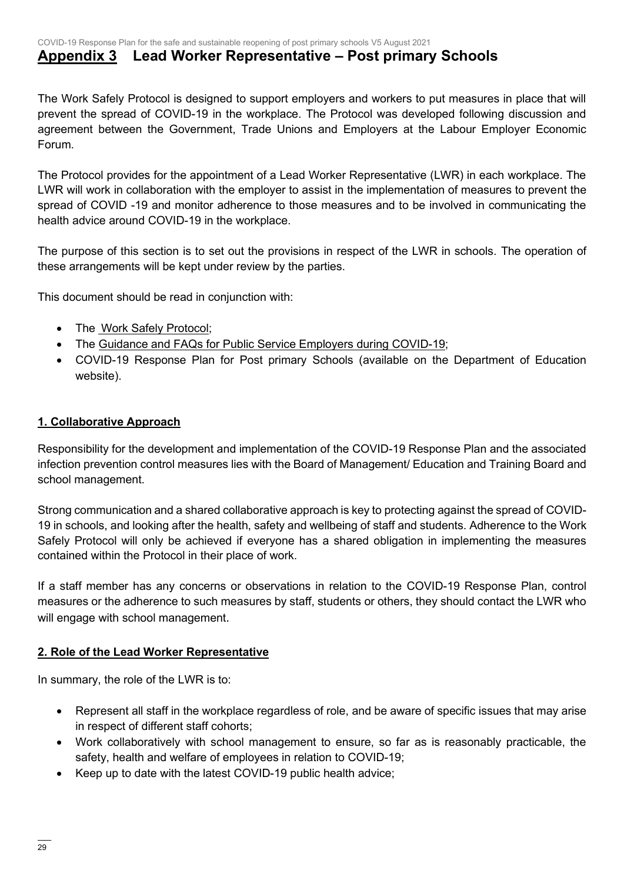# Appendix 3 Lead Worker Representative – Post primary Schools

The Work Safely Protocol is designed to support employers and workers to put measures in place that will prevent the spread of COVID-19 in the workplace. The Protocol was developed following discussion and agreement between the Government, Trade Unions and Employers at the Labour Employer Economic Forum.

The Protocol provides for the appointment of a Lead Worker Representative (LWR) in each workplace. The LWR will work in collaboration with the employer to assist in the implementation of measures to prevent the spread of COVID -19 and monitor adherence to those measures and to be involved in communicating the health advice around COVID-19 in the workplace.

The purpose of this section is to set out the provisions in respect of the LWR in schools. The operation of these arrangements will be kept under review by the parties.

This document should be read in conjunction with:

- The Work Safely Protocol;
- The Guidance and FAQs for Public Service Employers during COVID-19;
- COVID-19 Response Plan for Post primary Schools (available on the Department of Education website).

## 1. Collaborative Approach

Responsibility for the development and implementation of the COVID-19 Response Plan and the associated infection prevention control measures lies with the Board of Management/ Education and Training Board and school management.

Strong communication and a shared collaborative approach is key to protecting against the spread of COVID-19 in schools, and looking after the health, safety and wellbeing of staff and students. Adherence to the Work Safely Protocol will only be achieved if everyone has a shared obligation in implementing the measures contained within the Protocol in their place of work.

If a staff member has any concerns or observations in relation to the COVID-19 Response Plan, control measures or the adherence to such measures by staff, students or others, they should contact the LWR who will engage with school management.

## 2. Role of the Lead Worker Representative

In summary, the role of the LWR is to:

- Represent all staff in the workplace regardless of role, and be aware of specific issues that may arise in respect of different staff cohorts;
- Work collaboratively with school management to ensure, so far as is reasonably practicable, the safety, health and welfare of employees in relation to COVID-19;
- Keep up to date with the latest COVID-19 public health advice;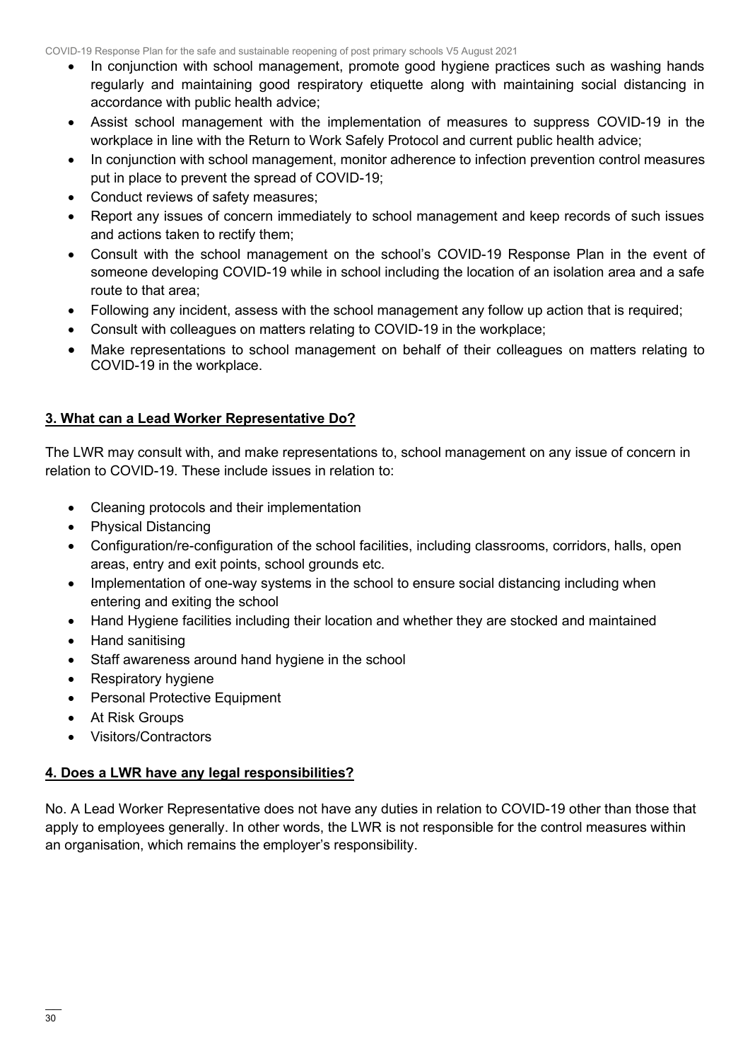- In conjunction with school management, promote good hygiene practices such as washing hands regularly and maintaining good respiratory etiquette along with maintaining social distancing in accordance with public health advice;
- Assist school management with the implementation of measures to suppress COVID-19 in the workplace in line with the Return to Work Safely Protocol and current public health advice;
- In conjunction with school management, monitor adherence to infection prevention control measures put in place to prevent the spread of COVID-19;
- Conduct reviews of safety measures;
- Report any issues of concern immediately to school management and keep records of such issues and actions taken to rectify them;
- Consult with the school management on the school's COVID-19 Response Plan in the event of someone developing COVID-19 while in school including the location of an isolation area and a safe route to that area;
- Following any incident, assess with the school management any follow up action that is required;
- Consult with colleagues on matters relating to COVID-19 in the workplace;
- Make representations to school management on behalf of their colleagues on matters relating to COVID-19 in the workplace.

## 3. What can a Lead Worker Representative Do?

The LWR may consult with, and make representations to, school management on any issue of concern in relation to COVID-19. These include issues in relation to:

- Cleaning protocols and their implementation
- Physical Distancing
- Configuration/re-configuration of the school facilities, including classrooms, corridors, halls, open areas, entry and exit points, school grounds etc.
- Implementation of one-way systems in the school to ensure social distancing including when entering and exiting the school
- Hand Hygiene facilities including their location and whether they are stocked and maintained
- Hand sanitising
- Staff awareness around hand hygiene in the school
- Respiratory hygiene
- Personal Protective Equipment
- At Risk Groups
- Visitors/Contractors

## 4. Does a LWR have any legal responsibilities?

No. A Lead Worker Representative does not have any duties in relation to COVID-19 other than those that apply to employees generally. In other words, the LWR is not responsible for the control measures within an organisation, which remains the employer's responsibility.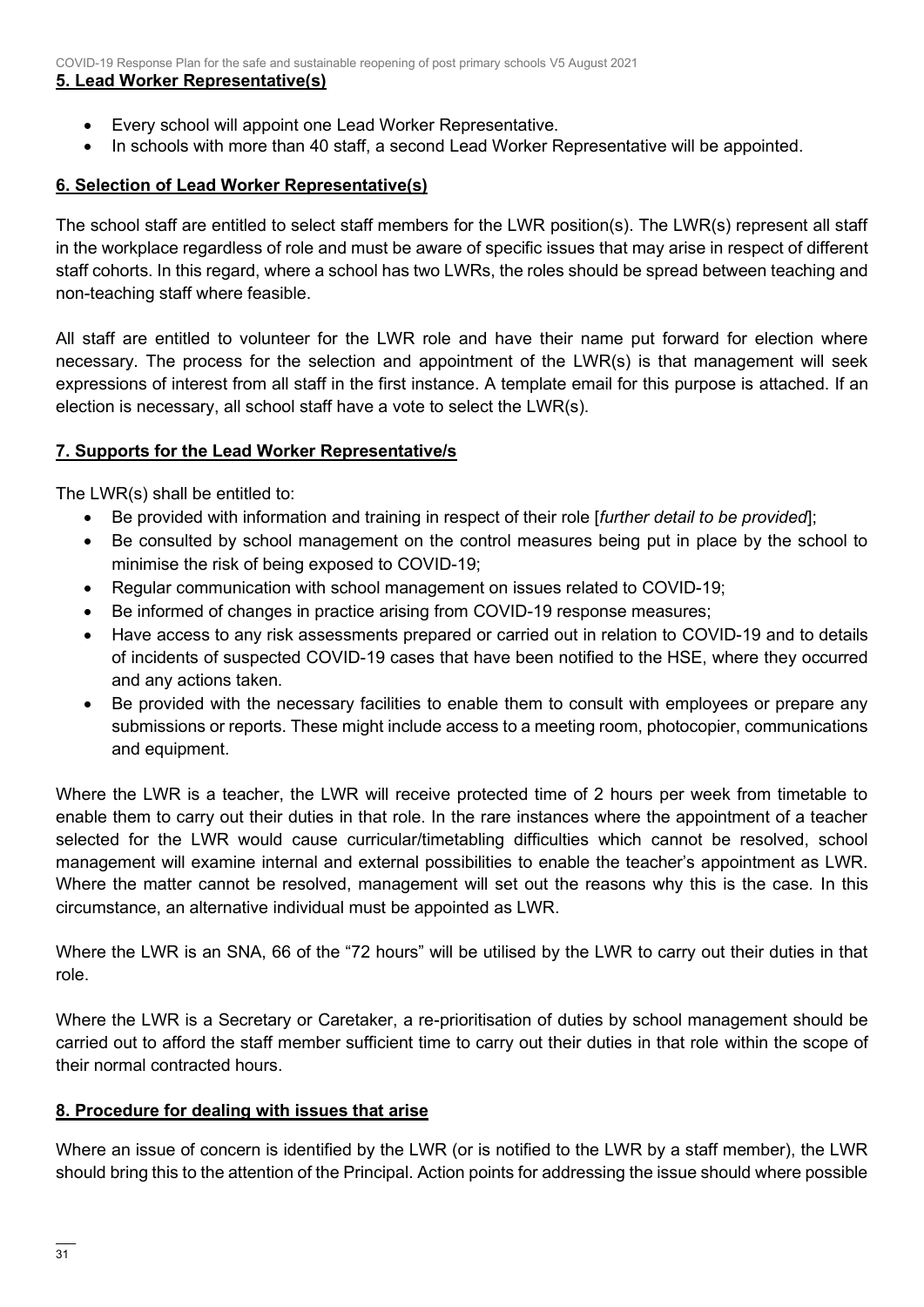## 5. Lead Worker Representative(s)

- Every school will appoint one Lead Worker Representative.
- In schools with more than 40 staff, a second Lead Worker Representative will be appointed.

## 6. Selection of Lead Worker Representative(s)

The school staff are entitled to select staff members for the LWR position(s). The LWR(s) represent all staff in the workplace regardless of role and must be aware of specific issues that may arise in respect of different staff cohorts. In this regard, where a school has two LWRs, the roles should be spread between teaching and non-teaching staff where feasible.

All staff are entitled to volunteer for the LWR role and have their name put forward for election where necessary. The process for the selection and appointment of the LWR(s) is that management will seek expressions of interest from all staff in the first instance. A template email for this purpose is attached. If an election is necessary, all school staff have a vote to select the LWR(s).

## 7. Supports for the Lead Worker Representative/s

The LWR(s) shall be entitled to:

- Be provided with information and training in respect of their role [*further detail to be provided*];
- Be consulted by school management on the control measures being put in place by the school to minimise the risk of being exposed to COVID-19;
- Regular communication with school management on issues related to COVID-19;
- Be informed of changes in practice arising from COVID-19 response measures;
- Have access to any risk assessments prepared or carried out in relation to COVID-19 and to details of incidents of suspected COVID-19 cases that have been notified to the HSE, where they occurred and any actions taken.
- Be provided with the necessary facilities to enable them to consult with employees or prepare any submissions or reports. These might include access to a meeting room, photocopier, communications and equipment.

Where the LWR is a teacher, the LWR will receive protected time of 2 hours per week from timetable to enable them to carry out their duties in that role. In the rare instances where the appointment of a teacher selected for the LWR would cause curricular/timetabling difficulties which cannot be resolved, school management will examine internal and external possibilities to enable the teacher's appointment as LWR. Where the matter cannot be resolved, management will set out the reasons why this is the case. In this circumstance, an alternative individual must be appointed as LWR.

Where the LWR is an SNA, 66 of the "72 hours" will be utilised by the LWR to carry out their duties in that role.

Where the LWR is a Secretary or Caretaker, a re-prioritisation of duties by school management should be carried out to afford the staff member sufficient time to carry out their duties in that role within the scope of their normal contracted hours.

## 8. Procedure for dealing with issues that arise

Where an issue of concern is identified by the LWR (or is notified to the LWR by a staff member), the LWR should bring this to the attention of the Principal. Action points for addressing the issue should where possible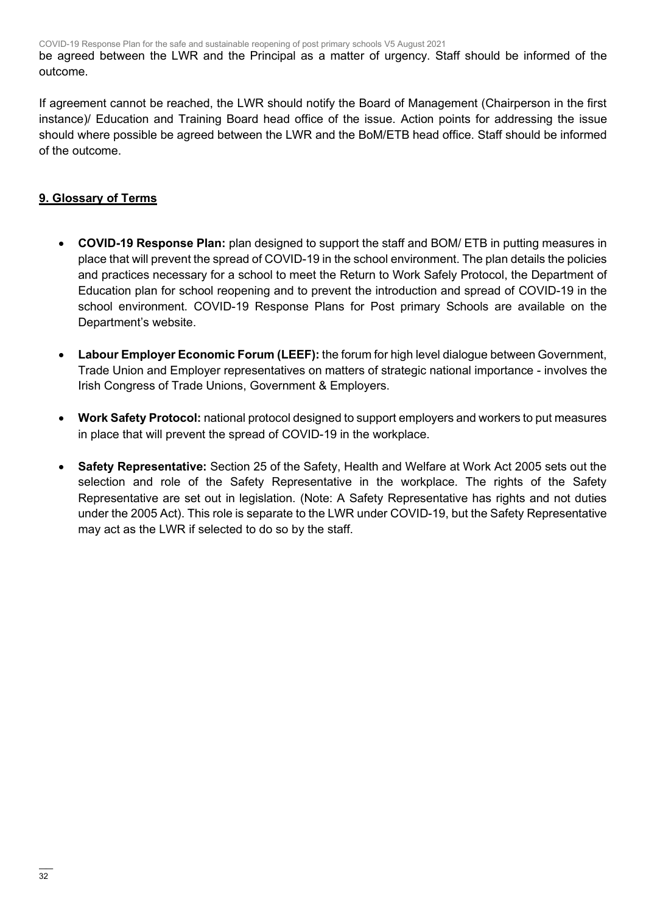be agreed between the LWR and the Principal as a matter of urgency. Staff should be informed of the outcome.

If agreement cannot be reached, the LWR should notify the Board of Management (Chairperson in the first instance)/ Education and Training Board head office of the issue. Action points for addressing the issue should where possible be agreed between the LWR and the BoM/ETB head office. Staff should be informed of the outcome.

## 9. Glossary of Terms

- **COVID-19 Response Plan:** plan designed to support the staff and BOM/ ETB in putting measures in place that will prevent the spread of COVID-19 in the school environment. The plan details the policies and practices necessary for a school to meet the Return to Work Safely Protocol, the Department of Education plan for school reopening and to prevent the introduction and spread of COVID-19 in the school environment. COVID-19 Response Plans for Post primary Schools are available on the Department's website.

- **Labour Employer Economic Forum (LEEF):** the forum for high level dialogue between Government, Trade Union and Employer representatives on matters of strategic national importance - involves the Irish Congress of Trade Unions, Government & Employers.

- **Work Safety Protocol:** national protocol designed to support employers and workers to put measures in place that will prevent the spread of COVID-19 in the workplace.

- **Safety Representative:** Section 25 of the Safety, Health and Welfare at Work Act 2005 sets out the selection and role of the Safety Representative in the workplace. The rights of the Safety Representative are set out in legislation. (Note: A Safety Representative has rights and not duties under the 2005 Act). This role is separate to the LWR under COVID-19, but the Safety Representative may act as the LWR if selected to do so by the staff.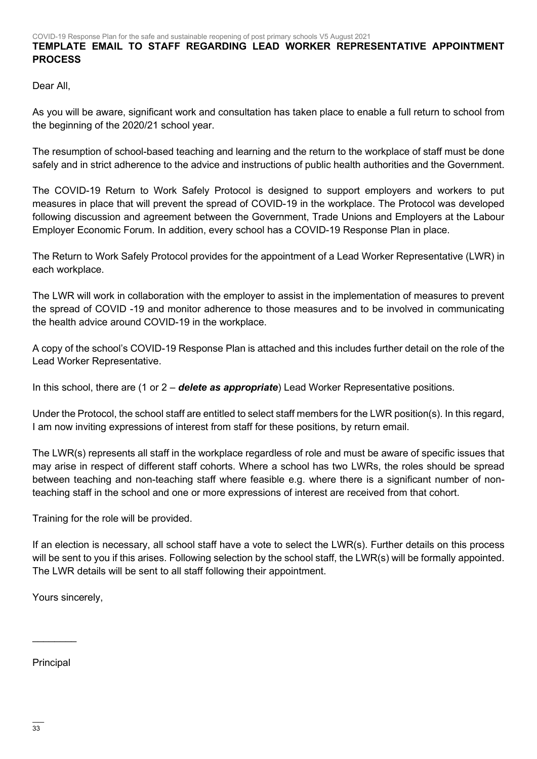**TEMPLATE EMAIL TO STAFF REGARDING LEAD WORKER REPRESENTATIVE APPOINTMENT PROCESS**

Dear All,

As you will be aware, significant work and consultation has taken place to enable a full return to school from the beginning of the 2020/21 school year.

The resumption of school-based teaching and learning and the return to the workplace of staff must be done safely and in strict adherence to the advice and instructions of public health authorities and the Government.

The COVID-19 Return to Work Safely Protocol is designed to support employers and workers to put measures in place that will prevent the spread of COVID-19 in the workplace. The Protocol was developed following discussion and agreement between the Government, Trade Unions and Employers at the Labour Employer Economic Forum. In addition, every school has a COVID-19 Response Plan in place.

The Return to Work Safely Protocol provides for the appointment of a Lead Worker Representative (LWR) in each workplace.

The LWR will work in collaboration with the employer to assist in the implementation of measures to prevent the spread of COVID -19 and monitor adherence to those measures and to be involved in communicating the health advice around COVID-19 in the workplace.

A copy of the school's COVID-19 Response Plan is attached and this includes further detail on the role of the Lead Worker Representative.

In this school, there are (1 or 2 – ***delete as appropriate***) Lead Worker Representative positions.

Under the Protocol, the school staff are entitled to select staff members for the LWR position(s). In this regard, I am now inviting expressions of interest from staff for these positions, by return email.

The LWR(s) represents all staff in the workplace regardless of role and must be aware of specific issues that may arise in respect of different staff cohorts. Where a school has two LWRs, the roles should be spread between teaching and non-teaching staff where feasible e.g. where there is a significant number of non-teaching staff in the school and one or more expressions of interest are received from that cohort.

Training for the role will be provided.

If an election is necessary, all school staff have a vote to select the LWR(s). Further details on this process will be sent to you if this arises. Following selection by the school staff, the LWR(s) will be formally appointed. The LWR details will be sent to all staff following their appointment.

Yours sincerely,

________

Principal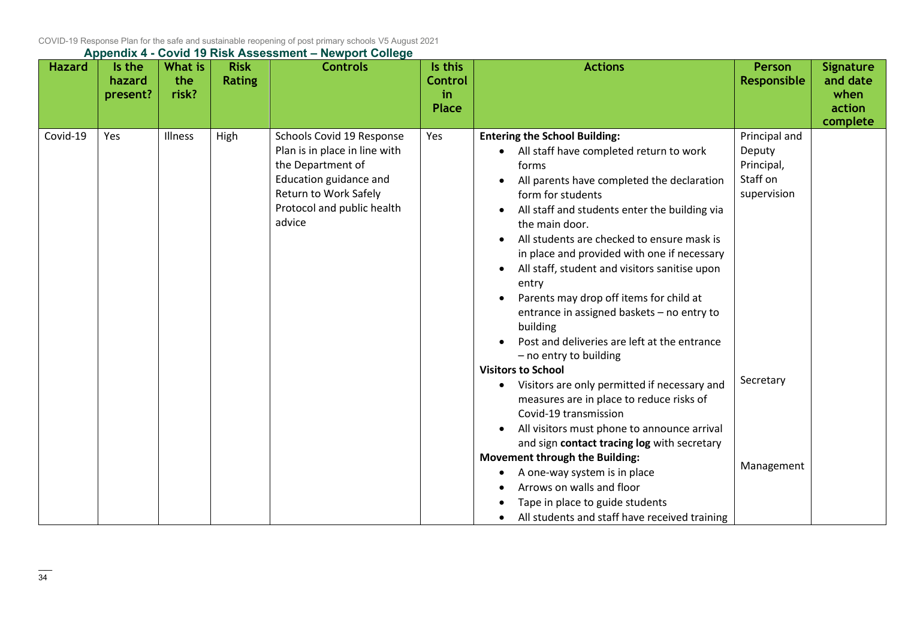## Appendix 4 - Covid 19 Risk Assessment – Newport College

| Hazard | Is the hazard present? | What is the risk? | Risk Rating | Controls | Is this Control in Place | Actions | Person Responsible | Signature and date when action complete |
|---|---|---|---|---|---|---|---|---|
| Covid-19 | Yes | Illness | High | Schools Covid 19 Response Plan is in place in line with the Department of Education guidance and Return to Work Safely Protocol and public health advice | Yes | **Entering the School Building:**<br>• All staff have completed return to work forms<br>• All parents have completed the declaration form for students<br>• All staff and students enter the building via the main door.<br>• All students are checked to ensure mask is in place and provided with one if necessary<br>• All staff, student and visitors sanitise upon entry<br>• Parents may drop off items for child at entrance in assigned baskets – no entry to building<br>• Post and deliveries are left at the entrance – no entry to building | Principal and Deputy Principal, Staff on supervision | |
| | | | | | | **Visitors to School**<br>• Visitors are only permitted if necessary and measures are in place to reduce risks of Covid-19 transmission<br>• All visitors must phone to announce arrival and sign **contact tracing log** with secretary | Secretary | |
| | | | | | | **Movement through the Building:**<br>• A one-way system is in place<br>• Arrows on walls and floor<br>• Tape in place to guide students<br>• All students and staff have received training | Management | |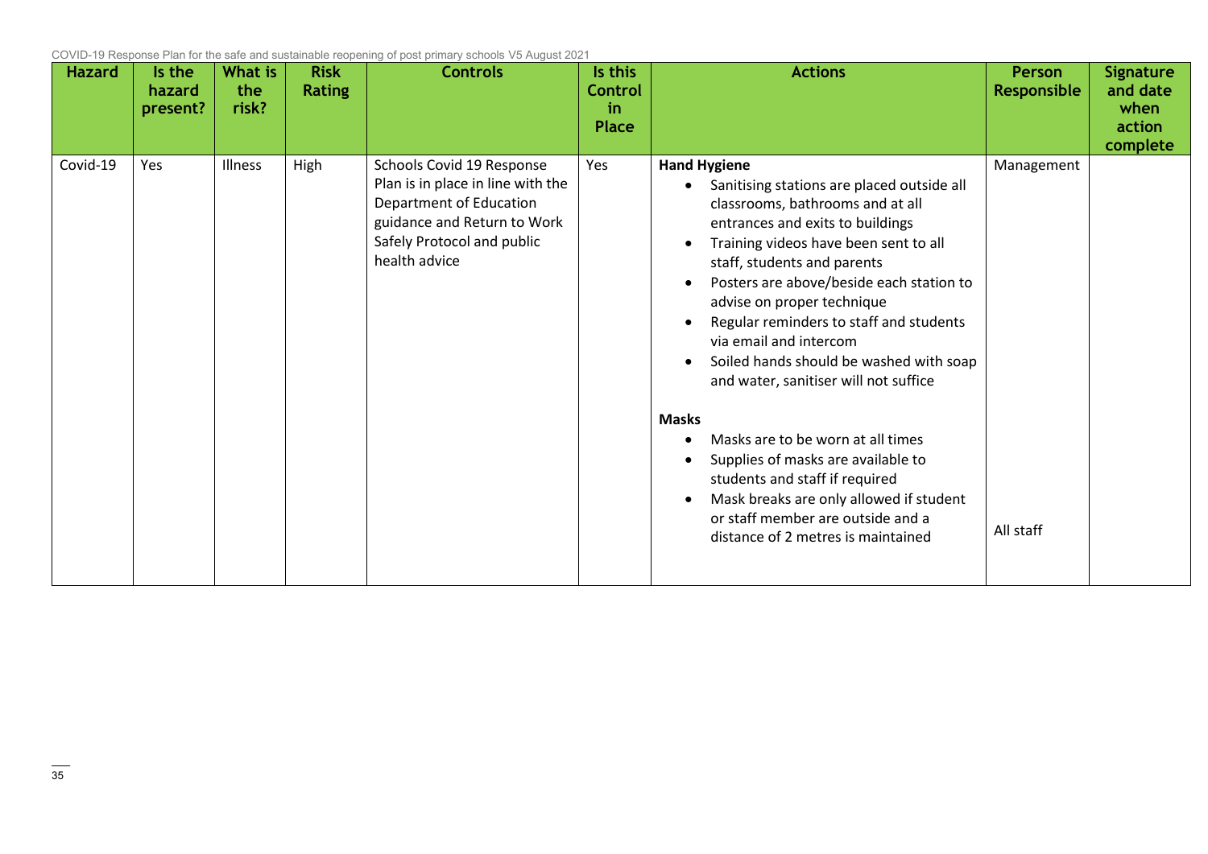| Hazard | Is the hazard present? | What is the risk? | Risk Rating | Controls | Is this Control in Place | Actions | Person Responsible | Signature and date when action complete |
|---|---|---|---|---|---|---|---|---|
| Covid-19 | Yes | Illness | High | Schools Covid 19 Response Plan is in place in line with the Department of Education guidance and Return to Work Safely Protocol and public health advice | Yes | **Hand Hygiene**<br>• Sanitising stations are placed outside all classrooms, bathrooms and at all entrances and exits to buildings<br>• Training videos have been sent to all staff, students and parents<br>• Posters are above/beside each station to advise on proper technique<br>• Regular reminders to staff and students via email and intercom<br>• Soiled hands should be washed with soap and water, sanitiser will not suffice<br><br>**Masks**<br>• Masks are to be worn at all times<br>• Supplies of masks are available to students and staff if required<br>• Mask breaks are only allowed if student or staff member are outside and a distance of 2 metres is maintained | Management<br><br><br><br><br><br><br><br><br><br>All staff | |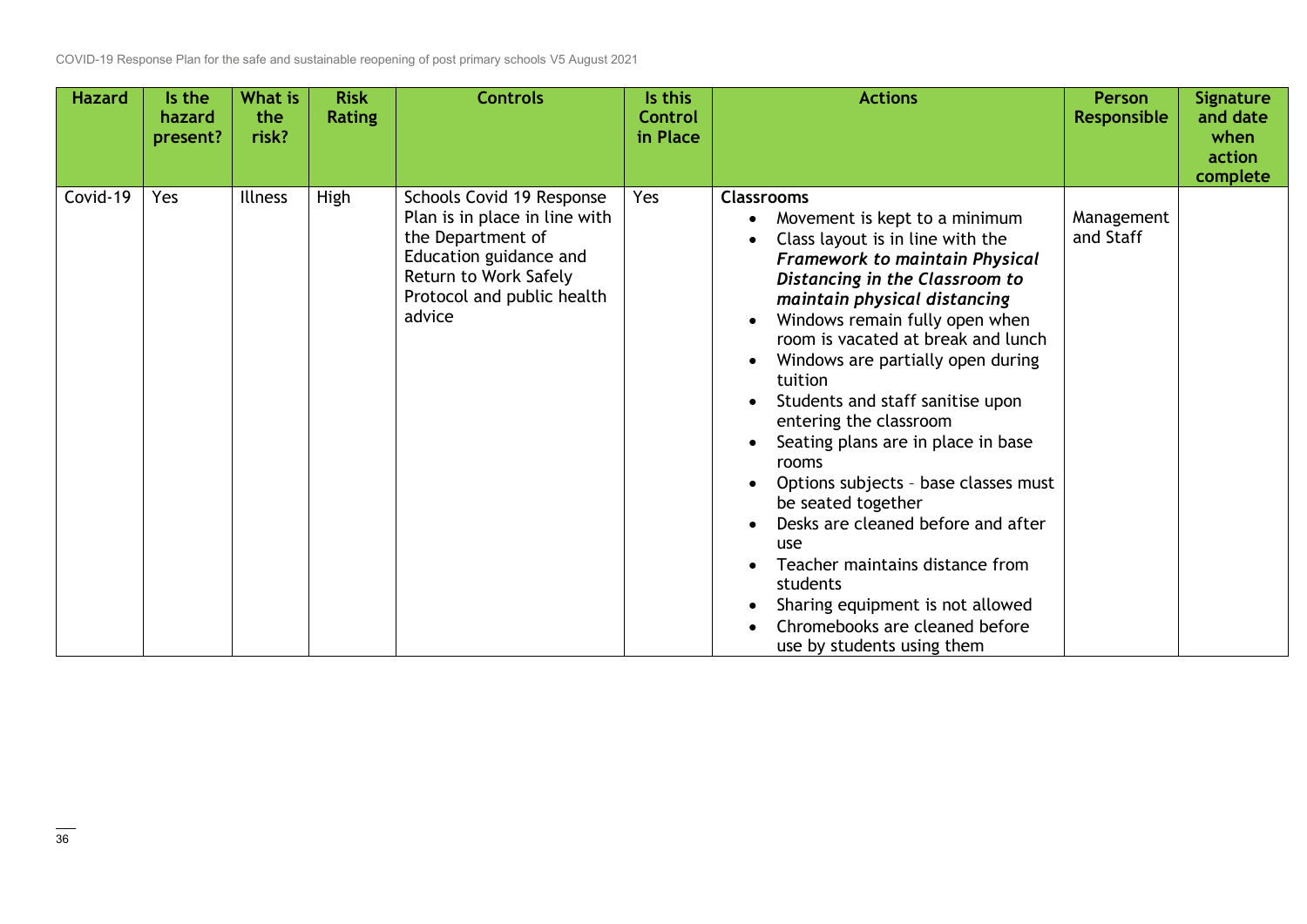| Hazard | Is the hazard present? | What is the risk? | Risk Rating | Controls | Is this Control in Place | Actions | Person Responsible | Signature and date when action complete |
|---|---|---|---|---|---|---|---|---|
| Covid-19 | Yes | Illness | High | Schools Covid 19 Response Plan is in place in line with the Department of Education guidance and Return to Work Safely Protocol and public health advice | Yes | **Classrooms**<br>• Movement is kept to a minimum<br>• Class layout is in line with the ***Framework to maintain Physical Distancing in the Classroom to maintain physical distancing***<br>• Windows remain fully open when room is vacated at break and lunch<br>• Windows are partially open during tuition<br>• Students and staff sanitise upon entering the classroom<br>• Seating plans are in place in base rooms<br>• Options subjects – base classes must be seated together<br>• Desks are cleaned before and after use<br>• Teacher maintains distance from students<br>• Sharing equipment is not allowed<br>• Chromebooks are cleaned before use by students using them | Management and Staff | |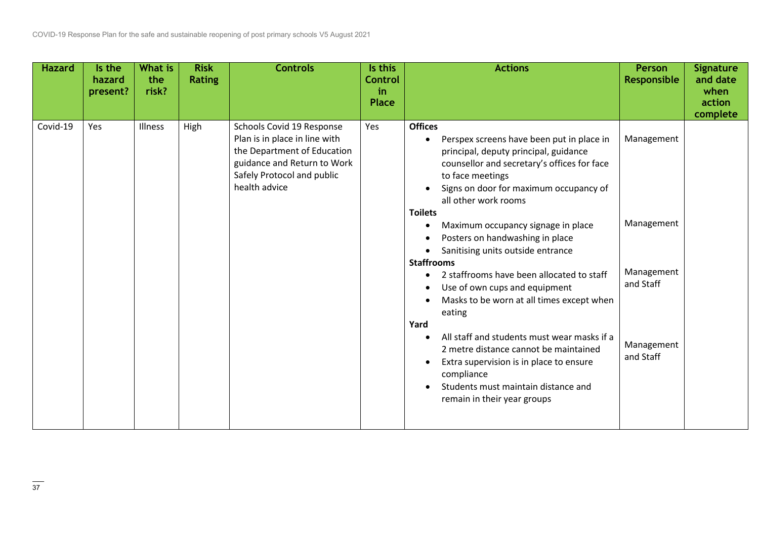| Hazard | Is the hazard present? | What is the risk? | Risk Rating | Controls | Is this Control in Place | Actions | Person Responsible | Signature and date when action complete |
|---|---|---|---|---|---|---|---|---|
| Covid-19 | Yes | Illness | High | Schools Covid 19 Response Plan is in place in line with the Department of Education guidance and Return to Work Safely Protocol and public health advice | Yes | **Offices**<br>• Perspex screens have been put in place in principal, deputy principal, guidance counsellor and secretary's offices for face to face meetings<br>• Signs on door for maximum occupancy of all other work rooms | Management | |
| | | | | | | **Toilets**<br>• Maximum occupancy signage in place<br>• Posters on handwashing in place<br>• Sanitising units outside entrance | Management | |
| | | | | | | **Staffrooms**<br>• 2 staffrooms have been allocated to staff<br>• Use of own cups and equipment<br>• Masks to be worn at all times except when eating | Management and Staff | |
| | | | | | | **Yard**<br>• All staff and students must wear masks if a 2 metre distance cannot be maintained<br>• Extra supervision is in place to ensure compliance<br>• Students must maintain distance and remain in their year groups | Management and Staff | |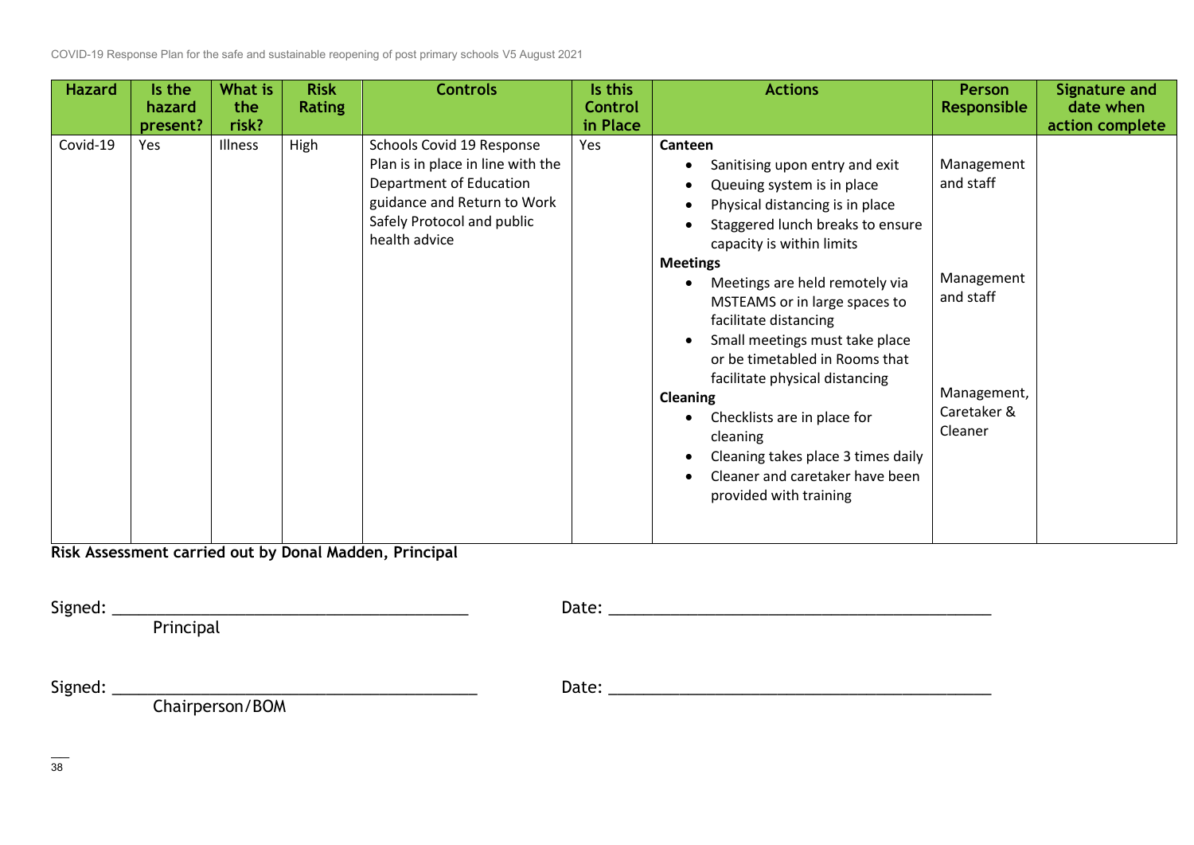| Hazard | Is the hazard present? | What is the risk? | Risk Rating | Controls | Is this Control in Place | Actions | Person Responsible | Signature and date when action complete |
|---|---|---|---|---|---|---|---|---|
| Covid-19 | Yes | Illness | High | Schools Covid 19 Response Plan is in place in line with the Department of Education guidance and Return to Work Safely Protocol and public health advice | Yes | **Canteen**<br>• Sanitising upon entry and exit<br>• Queuing system is in place<br>• Physical distancing is in place<br>• Staggered lunch breaks to ensure capacity is within limits | Management and staff | |
| | | | | | | **Meetings**<br>• Meetings are held remotely via MSTEAMS or in large spaces to facilitate distancing<br>• Small meetings must take place or be timetabled in Rooms that facilitate physical distancing | Management and staff | |
| | | | | | | **Cleaning**<br>• Checklists are in place for cleaning<br>• Cleaning takes place 3 times daily<br>• Cleaner and caretaker have been provided with training | Management, Caretaker & Cleaner | |

**Risk Assessment carried out by Donal Madden, Principal**

Signed: ________________________________________ Date: ________________________________________
Principal

Signed: ________________________________________ Date: ________________________________________
Chairperson/BOM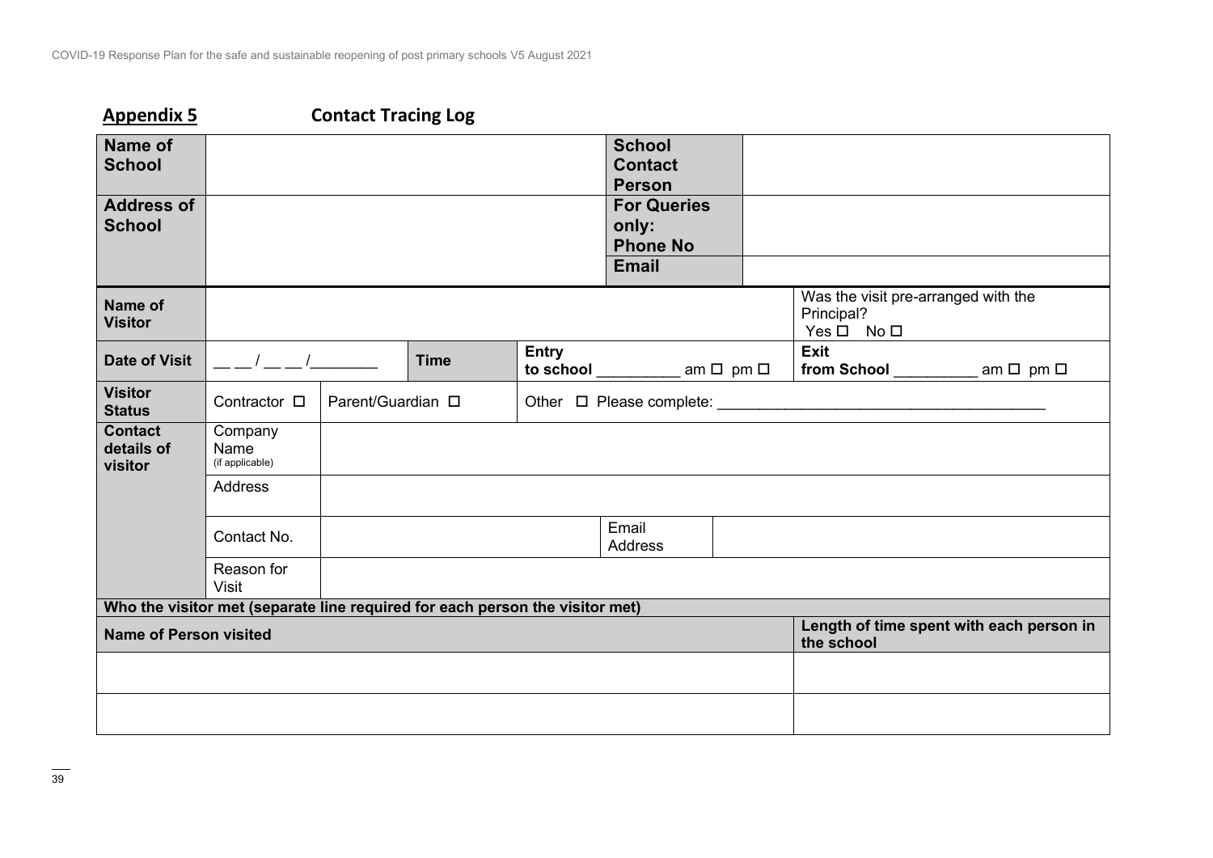## Appendix 5 Contact Tracing Log

| **Name of School** | | | | **School Contact Person** | |
|---|---|---|---|---|---|
| **Address of School** | | | | **For Queries only: Phone No** | |
| | | | | **Email** | |

| **Name of Visitor** | | | | Was the visit pre-arranged with the Principal? Yes ☐ No ☐ |
|---|---|---|---|---|
| **Date of Visit** | __ __ / __ __ /________ | **Time** | **Entry to school** __________ am ☐ pm ☐ | **Exit from School** __________ am ☐ pm ☐ |
| **Visitor Status** | Contractor ☐ | Parent/Guardian ☐ | Other ☐ Please complete: ______________________________________ | |
| **Contact details of visitor** | Company Name (if applicable) | | | |
| | Address | | | |
| | Contact No. | | Email Address | |
| | Reason for Visit | | | |

**Who the visitor met (separate line required for each person the visitor met)**

| **Name of Person visited** | **Length of time spent with each person in the school** |
|---|---|
| | |
| | |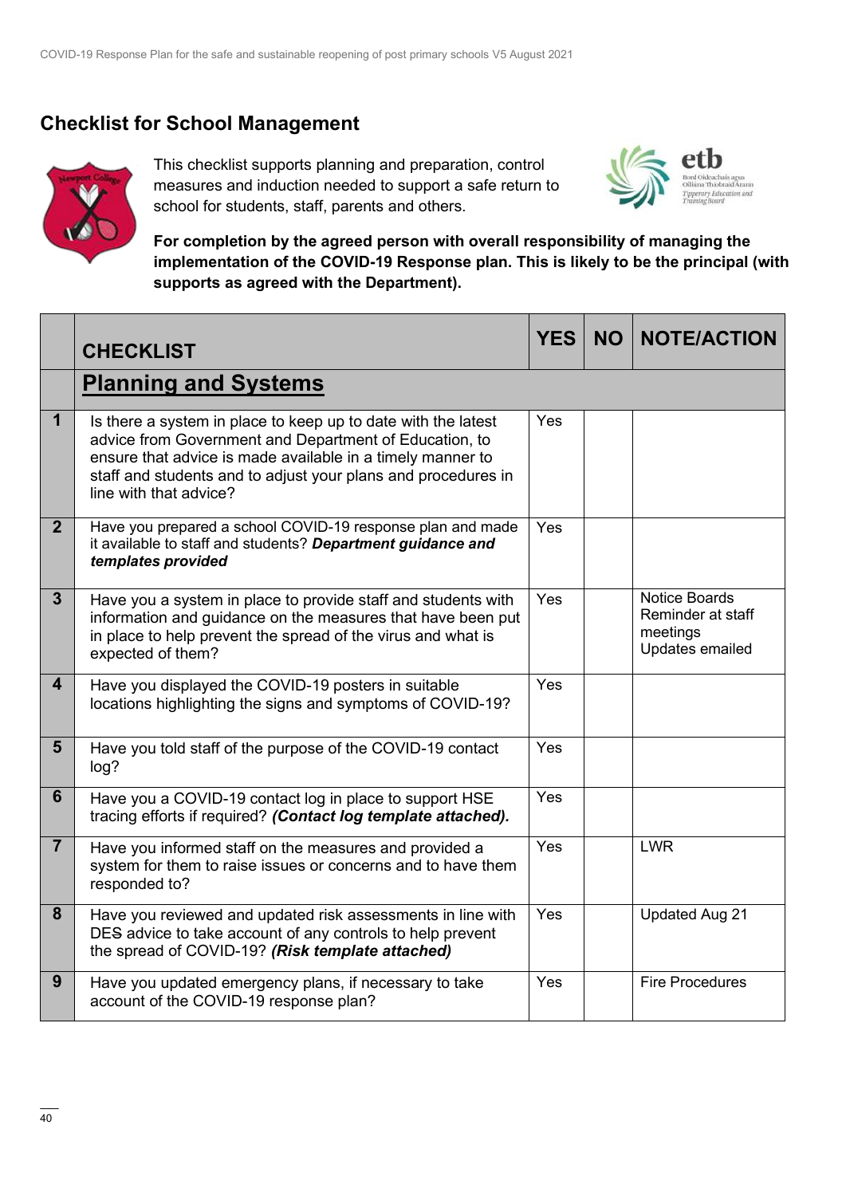## Checklist for School Management

This checklist supports planning and preparation, control measures and induction needed to support a safe return to school for students, staff, parents and others.

**For completion by the agreed person with overall responsibility of managing the implementation of the COVID-19 Response plan. This is likely to be the principal (with supports as agreed with the Department).**

| | CHECKLIST | YES | NO | NOTE/ACTION |
|---|---|---|---|---|
| | **Planning and Systems** | | | |
| 1 | Is there a system in place to keep up to date with the latest advice from Government and Department of Education, to ensure that advice is made available in a timely manner to staff and students and to adjust your plans and procedures in line with that advice? | Yes | | |
| 2 | Have you prepared a school COVID-19 response plan and made it available to staff and students? ***Department guidance and templates provided*** | Yes | | |
| 3 | Have you a system in place to provide staff and students with information and guidance on the measures that have been put in place to help prevent the spread of the virus and what is expected of them? | Yes | | Notice Boards<br>Reminder at staff meetings<br>Updates emailed |
| 4 | Have you displayed the COVID-19 posters in suitable locations highlighting the signs and symptoms of COVID-19? | Yes | | |
| 5 | Have you told staff of the purpose of the COVID-19 contact log? | Yes | | |
| 6 | Have you a COVID-19 contact log in place to support HSE tracing efforts if required? ***(Contact log template attached).*** | Yes | | |
| 7 | Have you informed staff on the measures and provided a system for them to raise issues or concerns and to have them responded to? | Yes | | LWR |
| 8 | Have you reviewed and updated risk assessments in line with DES advice to take account of any controls to help prevent the spread of COVID-19? ***(Risk template attached)*** | Yes | | Updated Aug 21 |
| 9 | Have you updated emergency plans, if necessary to take account of the COVID-19 response plan? | Yes | | Fire Procedures |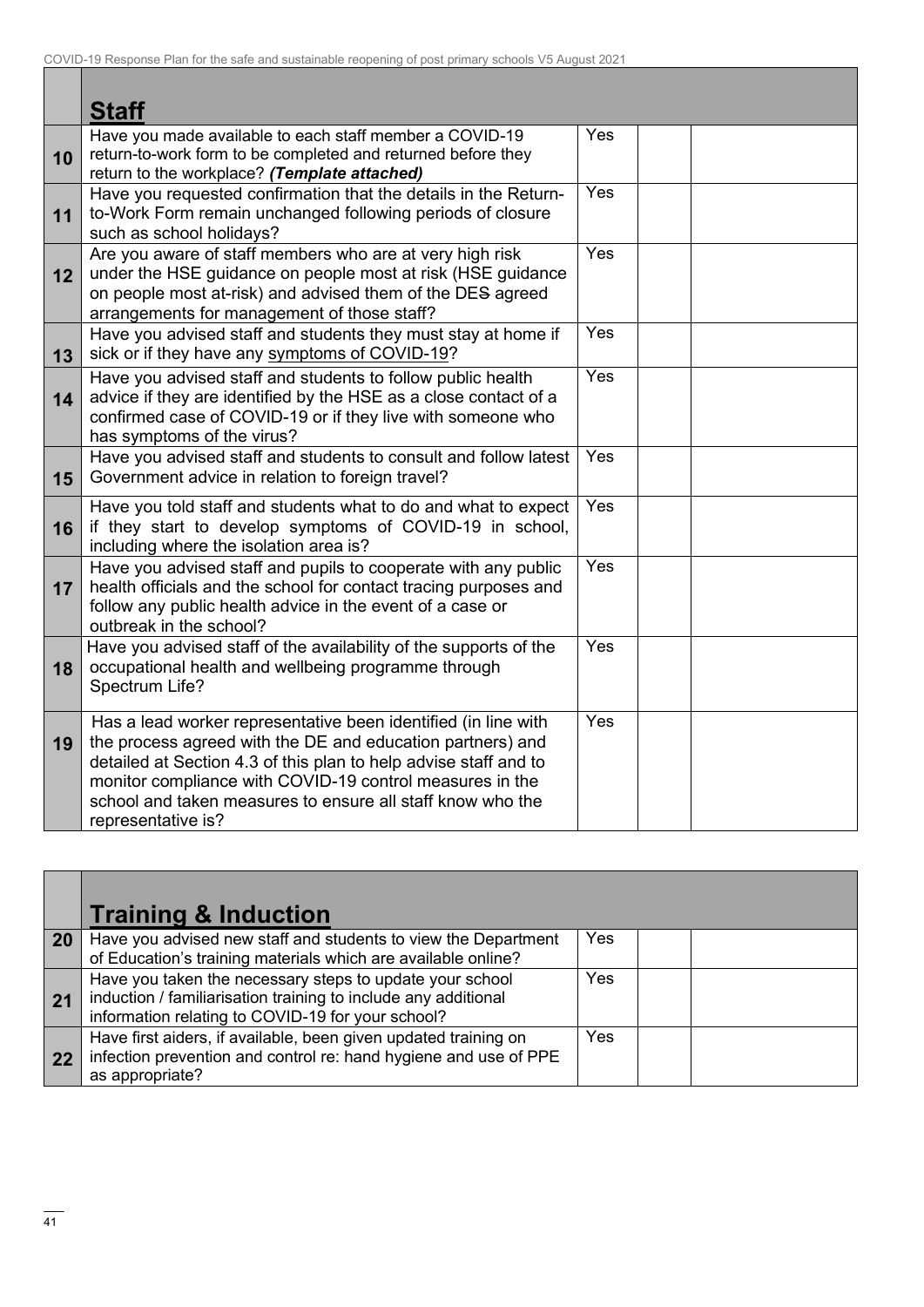| | **Staff** | | | |
|---|---|---|---|---|
| 10 | Have you made available to each staff member a COVID-19 return-to-work form to be completed and returned before they return to the workplace? ***(Template attached)*** | Yes | | |
| 11 | Have you requested confirmation that the details in the Return-to-Work Form remain unchanged following periods of closure such as school holidays? | Yes | | |
| 12 | Are you aware of staff members who are at very high risk under the HSE guidance on people most at risk (HSE guidance on people most at-risk) and advised them of the DE~~S~~ agreed arrangements for management of those staff? | Yes | | |
| 13 | Have you advised staff and students they must stay at home if sick or if they have any symptoms of COVID-19? | Yes | | |
| 14 | Have you advised staff and students to follow public health advice if they are identified by the HSE as a close contact of a confirmed case of COVID-19 or if they live with someone who has symptoms of the virus? | Yes | | |
| 15 | Have you advised staff and students to consult and follow latest Government advice in relation to foreign travel? | Yes | | |
| 16 | Have you told staff and students what to do and what to expect if they start to develop symptoms of COVID-19 in school, including where the isolation area is? | Yes | | |
| 17 | Have you advised staff and pupils to cooperate with any public health officials and the school for contact tracing purposes and follow any public health advice in the event of a case or outbreak in the school? | Yes | | |
| 18 | Have you advised staff of the availability of the supports of the occupational health and wellbeing programme through Spectrum Life? | Yes | | |
| 19 | Has a lead worker representative been identified (in line with the process agreed with the DE and education partners) and detailed at Section 4.3 of this plan to help advise staff and to monitor compliance with COVID-19 control measures in the school and taken measures to ensure all staff know who the representative is? | Yes | | |

| | **Training & Induction** | | | |
|---|---|---|---|---|
| 20 | Have you advised new staff and students to view the Department of Education's training materials which are available online? | Yes | | |
| 21 | Have you taken the necessary steps to update your school induction / familiarisation training to include any additional information relating to COVID-19 for your school? | Yes | | |
| 22 | Have first aiders, if available, been given updated training on infection prevention and control re: hand hygiene and use of PPE as appropriate? | Yes | | |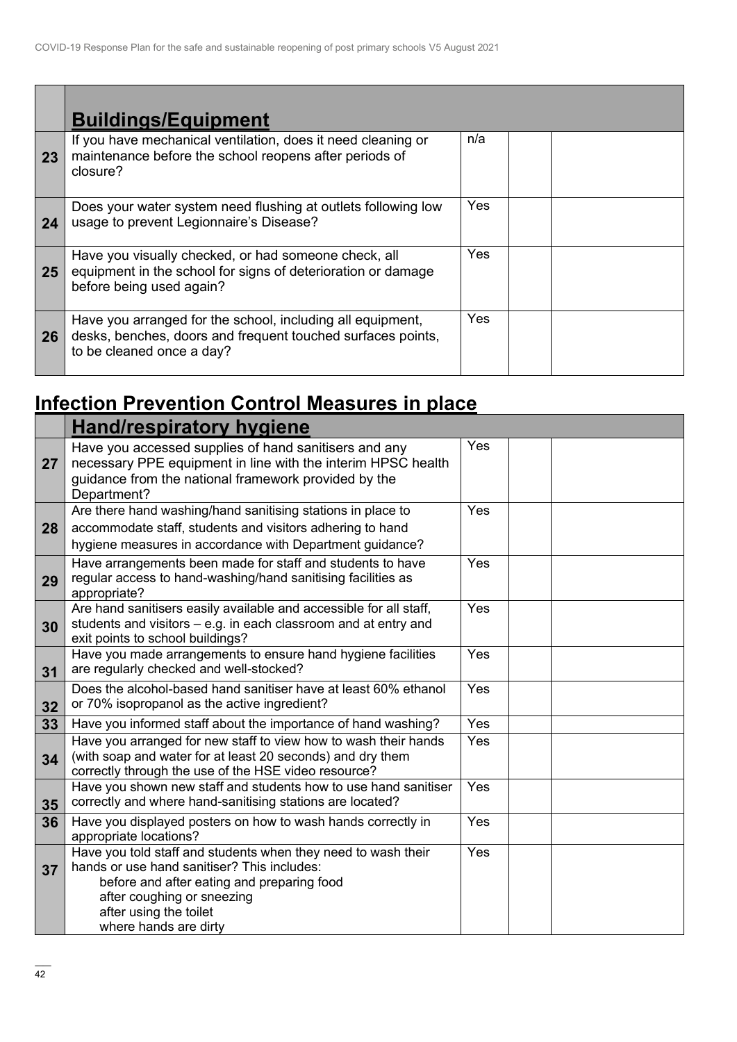| | **Buildings/Equipment** | | | |
|---|---|---|---|---|
| **23** | If you have mechanical ventilation, does it need cleaning or maintenance before the school reopens after periods of closure? | n/a | | |
| **24** | Does your water system need flushing at outlets following low usage to prevent Legionnaire's Disease? | Yes | | |
| **25** | Have you visually checked, or had someone check, all equipment in the school for signs of deterioration or damage before being used again? | Yes | | |
| **26** | Have you arranged for the school, including all equipment, desks, benches, doors and frequent touched surfaces points, to be cleaned once a day? | Yes | | |

## Infection Prevention Control Measures in place

| | **Hand/respiratory hygiene** | | | |
|---|---|---|---|---|
| **27** | Have you accessed supplies of hand sanitisers and any necessary PPE equipment in line with the interim HPSC health guidance from the national framework provided by the Department? | Yes | | |
| **28** | Are there hand washing/hand sanitising stations in place to accommodate staff, students and visitors adhering to hand hygiene measures in accordance with Department guidance? | Yes | | |
| **29** | Have arrangements been made for staff and students to have regular access to hand-washing/hand sanitising facilities as appropriate? | Yes | | |
| **30** | Are hand sanitisers easily available and accessible for all staff, students and visitors – e.g. in each classroom and at entry and exit points to school buildings? | Yes | | |
| **31** | Have you made arrangements to ensure hand hygiene facilities are regularly checked and well-stocked? | Yes | | |
| **32** | Does the alcohol-based hand sanitiser have at least 60% ethanol or 70% isopropanol as the active ingredient? | Yes | | |
| **33** | Have you informed staff about the importance of hand washing? | Yes | | |
| **34** | Have you arranged for new staff to view how to wash their hands (with soap and water for at least 20 seconds) and dry them correctly through the use of the HSE video resource? | Yes | | |
| **35** | Have you shown new staff and students how to use hand sanitiser correctly and where hand-sanitising stations are located? | Yes | | |
| **36** | Have you displayed posters on how to wash hands correctly in appropriate locations? | Yes | | |
| **37** | Have you told staff and students when they need to wash their hands or use hand sanitiser? This includes:<br>before and after eating and preparing food<br>after coughing or sneezing<br>after using the toilet<br>where hands are dirty | Yes | | |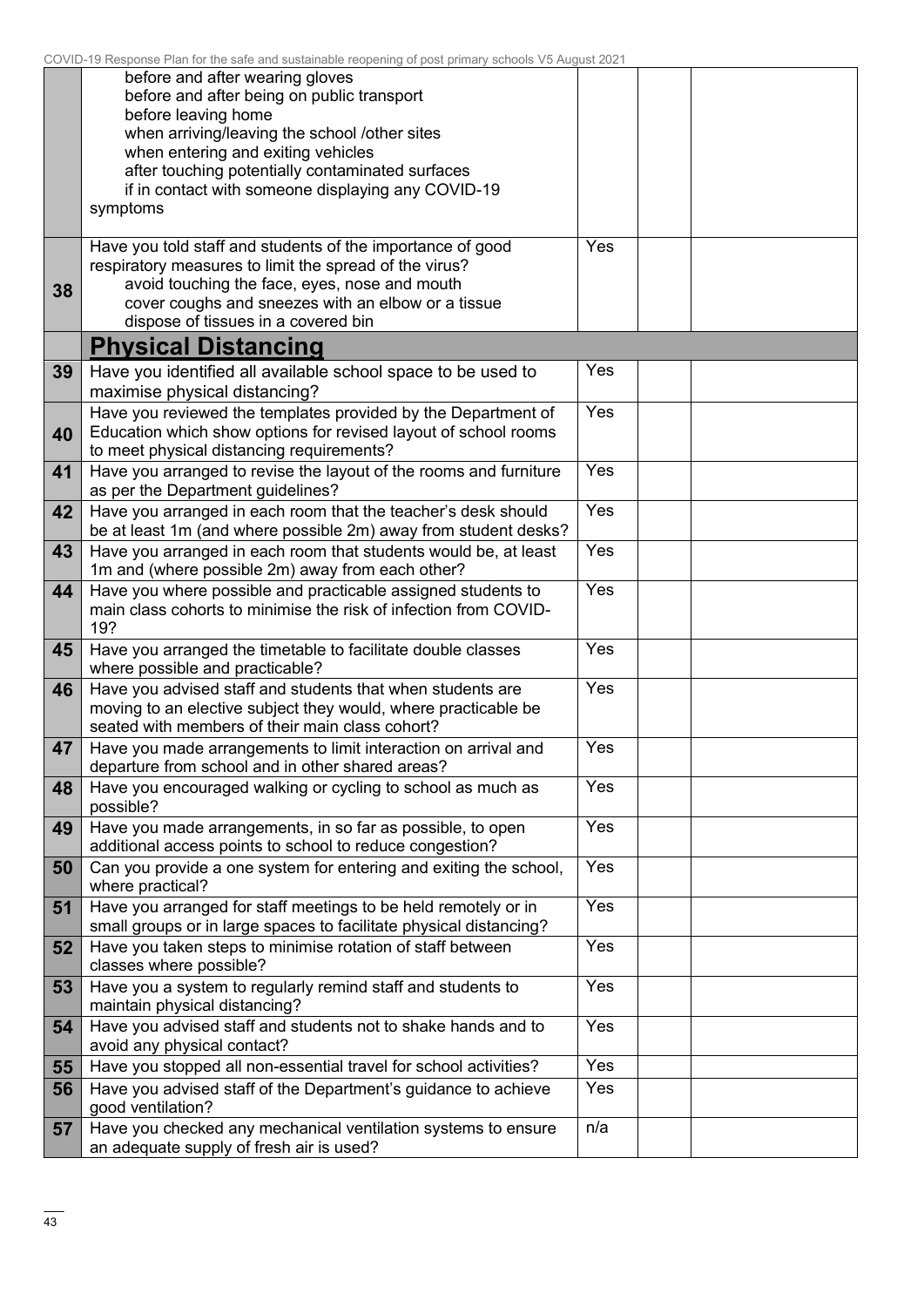| | | | | |
|---|---|---|---|---|
| | before and after wearing gloves<br>before and after being on public transport<br>before leaving home<br>when arriving/leaving the school /other sites<br>when entering and exiting vehicles<br>after touching potentially contaminated surfaces<br>if in contact with someone displaying any COVID-19 symptoms | | | |
| 38 | Have you told staff and students of the importance of good respiratory measures to limit the spread of the virus?<br>avoid touching the face, eyes, nose and mouth<br>cover coughs and sneezes with an elbow or a tissue<br>dispose of tissues in a covered bin | Yes | | |
| | **Physical Distancing** | | | |
| 39 | Have you identified all available school space to be used to maximise physical distancing? | Yes | | |
| 40 | Have you reviewed the templates provided by the Department of Education which show options for revised layout of school rooms to meet physical distancing requirements? | Yes | | |
| 41 | Have you arranged to revise the layout of the rooms and furniture as per the Department guidelines? | Yes | | |
| 42 | Have you arranged in each room that the teacher's desk should be at least 1m (and where possible 2m) away from student desks? | Yes | | |
| 43 | Have you arranged in each room that students would be, at least 1m and (where possible 2m) away from each other? | Yes | | |
| 44 | Have you where possible and practicable assigned students to main class cohorts to minimise the risk of infection from COVID-19? | Yes | | |
| 45 | Have you arranged the timetable to facilitate double classes where possible and practicable? | Yes | | |
| 46 | Have you advised staff and students that when students are moving to an elective subject they would, where practicable be seated with members of their main class cohort? | Yes | | |
| 47 | Have you made arrangements to limit interaction on arrival and departure from school and in other shared areas? | Yes | | |
| 48 | Have you encouraged walking or cycling to school as much as possible? | Yes | | |
| 49 | Have you made arrangements, in so far as possible, to open additional access points to school to reduce congestion? | Yes | | |
| 50 | Can you provide a one system for entering and exiting the school, where practical? | Yes | | |
| 51 | Have you arranged for staff meetings to be held remotely or in small groups or in large spaces to facilitate physical distancing? | Yes | | |
| 52 | Have you taken steps to minimise rotation of staff between classes where possible? | Yes | | |
| 53 | Have you a system to regularly remind staff and students to maintain physical distancing? | Yes | | |
| 54 | Have you advised staff and students not to shake hands and to avoid any physical contact? | Yes | | |
| 55 | Have you stopped all non-essential travel for school activities? | Yes | | |
| 56 | Have you advised staff of the Department's guidance to achieve good ventilation? | Yes | | |
| 57 | Have you checked any mechanical ventilation systems to ensure an adequate supply of fresh air is used? | n/a | | |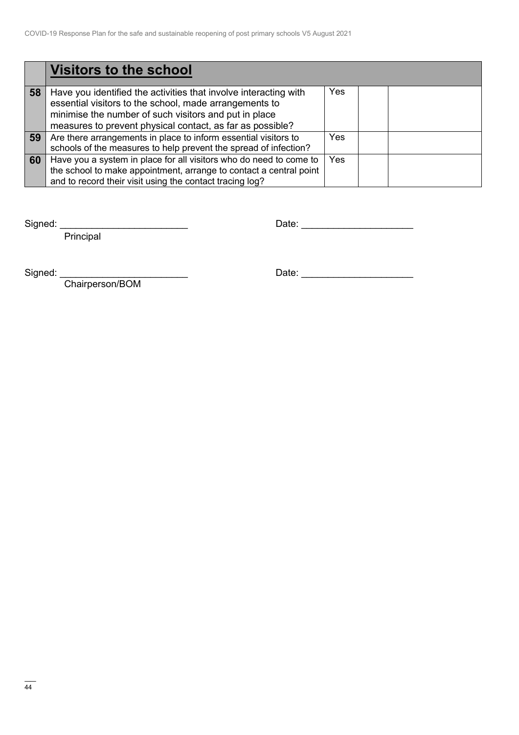| | **Visitors to the school** | | | |
|---|---|---|---|---|
| **58** | Have you identified the activities that involve interacting with essential visitors to the school, made arrangements to minimise the number of such visitors and put in place measures to prevent physical contact, as far as possible? | Yes | | |
| **59** | Are there arrangements in place to inform essential visitors to schools of the measures to help prevent the spread of infection? | Yes | | |
| **60** | Have you a system in place for all visitors who do need to come to the school to make appointment, arrange to contact a central point and to record their visit using the contact tracing log? | Yes | | |

Signed: ________________________ Date: ____________________
Principal

Signed: ________________________ Date: ____________________
Chairperson/BOM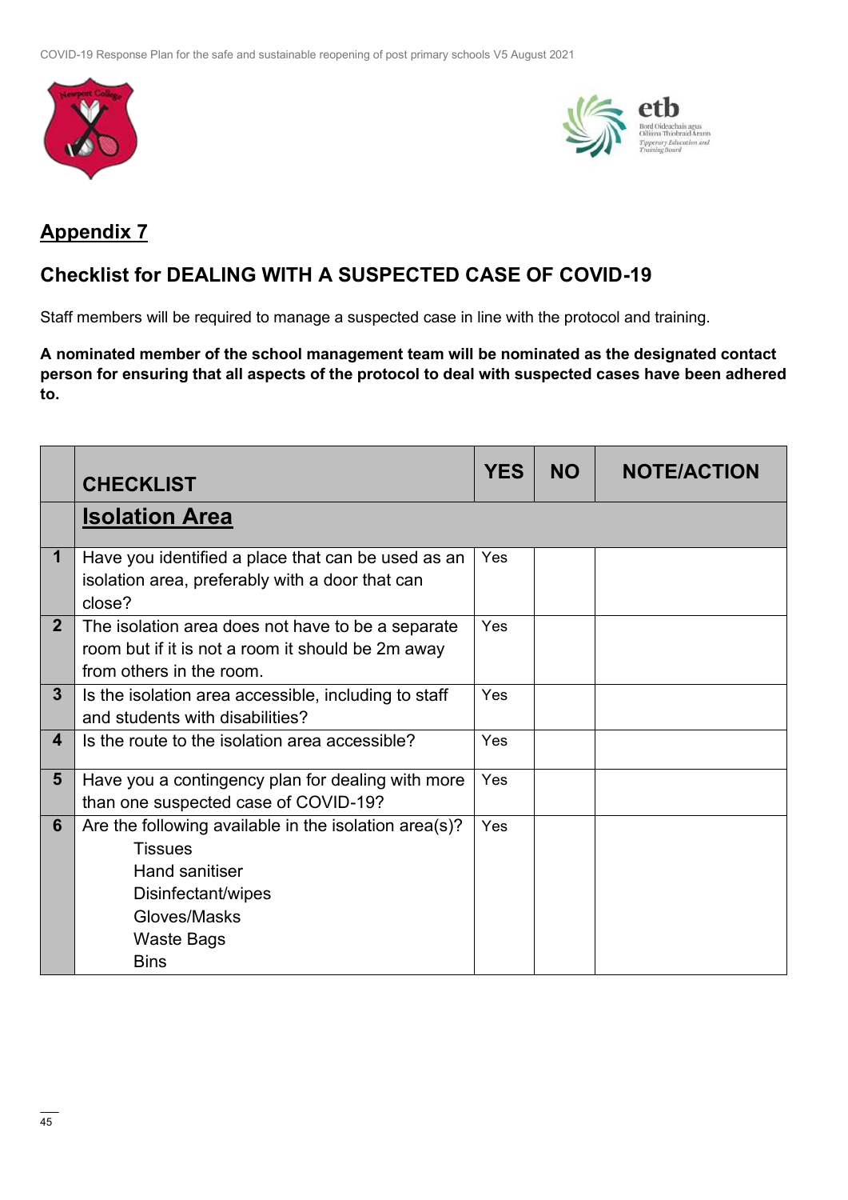## Appendix 7

## Checklist for DEALING WITH A SUSPECTED CASE OF COVID-19

Staff members will be required to manage a suspected case in line with the protocol and training.

**A nominated member of the school management team will be nominated as the designated contact person for ensuring that all aspects of the protocol to deal with suspected cases have been adhered to.**

| | CHECKLIST | YES | NO | NOTE/ACTION |
|---|---|---|---|---|
| | **Isolation Area** | | | |
| 1 | Have you identified a place that can be used as an isolation area, preferably with a door that can close? | Yes | | |
| 2 | The isolation area does not have to be a separate room but if it is not a room it should be 2m away from others in the room. | Yes | | |
| 3 | Is the isolation area accessible, including to staff and students with disabilities? | Yes | | |
| 4 | Is the route to the isolation area accessible? | Yes | | |
| 5 | Have you a contingency plan for dealing with more than one suspected case of COVID-19? | Yes | | |
| 6 | Are the following available in the isolation area(s)?<br>Tissues<br>Hand sanitiser<br>Disinfectant/wipes<br>Gloves/Masks<br>Waste Bags<br>Bins | Yes | | |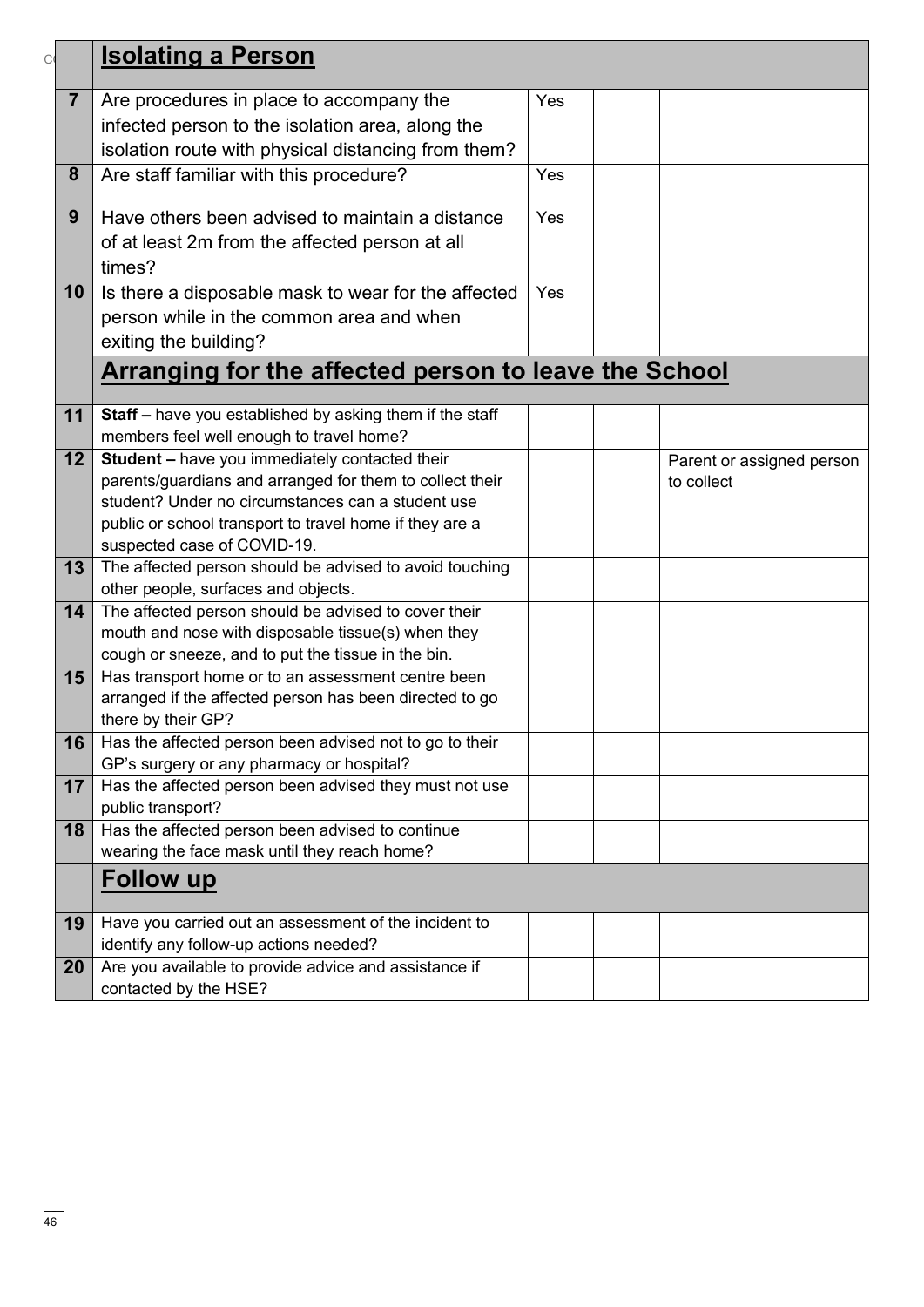| | **Isolating a Person** | | | |
|---|---|---|---|---|
| **7** | Are procedures in place to accompany the infected person to the isolation area, along the isolation route with physical distancing from them? | Yes | | |
| **8** | Are staff familiar with this procedure? | Yes | | |
| **9** | Have others been advised to maintain a distance of at least 2m from the affected person at all times? | Yes | | |
| **10** | Is there a disposable mask to wear for the affected person while in the common area and when exiting the building? | Yes | | |
| | **Arranging for the affected person to leave the School** | | | |
| **11** | **Staff –** have you established by asking them if the staff members feel well enough to travel home? | | | |
| **12** | **Student –** have you immediately contacted their parents/guardians and arranged for them to collect their student? Under no circumstances can a student use public or school transport to travel home if they are a suspected case of COVID-19. | | | Parent or assigned person to collect |
| **13** | The affected person should be advised to avoid touching other people, surfaces and objects. | | | |
| **14** | The affected person should be advised to cover their mouth and nose with disposable tissue(s) when they cough or sneeze, and to put the tissue in the bin. | | | |
| **15** | Has transport home or to an assessment centre been arranged if the affected person has been directed to go there by their GP? | | | |
| **16** | Has the affected person been advised not to go to their GP's surgery or any pharmacy or hospital? | | | |
| **17** | Has the affected person been advised they must not use public transport? | | | |
| **18** | Has the affected person been advised to continue wearing the face mask until they reach home? | | | |
| | **Follow up** | | | |
| **19** | Have you carried out an assessment of the incident to identify any follow-up actions needed? | | | |
| **20** | Are you available to provide advice and assistance if contacted by the HSE? | | | |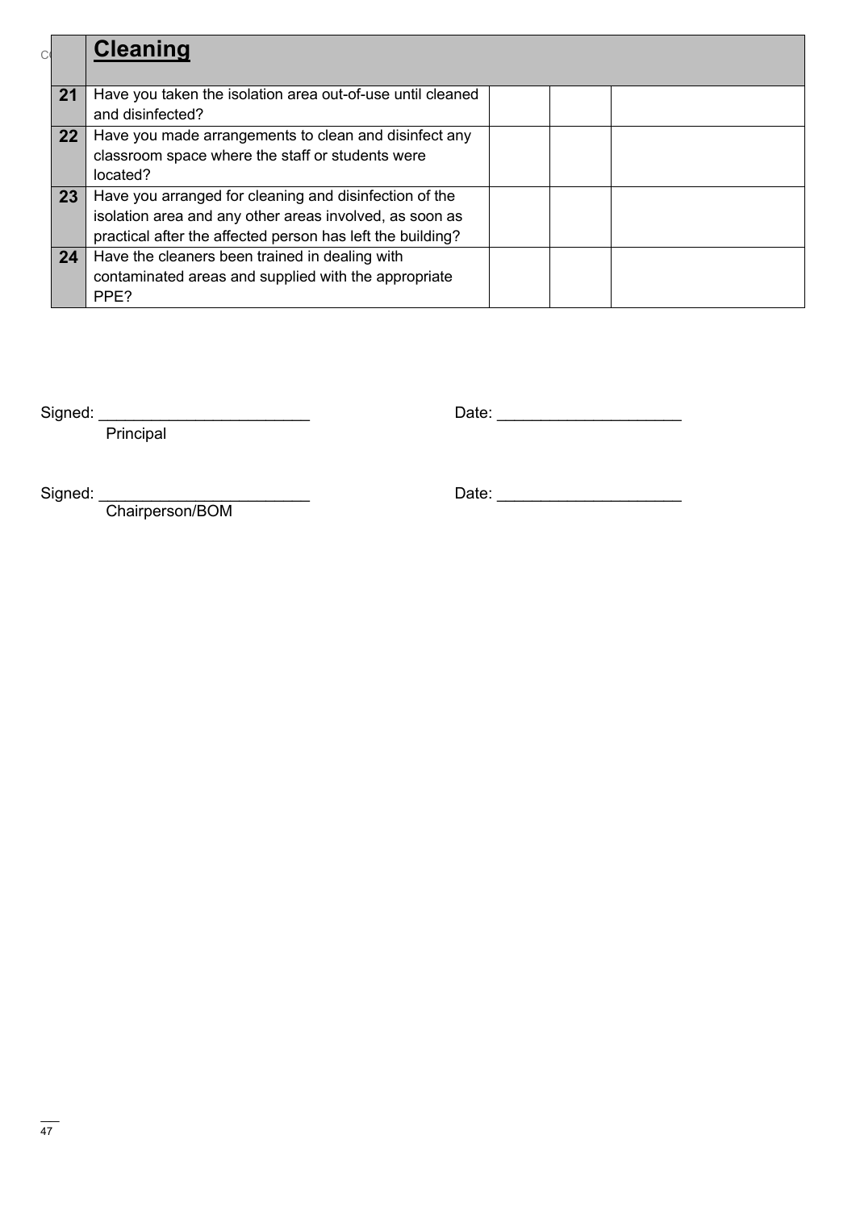| | **Cleaning** | | | |
|---|---|---|---|---|
| **21** | Have you taken the isolation area out-of-use until cleaned and disinfected? | | | |
| **22** | Have you made arrangements to clean and disinfect any classroom space where the staff or students were located? | | | |
| **23** | Have you arranged for cleaning and disinfection of the isolation area and any other areas involved, as soon as practical after the affected person has left the building? | | | |
| **24** | Have the cleaners been trained in dealing with contaminated areas and supplied with the appropriate PPE? | | | |

Signed: _______________________ Date: ____________________
Principal

Signed: _______________________ Date: ____________________
Chairperson/BOM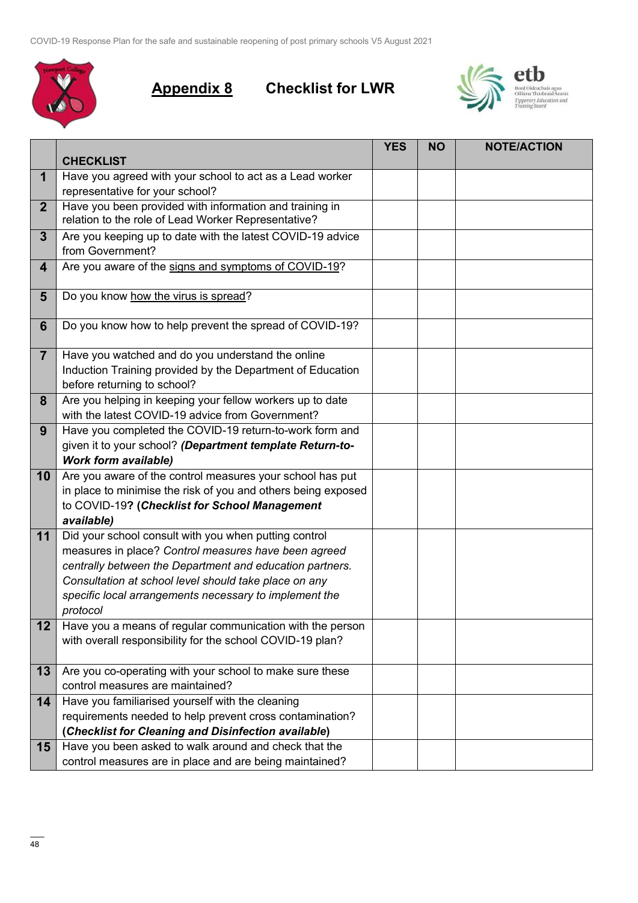## Appendix 8 Checklist for LWR

| | CHECKLIST | YES | NO | NOTE/ACTION |
|---|---|---|---|---|
| **1** | Have you agreed with your school to act as a Lead worker representative for your school? | | | |
| **2** | Have you been provided with information and training in relation to the role of Lead Worker Representative? | | | |
| **3** | Are you keeping up to date with the latest COVID-19 advice from Government? | | | |
| **4** | Are you aware of the signs and symptoms of COVID-19? | | | |
| **5** | Do you know how the virus is spread? | | | |
| **6** | Do you know how to help prevent the spread of COVID-19? | | | |
| **7** | Have you watched and do you understand the online Induction Training provided by the Department of Education before returning to school? | | | |
| **8** | Are you helping in keeping your fellow workers up to date with the latest COVID-19 advice from Government? | | | |
| **9** | Have you completed the COVID-19 return-to-work form and given it to your school? ***(Department template Return-to-Work form available)*** | | | |
| **10** | Are you aware of the control measures your school has put in place to minimise the risk of you and others being exposed to COVID-19**? (*Checklist for School Management available*)** | | | |
| **11** | Did your school consult with you when putting control measures in place? *Control measures have been agreed centrally between the Department and education partners. Consultation at school level should take place on any specific local arrangements necessary to implement the protocol* | | | |
| **12** | Have you a means of regular communication with the person with overall responsibility for the school COVID-19 plan? | | | |
| **13** | Are you co-operating with your school to make sure these control measures are maintained? | | | |
| **14** | Have you familiarised yourself with the cleaning requirements needed to help prevent cross contamination? **(*Checklist for Cleaning and Disinfection available*)** | | | |
| **15** | Have you been asked to walk around and check that the control measures are in place and are being maintained? | | | |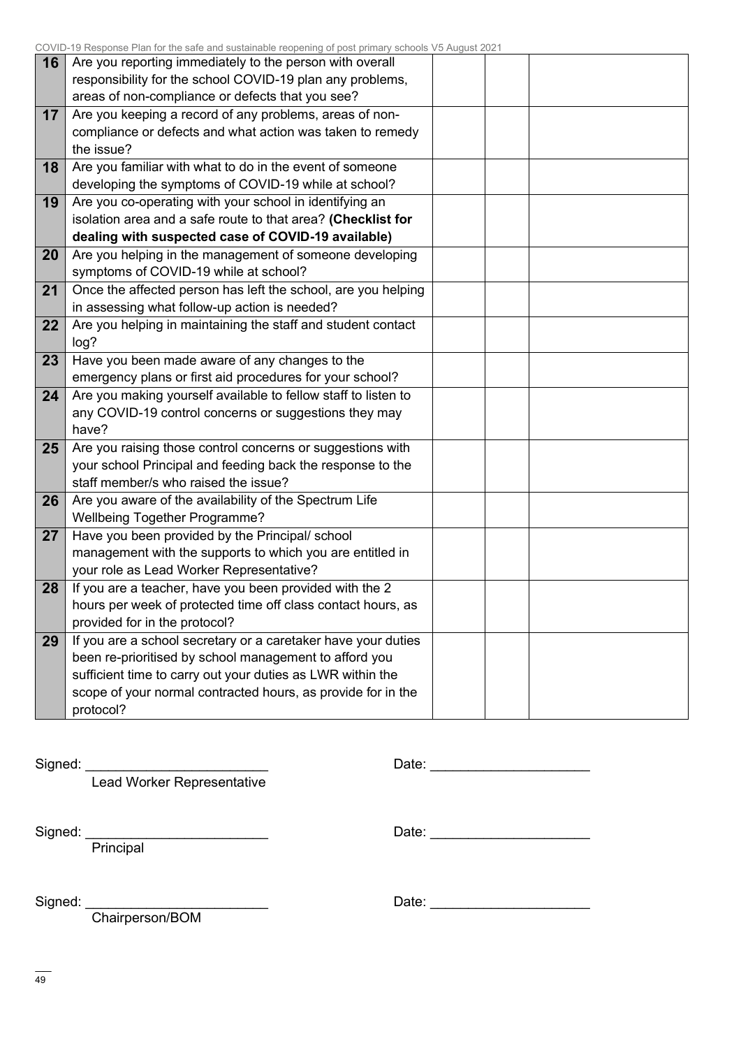| 16 | Are you reporting immediately to the person with overall responsibility for the school COVID-19 plan any problems, areas of non-compliance or defects that you see? | | | |
|---|---|---|---|---|
| 17 | Are you keeping a record of any problems, areas of non-compliance or defects and what action was taken to remedy the issue? | | | |
| 18 | Are you familiar with what to do in the event of someone developing the symptoms of COVID-19 while at school? | | | |
| 19 | Are you co-operating with your school in identifying an isolation area and a safe route to that area? **(Checklist for dealing with suspected case of COVID-19 available)** | | | |
| 20 | Are you helping in the management of someone developing symptoms of COVID-19 while at school? | | | |
| 21 | Once the affected person has left the school, are you helping in assessing what follow-up action is needed? | | | |
| 22 | Are you helping in maintaining the staff and student contact log? | | | |
| 23 | Have you been made aware of any changes to the emergency plans or first aid procedures for your school? | | | |
| 24 | Are you making yourself available to fellow staff to listen to any COVID-19 control concerns or suggestions they may have? | | | |
| 25 | Are you raising those control concerns or suggestions with your school Principal and feeding back the response to the staff member/s who raised the issue? | | | |
| 26 | Are you aware of the availability of the Spectrum Life Wellbeing Together Programme? | | | |
| 27 | Have you been provided by the Principal/ school management with the supports to which you are entitled in your role as Lead Worker Representative? | | | |
| 28 | If you are a teacher, have you been provided with the 2 hours per week of protected time off class contact hours, as provided for in the protocol? | | | |
| 29 | If you are a school secretary or a caretaker have your duties been re-prioritised by school management to afford you sufficient time to carry out your duties as LWR within the scope of your normal contracted hours, as provide for in the protocol? | | | |

Signed: ________________________ Date: ____________________
Lead Worker Representative

Signed: ________________________ Date: ____________________
Principal

Signed: ________________________ Date: ____________________
Chairperson/BOM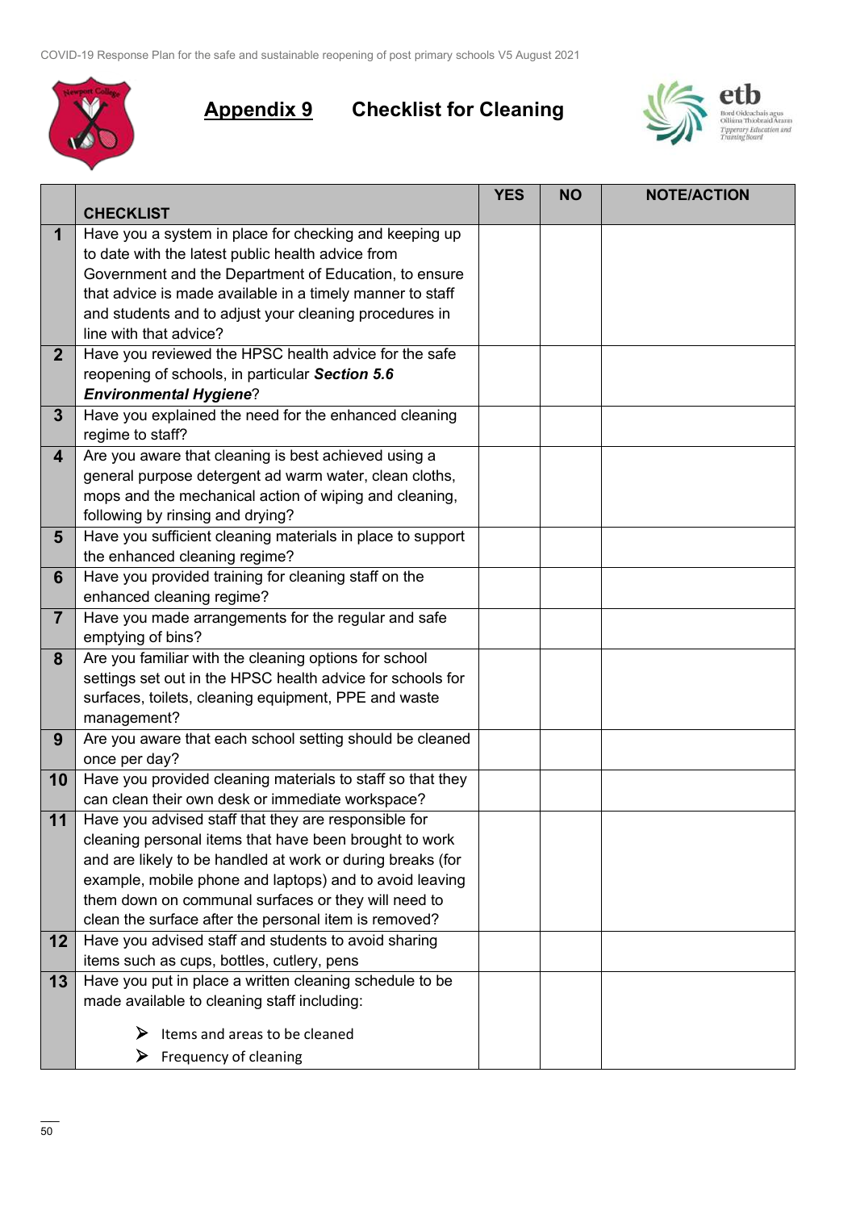## Appendix 9 Checklist for Cleaning

| | CHECKLIST | YES | NO | NOTE/ACTION |
|---|---|---|---|---|
| 1 | Have you a system in place for checking and keeping up to date with the latest public health advice from Government and the Department of Education, to ensure that advice is made available in a timely manner to staff and students and to adjust your cleaning procedures in line with that advice? | | | |
| 2 | Have you reviewed the HPSC health advice for the safe reopening of schools, in particular ***Section 5.6 Environmental Hygiene***? | | | |
| 3 | Have you explained the need for the enhanced cleaning regime to staff? | | | |
| 4 | Are you aware that cleaning is best achieved using a general purpose detergent ad warm water, clean cloths, mops and the mechanical action of wiping and cleaning, following by rinsing and drying? | | | |
| 5 | Have you sufficient cleaning materials in place to support the enhanced cleaning regime? | | | |
| 6 | Have you provided training for cleaning staff on the enhanced cleaning regime? | | | |
| 7 | Have you made arrangements for the regular and safe emptying of bins? | | | |
| 8 | Are you familiar with the cleaning options for school settings set out in the HPSC health advice for schools for surfaces, toilets, cleaning equipment, PPE and waste management? | | | |
| 9 | Are you aware that each school setting should be cleaned once per day? | | | |
| 10 | Have you provided cleaning materials to staff so that they can clean their own desk or immediate workspace? | | | |
| 11 | Have you advised staff that they are responsible for cleaning personal items that have been brought to work and are likely to be handled at work or during breaks (for example, mobile phone and laptops) and to avoid leaving them down on communal surfaces or they will need to clean the surface after the personal item is removed? | | | |
| 12 | Have you advised staff and students to avoid sharing items such as cups, bottles, cutlery, pens | | | |
| 13 | Have you put in place a written cleaning schedule to be made available to cleaning staff including:<br>➢ Items and areas to be cleaned<br>➢ Frequency of cleaning | | | |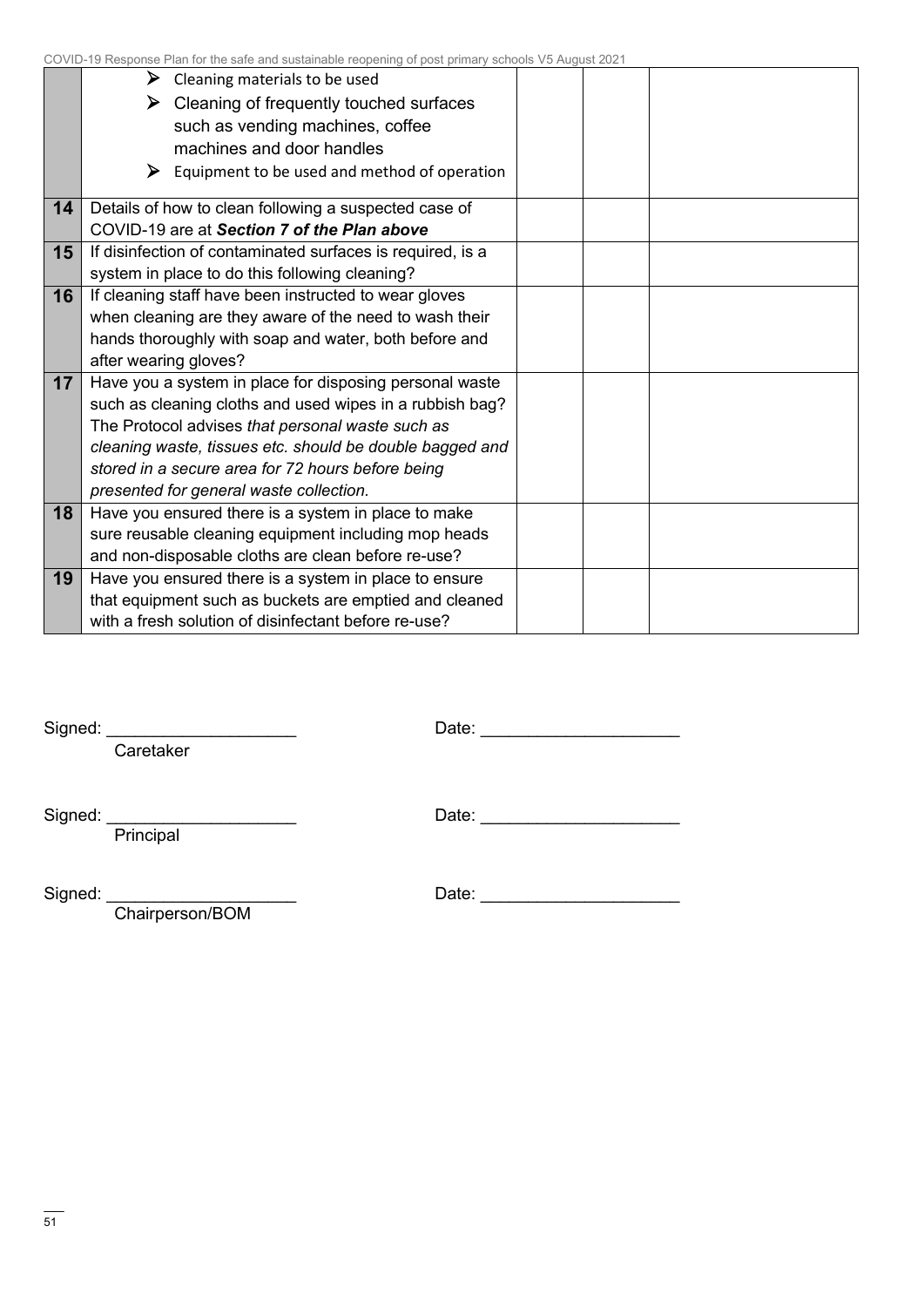| | | | | |
|---|---|---|---|---|
| | ➢ Cleaning materials to be used<br>➢ Cleaning of frequently touched surfaces such as vending machines, coffee machines and door handles<br>➢ Equipment to be used and method of operation | | | |
| **14** | Details of how to clean following a suspected case of COVID-19 are at ***Section 7 of the Plan above*** | | | |
| **15** | If disinfection of contaminated surfaces is required, is a system in place to do this following cleaning? | | | |
| **16** | If cleaning staff have been instructed to wear gloves when cleaning are they aware of the need to wash their hands thoroughly with soap and water, both before and after wearing gloves? | | | |
| **17** | Have you a system in place for disposing personal waste such as cleaning cloths and used wipes in a rubbish bag? The Protocol advises *that personal waste such as cleaning waste, tissues etc. should be double bagged and stored in a secure area for 72 hours before being presented for general waste collection.* | | | |
| **18** | Have you ensured there is a system in place to make sure reusable cleaning equipment including mop heads and non-disposable cloths are clean before re-use? | | | |
| **19** | Have you ensured there is a system in place to ensure that equipment such as buckets are emptied and cleaned with a fresh solution of disinfectant before re-use? | | | |

Signed: ____________________ Date: ____________________
Caretaker

Signed: ____________________ Date: ____________________
Principal

Signed: ____________________ Date: ____________________
Chairperson/BOM